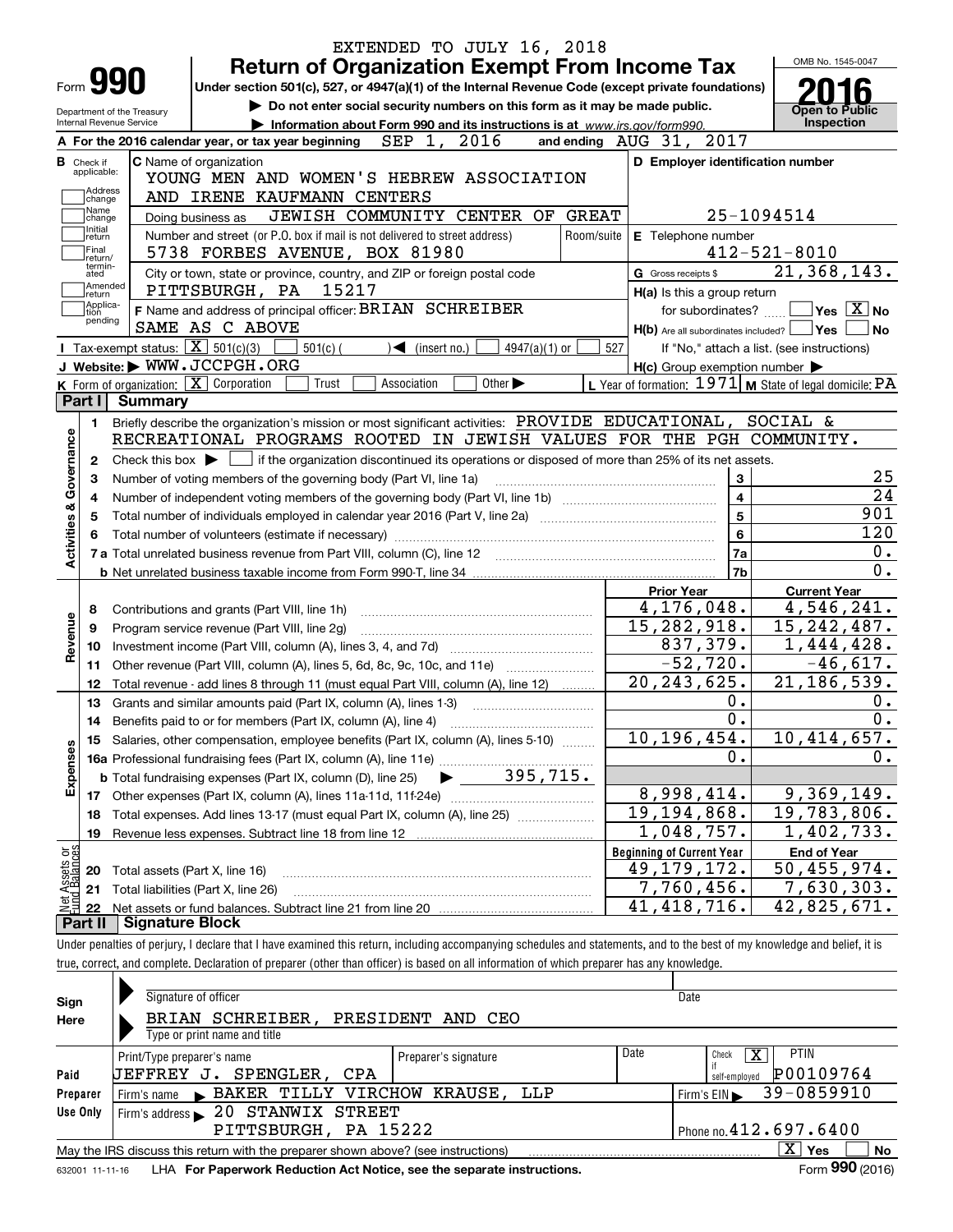EXTENDED TO JULY 16, 2018

# Form 990 — Return of Organization Exempt From Income Tax

**Under section 501(c), 527, or 4947(a)(1) of the Internal Revenue Code (except private foundations)**

▶ Do not enter social security numbers on this form as it may be made public.

▶ Information about Form 990 and its instructions is at www.irs.gov/form990.

Department of the Treasury
Internal Revenue Service

OMB No. 1545-0047

**2016**

Open to Public Inspection

**A** For the 2016 calendar year, or tax year beginning SEP 1, 2016 and ending AUG 31, 2017

**B** Check if applicable: Address change, Name change, Initial return, Final return/terminated, Amended return, Application pending

**C** Name of organization: YOUNG MEN AND WOMEN'S HEBREW ASSOCIATION AND IRENE KAUFMANN CENTERS

Doing business as: JEWISH COMMUNITY CENTER OF GREAT

Number and street (or P.O. box if mail is not delivered to street address): 5738 FORBES AVENUE, BOX 81980 — Room/suite

City or town, state or province, country, and ZIP or foreign postal code: PITTSBURGH, PA 15217

**D** Employer identification number: 25-1094514

**E** Telephone number: 412-521-8010

**G** Gross receipts $ 21,368,143.

**F** Name and address of principal officer: BRIAN SCHREIBER, SAME AS C ABOVE

**H(a)** Is this a group return for subordinates? ☐ Yes ☒ No

**H(b)** Are all subordinates included? ☐ Yes ☐ No — If "No," attach a list. (see instructions)

**H(c)** Group exemption number ▶

**I** Tax-exempt status: ☒ 501(c)(3) ☐ 501(c) ( ) ◀ (insert no.) ☐ 4947(a)(1) or ☐ 527

**J** Website: ▶ WWW.JCCPGH.ORG

**K** Form of organization: ☒ Corporation ☐ Trust ☐ Association ☐ Other ▶

**L** Year of formation: 1971 **M** State of legal domicile: PA

## Part I Summary

**Activities & Governance**

1. Briefly describe the organization's mission or most significant activities: PROVIDE EDUCATIONAL, SOCIAL & RECREATIONAL PROGRAMS ROOTED IN JEWISH VALUES FOR THE PGH COMMUNITY.
2. Check this box ▶ ☐ if the organization discontinued its operations or disposed of more than 25% of its net assets.

| | | | |
|---|---|---|---|
| 3 | Number of voting members of the governing body (Part VI, line 1a) | 3 | 25 |
| 4 | Number of independent voting members of the governing body (Part VI, line 1b) | 4 | 24 |
| 5 | Total number of individuals employed in calendar year 2016 (Part V, line 2a) | 5 | 901 |
| 6 | Total number of volunteers (estimate if necessary) | 6 | 120 |
| 7a | Total unrelated business revenue from Part VIII, column (C), line 12 | 7a | 0. |
| b | Net unrelated business taxable income from Form 990-T, line 34 | 7b | 0. |

| | | Prior Year | Current Year |
|---|---|---|---|
| **Revenue** | | | |
| 8 | Contributions and grants (Part VIII, line 1h) | 4,176,048. | 4,546,241. |
| 9 | Program service revenue (Part VIII, line 2g) | 15,282,918. | 15,242,487. |
| 10 | Investment income (Part VIII, column (A), lines 3, 4, and 7d) | 837,379. | 1,444,428. |
| 11 | Other revenue (Part VIII, column (A), lines 5, 6d, 8c, 9c, 10c, and 11e) | -52,720. | -46,617. |
| 12 | Total revenue - add lines 8 through 11 (must equal Part VIII, column (A), line 12) | 20,243,625. | 21,186,539. |
| **Expenses** | | | |
| 13 | Grants and similar amounts paid (Part IX, column (A), lines 1-3) | 0. | 0. |
| 14 | Benefits paid to or for members (Part IX, column (A), line 4) | 0. | 0. |
| 15 | Salaries, other compensation, employee benefits (Part IX, column (A), lines 5-10) | 10,196,454. | 10,414,657. |
| 16a | Professional fundraising fees (Part IX, column (A), line 11e) | 0. | 0. |
| b | Total fundraising expenses (Part IX, column (D), line 25) ▶ 395,715. | | |
| 17 | Other expenses (Part IX, column (A), lines 11a-11d, 11f-24e) | 8,998,414. | 9,369,149. |
| 18 | Total expenses. Add lines 13-17 (must equal Part IX, column (A), line 25) | 19,194,868. | 19,783,806. |
| 19 | Revenue less expenses. Subtract line 18 from line 12 | 1,048,757. | 1,402,733. |
| **Net Assets or Fund Balances** | | **Beginning of Current Year** | **End of Year** |
| 20 | Total assets (Part X, line 16) | 49,179,172. | 50,455,974. |
| 21 | Total liabilities (Part X, line 26) | 7,760,456. | 7,630,303. |
| 22 | Net assets or fund balances. Subtract line 21 from line 20 | 41,418,716. | 42,825,671. |

## Part II Signature Block

Under penalties of perjury, I declare that I have examined this return, including accompanying schedules and statements, and to the best of my knowledge and belief, it is true, correct, and complete. Declaration of preparer (other than officer) is based on all information of which preparer has any knowledge.

**Sign Here**

Signature of officer — Date

BRIAN SCHREIBER, PRESIDENT AND CEO

Type or print name and title

**Paid Preparer Use Only**

| Print/Type preparer's name | Preparer's signature | Date | Check ☒ if self-employed | PTIN |
|---|---|---|---|---|
| JEFFREY J. SPENGLER, CPA | | | | P00109764 |

Firm's name ▶ BAKER TILLY VIRCHOW KRAUSE, LLP — Firm's EIN ▶ 39-0859910

Firm's address ▶ 20 STANWIX STREET, PITTSBURGH, PA 15222 — Phone no. 412.697.6400

May the IRS discuss this return with the preparer shown above? (see instructions) ☒ Yes ☐ No

632001 11-11-16 LHA For Paperwork Reduction Act Notice, see the separate instructions. Form 990 (2016)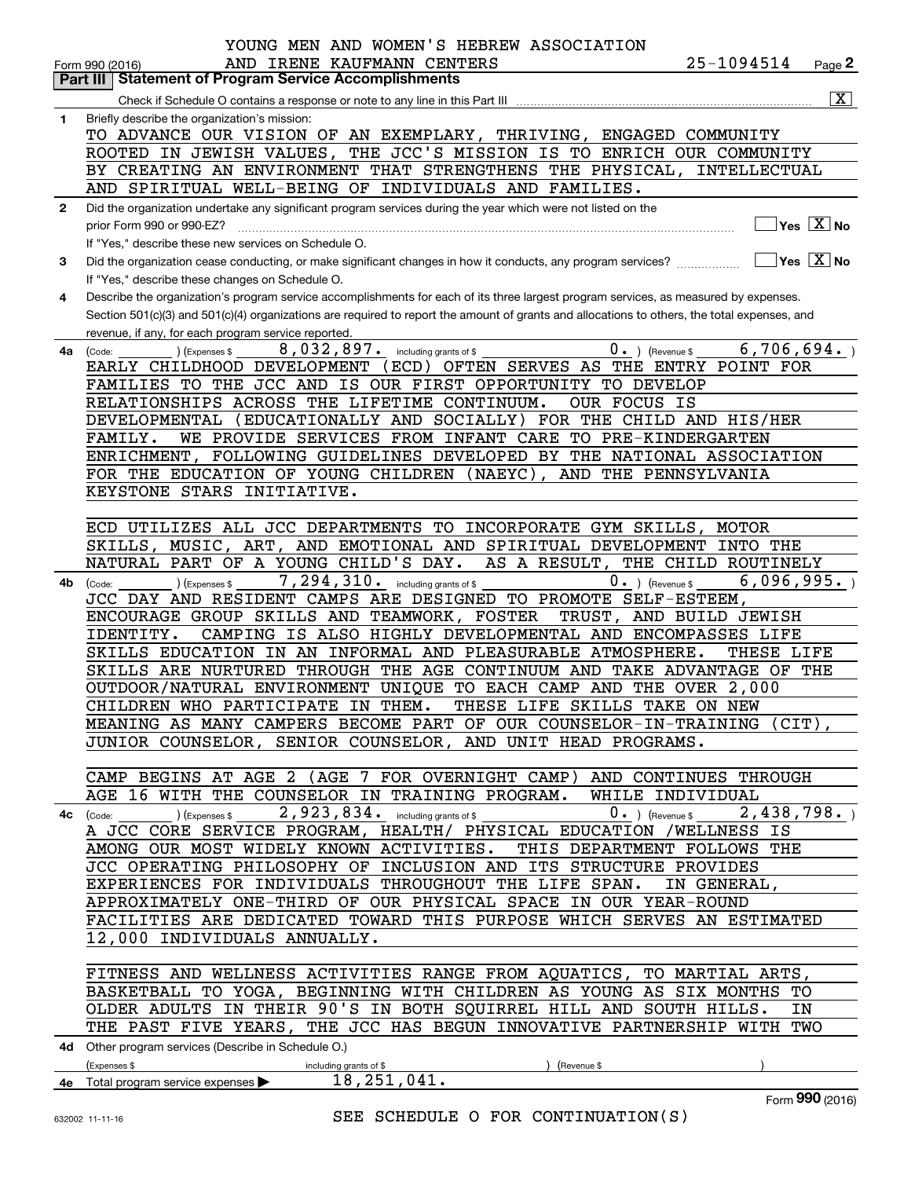YOUNG MEN AND WOMEN'S HEBREW ASSOCIATION
Form 990 (2016) AND IRENE KAUFMANN CENTERS 25-1094514 Page **2**

**Part III | Statement of Program Service Accomplishments**

Check if Schedule O contains a response or note to any line in this Part III .......... [X]

**1** Briefly describe the organization's mission:

TO ADVANCE OUR VISION OF AN EXEMPLARY, THRIVING, ENGAGED COMMUNITY ROOTED IN JEWISH VALUES, THE JCC'S MISSION IS TO ENRICH OUR COMMUNITY BY CREATING AN ENVIRONMENT THAT STRENGTHENS THE PHYSICAL, INTELLECTUAL AND SPIRITUAL WELL-BEING OF INDIVIDUALS AND FAMILIES.

**2** Did the organization undertake any significant program services during the year which were not listed on the prior Form 990 or 990-EZ? .......... [ ] Yes [X] No

If "Yes," describe these new services on Schedule O.

**3** Did the organization cease conducting, or make significant changes in how it conducts, any program services? .......... [ ] Yes [X] No

If "Yes," describe these changes on Schedule O.

**4** Describe the organization's program service accomplishments for each of its three largest program services, as measured by expenses. Section 501(c)(3) and 501(c)(4) organizations are required to report the amount of grants and allocations to others, the total expenses, and revenue, if any, for each program service reported.

**4a** (Code: ) (Expenses $ 8,032,897. including grants of $ 0. ) (Revenue $ 6,706,694. )

EARLY CHILDHOOD DEVELOPMENT (ECD) OFTEN SERVES AS THE ENTRY POINT FOR FAMILIES TO THE JCC AND IS OUR FIRST OPPORTUNITY TO DEVELOP RELATIONSHIPS ACROSS THE LIFETIME CONTINUUM. OUR FOCUS IS DEVELOPMENTAL (EDUCATIONALLY AND SOCIALLY) FOR THE CHILD AND HIS/HER FAMILY. WE PROVIDE SERVICES FROM INFANT CARE TO PRE-KINDERGARTEN ENRICHMENT, FOLLOWING GUIDELINES DEVELOPED BY THE NATIONAL ASSOCIATION FOR THE EDUCATION OF YOUNG CHILDREN (NAEYC), AND THE PENNSYLVANIA KEYSTONE STARS INITIATIVE.

ECD UTILIZES ALL JCC DEPARTMENTS TO INCORPORATE GYM SKILLS, MOTOR SKILLS, MUSIC, ART, AND EMOTIONAL AND SPIRITUAL DEVELOPMENT INTO THE NATURAL PART OF A YOUNG CHILD'S DAY. AS A RESULT, THE CHILD ROUTINELY

**4b** (Code: ) (Expenses $ 7,294,310. including grants of $ 0. ) (Revenue $ 6,096,995. )

JCC DAY AND RESIDENT CAMPS ARE DESIGNED TO PROMOTE SELF-ESTEEM, ENCOURAGE GROUP SKILLS AND TEAMWORK, FOSTER TRUST, AND BUILD JEWISH IDENTITY. CAMPING IS ALSO HIGHLY DEVELOPMENTAL AND ENCOMPASSES LIFE SKILLS EDUCATION IN AN INFORMAL AND PLEASURABLE ATMOSPHERE. THESE LIFE SKILLS ARE NURTURED THROUGH THE AGE CONTINUUM AND TAKE ADVANTAGE OF THE OUTDOOR/NATURAL ENVIRONMENT UNIQUE TO EACH CAMP AND THE OVER 2,000 CHILDREN WHO PARTICIPATE IN THEM. THESE LIFE SKILLS TAKE ON NEW MEANING AS MANY CAMPERS BECOME PART OF OUR COUNSELOR-IN-TRAINING (CIT), JUNIOR COUNSELOR, SENIOR COUNSELOR, AND UNIT HEAD PROGRAMS.

CAMP BEGINS AT AGE 2 (AGE 7 FOR OVERNIGHT CAMP) AND CONTINUES THROUGH AGE 16 WITH THE COUNSELOR IN TRAINING PROGRAM. WHILE INDIVIDUAL

**4c** (Code: ) (Expenses $ 2,923,834. including grants of $ 0. ) (Revenue $ 2,438,798. )

A JCC CORE SERVICE PROGRAM, HEALTH/ PHYSICAL EDUCATION /WELLNESS IS AMONG OUR MOST WIDELY KNOWN ACTIVITIES. THIS DEPARTMENT FOLLOWS THE JCC OPERATING PHILOSOPHY OF INCLUSION AND ITS STRUCTURE PROVIDES EXPERIENCES FOR INDIVIDUALS THROUGHOUT THE LIFE SPAN. IN GENERAL, APPROXIMATELY ONE-THIRD OF OUR PHYSICAL SPACE IN OUR YEAR-ROUND FACILITIES ARE DEDICATED TOWARD THIS PURPOSE WHICH SERVES AN ESTIMATED 12,000 INDIVIDUALS ANNUALLY.

FITNESS AND WELLNESS ACTIVITIES RANGE FROM AQUATICS, TO MARTIAL ARTS, BASKETBALL TO YOGA, BEGINNING WITH CHILDREN AS YOUNG AS SIX MONTHS TO OLDER ADULTS IN THEIR 90'S IN BOTH SQUIRREL HILL AND SOUTH HILLS. IN THE PAST FIVE YEARS, THE JCC HAS BEGUN INNOVATIVE PARTNERSHIP WITH TWO

**4d** Other program services (Describe in Schedule O.)

(Expenses $ including grants of $ ) (Revenue $ )

**4e** Total program service expenses ▶ 18,251,041.

Form **990** (2016)

632002 11-11-16

SEE SCHEDULE O FOR CONTINUATION(S)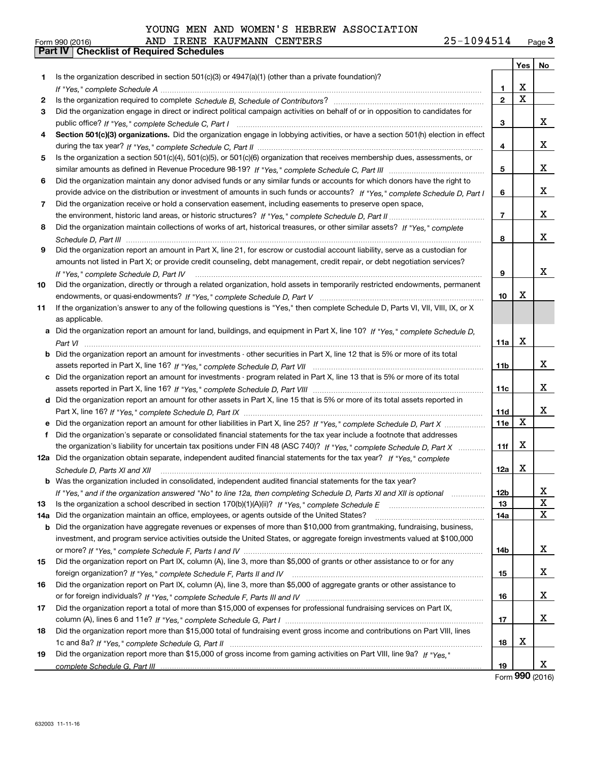YOUNG MEN AND WOMEN'S HEBREW ASSOCIATION
Form 990 (2016) AND IRENE KAUFMANN CENTERS 25-1094514 Page 3

## Part IV Checklist of Required Schedules

| | | | Yes | No |
|---|---|---|---|---|
| 1 | Is the organization described in section 501(c)(3) or 4947(a)(1) (other than a private foundation)? *If "Yes," complete Schedule A* | 1 | X | |
| 2 | Is the organization required to complete *Schedule B, Schedule of Contributors*? | 2 | X | |
| 3 | Did the organization engage in direct or indirect political campaign activities on behalf of or in opposition to candidates for public office? *If "Yes," complete Schedule C, Part I* | 3 | | X |
| 4 | **Section 501(c)(3) organizations.** Did the organization engage in lobbying activities, or have a section 501(h) election in effect during the tax year? *If "Yes," complete Schedule C, Part II* | 4 | | X |
| 5 | Is the organization a section 501(c)(4), 501(c)(5), or 501(c)(6) organization that receives membership dues, assessments, or similar amounts as defined in Revenue Procedure 98-19? *If "Yes," complete Schedule C, Part III* | 5 | | X |
| 6 | Did the organization maintain any donor advised funds or any similar funds or accounts for which donors have the right to provide advice on the distribution or investment of amounts in such funds or accounts? *If "Yes," complete Schedule D, Part I* | 6 | | X |
| 7 | Did the organization receive or hold a conservation easement, including easements to preserve open space, the environment, historic land areas, or historic structures? *If "Yes," complete Schedule D, Part II* | 7 | | X |
| 8 | Did the organization maintain collections of works of art, historical treasures, or other similar assets? *If "Yes," complete Schedule D, Part III* | 8 | | X |
| 9 | Did the organization report an amount in Part X, line 21, for escrow or custodial account liability, serve as a custodian for amounts not listed in Part X; or provide credit counseling, debt management, credit repair, or debt negotiation services? *If "Yes," complete Schedule D, Part IV* | 9 | | X |
| 10 | Did the organization, directly or through a related organization, hold assets in temporarily restricted endowments, permanent endowments, or quasi-endowments? *If "Yes," complete Schedule D, Part V* | 10 | X | |
| 11 | If the organization's answer to any of the following questions is "Yes," then complete Schedule D, Parts VI, VII, VIII, IX, or X as applicable. | | | |
| a | Did the organization report an amount for land, buildings, and equipment in Part X, line 10? *If "Yes," complete Schedule D, Part VI* | 11a | X | |
| b | Did the organization report an amount for investments - other securities in Part X, line 12 that is 5% or more of its total assets reported in Part X, line 16? *If "Yes," complete Schedule D, Part VII* | 11b | | X |
| c | Did the organization report an amount for investments - program related in Part X, line 13 that is 5% or more of its total assets reported in Part X, line 16? *If "Yes," complete Schedule D, Part VIII* | 11c | | X |
| d | Did the organization report an amount for other assets in Part X, line 15 that is 5% or more of its total assets reported in Part X, line 16? *If "Yes," complete Schedule D, Part IX* | 11d | | X |
| e | Did the organization report an amount for other liabilities in Part X, line 25? *If "Yes," complete Schedule D, Part X* | 11e | X | |
| f | Did the organization's separate or consolidated financial statements for the tax year include a footnote that addresses the organization's liability for uncertain tax positions under FIN 48 (ASC 740)? *If "Yes," complete Schedule D, Part X* | 11f | X | |
| 12a | Did the organization obtain separate, independent audited financial statements for the tax year? *If "Yes," complete Schedule D, Parts XI and XII* | 12a | X | |
| b | Was the organization included in consolidated, independent audited financial statements for the tax year? *If "Yes," and if the organization answered "No" to line 12a, then completing Schedule D, Parts XI and XII is optional* | 12b | | X |
| 13 | Is the organization a school described in section 170(b)(1)(A)(ii)? *If "Yes," complete Schedule E* | 13 | | X |
| 14a | Did the organization maintain an office, employees, or agents outside of the United States? | 14a | | X |
| b | Did the organization have aggregate revenues or expenses of more than $10,000 from grantmaking, fundraising, business, investment, and program service activities outside the United States, or aggregate foreign investments valued at $100,000 or more? *If "Yes," complete Schedule F, Parts I and IV* | 14b | | X |
| 15 | Did the organization report on Part IX, column (A), line 3, more than $5,000 of grants or other assistance to or for any foreign organization? *If "Yes," complete Schedule F, Parts II and IV* | 15 | | X |
| 16 | Did the organization report on Part IX, column (A), line 3, more than $5,000 of aggregate grants or other assistance to or for foreign individuals? *If "Yes," complete Schedule F, Parts III and IV* | 16 | | X |
| 17 | Did the organization report a total of more than $15,000 of expenses for professional fundraising services on Part IX, column (A), lines 6 and 11e? *If "Yes," complete Schedule G, Part I* | 17 | | X |
| 18 | Did the organization report more than $15,000 total of fundraising event gross income and contributions on Part VIII, lines 1c and 8a? *If "Yes," complete Schedule G, Part II* | 18 | X | |
| 19 | Did the organization report more than $15,000 of gross income from gaming activities on Part VIII, line 9a? *If "Yes," complete Schedule G, Part III* | 19 | | X |

Form **990** (2016)

632003 11-11-16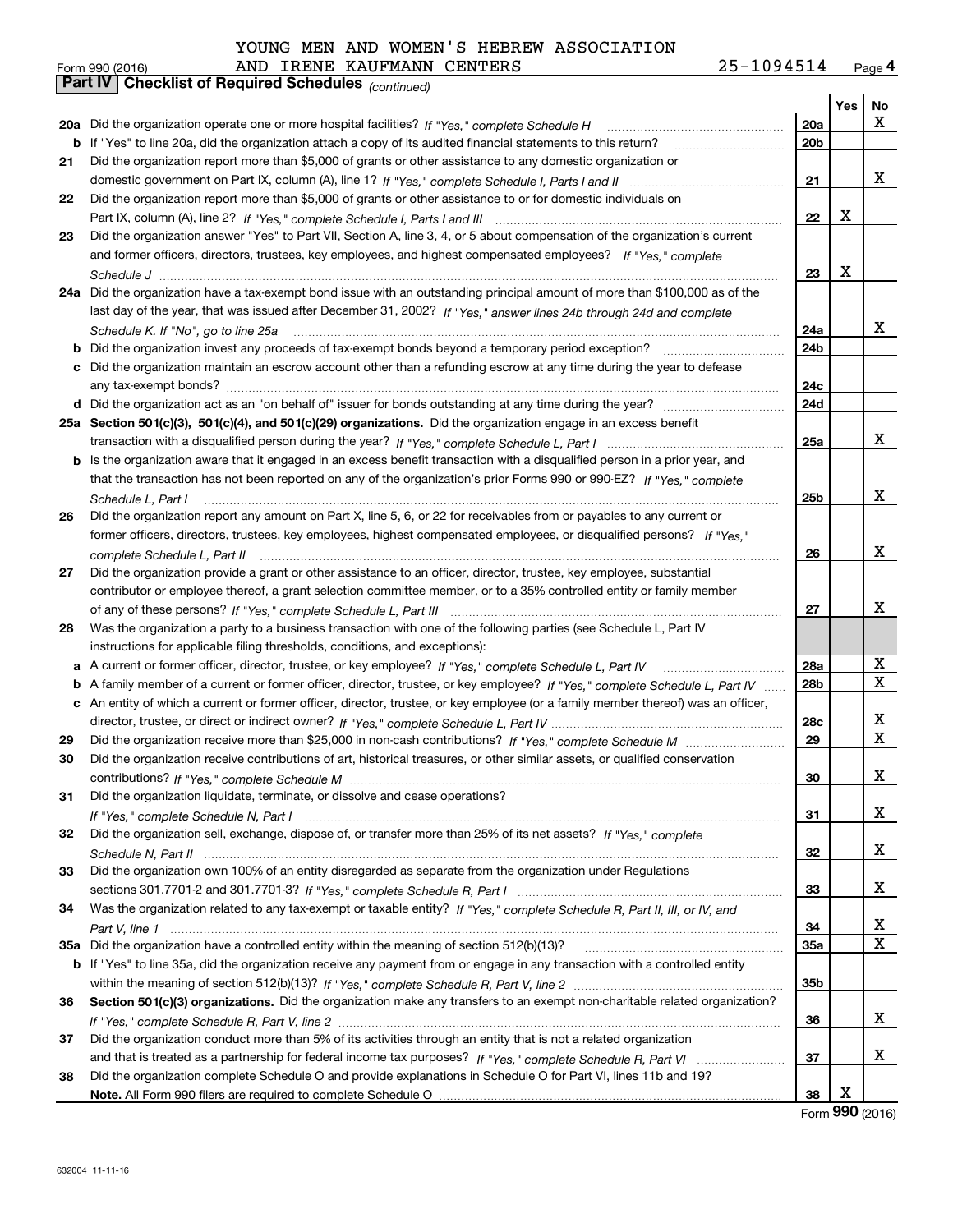YOUNG MEN AND WOMEN'S HEBREW ASSOCIATION
AND IRENE KAUFMANN CENTERS 25-1094514

Form 990 (2016)

**Part IV Checklist of Required Schedules** *(continued)*

| | | | Yes | No |
|---|---|---|---|---|
| **20a** | Did the organization operate one or more hospital facilities? *If "Yes," complete Schedule H* | 20a | | X |
| **b** | If "Yes" to line 20a, did the organization attach a copy of its audited financial statements to this return? | 20b | | |
| **21** | Did the organization report more than $5,000 of grants or other assistance to any domestic organization or domestic government on Part IX, column (A), line 1? *If "Yes," complete Schedule I, Parts I and II* | 21 | | X |
| **22** | Did the organization report more than $5,000 of grants or other assistance to or for domestic individuals on Part IX, column (A), line 2? *If "Yes," complete Schedule I, Parts I and III* | 22 | X | |
| **23** | Did the organization answer "Yes" to Part VII, Section A, line 3, 4, or 5 about compensation of the organization's current and former officers, directors, trustees, key employees, and highest compensated employees? *If "Yes," complete Schedule J* | 23 | X | |
| **24a** | Did the organization have a tax-exempt bond issue with an outstanding principal amount of more than $100,000 as of the last day of the year, that was issued after December 31, 2002? *If "Yes," answer lines 24b through 24d and complete Schedule K. If "No", go to line 25a* | 24a | | X |
| **b** | Did the organization invest any proceeds of tax-exempt bonds beyond a temporary period exception? | 24b | | |
| **c** | Did the organization maintain an escrow account other than a refunding escrow at any time during the year to defease any tax-exempt bonds? | 24c | | |
| **d** | Did the organization act as an "on behalf of" issuer for bonds outstanding at any time during the year? | 24d | | |
| **25a** | **Section 501(c)(3), 501(c)(4), and 501(c)(29) organizations.** Did the organization engage in an excess benefit transaction with a disqualified person during the year? *If "Yes," complete Schedule L, Part I* | 25a | | X |
| **b** | Is the organization aware that it engaged in an excess benefit transaction with a disqualified person in a prior year, and that the transaction has not been reported on any of the organization's prior Forms 990 or 990-EZ? *If "Yes," complete Schedule L, Part I* | 25b | | X |
| **26** | Did the organization report any amount on Part X, line 5, 6, or 22 for receivables from or payables to any current or former officers, directors, trustees, key employees, highest compensated employees, or disqualified persons? *If "Yes," complete Schedule L, Part II* | 26 | | X |
| **27** | Did the organization provide a grant or other assistance to an officer, director, trustee, key employee, substantial contributor or employee thereof, a grant selection committee member, or to a 35% controlled entity or family member of any of these persons? *If "Yes," complete Schedule L, Part III* | 27 | | X |
| **28** | Was the organization a party to a business transaction with one of the following parties (see Schedule L, Part IV instructions for applicable filing thresholds, conditions, and exceptions): | | | |
| **a** | A current or former officer, director, trustee, or key employee? *If "Yes," complete Schedule L, Part IV* | 28a | | X |
| **b** | A family member of a current or former officer, director, trustee, or key employee? *If "Yes," complete Schedule L, Part IV* | 28b | | X |
| **c** | An entity of which a current or former officer, director, trustee, or key employee (or a family member thereof) was an officer, director, trustee, or direct or indirect owner? *If "Yes," complete Schedule L, Part IV* | 28c | | X |
| **29** | Did the organization receive more than $25,000 in non-cash contributions? *If "Yes," complete Schedule M* | 29 | | X |
| **30** | Did the organization receive contributions of art, historical treasures, or other similar assets, or qualified conservation contributions? *If "Yes," complete Schedule M* | 30 | | X |
| **31** | Did the organization liquidate, terminate, or dissolve and cease operations? *If "Yes," complete Schedule N, Part I* | 31 | | X |
| **32** | Did the organization sell, exchange, dispose of, or transfer more than 25% of its net assets? *If "Yes," complete Schedule N, Part II* | 32 | | X |
| **33** | Did the organization own 100% of an entity disregarded as separate from the organization under Regulations sections 301.7701-2 and 301.7701-3? *If "Yes," complete Schedule R, Part I* | 33 | | X |
| **34** | Was the organization related to any tax-exempt or taxable entity? *If "Yes," complete Schedule R, Part II, III, or IV, and Part V, line 1* | 34 | | X |
| **35a** | Did the organization have a controlled entity within the meaning of section 512(b)(13)? | 35a | | X |
| **b** | If "Yes" to line 35a, did the organization receive any payment from or engage in any transaction with a controlled entity within the meaning of section 512(b)(13)? *If "Yes," complete Schedule R, Part V, line 2* | 35b | | |
| **36** | **Section 501(c)(3) organizations.** Did the organization make any transfers to an exempt non-charitable related organization? *If "Yes," complete Schedule R, Part V, line 2* | 36 | | X |
| **37** | Did the organization conduct more than 5% of its activities through an entity that is not a related organization and that is treated as a partnership for federal income tax purposes? *If "Yes," complete Schedule R, Part VI* | 37 | | X |
| **38** | Did the organization complete Schedule O and provide explanations in Schedule O for Part VI, lines 11b and 19? **Note.** All Form 990 filers are required to complete Schedule O | 38 | X | |

Form **990** (2016)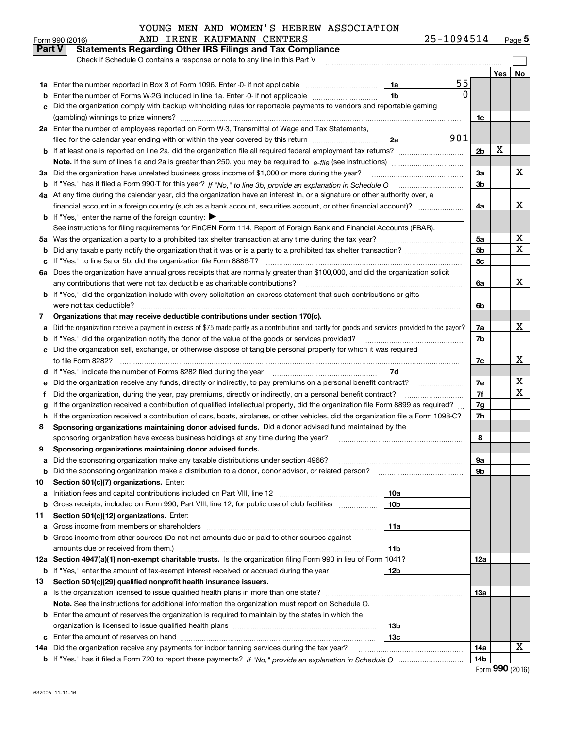YOUNG MEN AND WOMEN'S HEBREW ASSOCIATION AND IRENE KAUFMANN CENTERS 25-1094514

Form 990 (2016)

## Part V Statements Regarding Other IRS Filings and Tax Compliance

Check if Schedule O contains a response or note to any line in this Part V

| | | | | | Yes | No |
|---|---|---|---|---|---|---|
| **1a** | Enter the number reported in Box 3 of Form 1096. Enter -0- if not applicable | 1a | 55 | | | |
| **b** | Enter the number of Forms W-2G included in line 1a. Enter -0- if not applicable | 1b | 0 | | | |
| **c** | Did the organization comply with backup withholding rules for reportable payments to vendors and reportable gaming (gambling) winnings to prize winners? | | | 1c | | |
| **2a** | Enter the number of employees reported on Form W-3, Transmittal of Wage and Tax Statements, filed for the calendar year ending with or within the year covered by this return | 2a | 901 | | | |
| **b** | If at least one is reported on line 2a, did the organization file all required federal employment tax returns? | | | 2b | X | |
| | **Note.** If the sum of lines 1a and 2a is greater than 250, you may be required to *e-file* (see instructions) | | | | | |
| **3a** | Did the organization have unrelated business gross income of $1,000 or more during the year? | | | 3a | | X |
| **b** | If "Yes," has it filed a Form 990-T for this year? *If "No," to line 3b, provide an explanation in Schedule O* | | | 3b | | |
| **4a** | At any time during the calendar year, did the organization have an interest in, or a signature or other authority over, a financial account in a foreign country (such as a bank account, securities account, or other financial account)? | | | 4a | | X |
| **b** | If "Yes," enter the name of the foreign country: ▶ | | | | | |
| | See instructions for filing requirements for FinCEN Form 114, Report of Foreign Bank and Financial Accounts (FBAR). | | | | | |
| **5a** | Was the organization a party to a prohibited tax shelter transaction at any time during the tax year? | | | 5a | | X |
| **b** | Did any taxable party notify the organization that it was or is a party to a prohibited tax shelter transaction? | | | 5b | | X |
| **c** | If "Yes," to line 5a or 5b, did the organization file Form 8886-T? | | | 5c | | |
| **6a** | Does the organization have annual gross receipts that are normally greater than $100,000, and did the organization solicit any contributions that were not tax deductible as charitable contributions? | | | 6a | | X |
| **b** | If "Yes," did the organization include with every solicitation an express statement that such contributions or gifts were not tax deductible? | | | 6b | | |
| **7** | **Organizations that may receive deductible contributions under section 170(c).** | | | | | |
| **a** | Did the organization receive a payment in excess of $75 made partly as a contribution and partly for goods and services provided to the payor? | | | 7a | | X |
| **b** | If "Yes," did the organization notify the donor of the value of the goods or services provided? | | | 7b | | |
| **c** | Did the organization sell, exchange, or otherwise dispose of tangible personal property for which it was required to file Form 8282? | | | 7c | | X |
| **d** | If "Yes," indicate the number of Forms 8282 filed during the year | 7d | | | | |
| **e** | Did the organization receive any funds, directly or indirectly, to pay premiums on a personal benefit contract? | | | 7e | | X |
| **f** | Did the organization, during the year, pay premiums, directly or indirectly, on a personal benefit contract? | | | 7f | | X |
| **g** | If the organization received a contribution of qualified intellectual property, did the organization file Form 8899 as required? | | | 7g | | |
| **h** | If the organization received a contribution of cars, boats, airplanes, or other vehicles, did the organization file a Form 1098-C? | | | 7h | | |
| **8** | **Sponsoring organizations maintaining donor advised funds.** Did a donor advised fund maintained by the sponsoring organization have excess business holdings at any time during the year? | | | 8 | | |
| **9** | **Sponsoring organizations maintaining donor advised funds.** | | | | | |
| **a** | Did the sponsoring organization make any taxable distributions under section 4966? | | | 9a | | |
| **b** | Did the sponsoring organization make a distribution to a donor, donor advisor, or related person? | | | 9b | | |
| **10** | **Section 501(c)(7) organizations.** Enter: | | | | | |
| **a** | Initiation fees and capital contributions included on Part VIII, line 12 | 10a | | | | |
| **b** | Gross receipts, included on Form 990, Part VIII, line 12, for public use of club facilities | 10b | | | | |
| **11** | **Section 501(c)(12) organizations.** Enter: | | | | | |
| **a** | Gross income from members or shareholders | 11a | | | | |
| **b** | Gross income from other sources (Do not net amounts due or paid to other sources against amounts due or received from them.) | 11b | | | | |
| **12a** | **Section 4947(a)(1) non-exempt charitable trusts.** Is the organization filing Form 990 in lieu of Form 1041? | | | 12a | | |
| **b** | If "Yes," enter the amount of tax-exempt interest received or accrued during the year | 12b | | | | |
| **13** | **Section 501(c)(29) qualified nonprofit health insurance issuers.** | | | | | |
| **a** | Is the organization licensed to issue qualified health plans in more than one state? | | | 13a | | |
| | **Note.** See the instructions for additional information the organization must report on Schedule O. | | | | | |
| **b** | Enter the amount of reserves the organization is required to maintain by the states in which the organization is licensed to issue qualified health plans | 13b | | | | |
| **c** | Enter the amount of reserves on hand | 13c | | | | |
| **14a** | Did the organization receive any payments for indoor tanning services during the tax year? | | | 14a | | X |
| **b** | If "Yes," has it filed a Form 720 to report these payments? *If "No," provide an explanation in Schedule O* | | | 14b | | |

Form **990** (2016)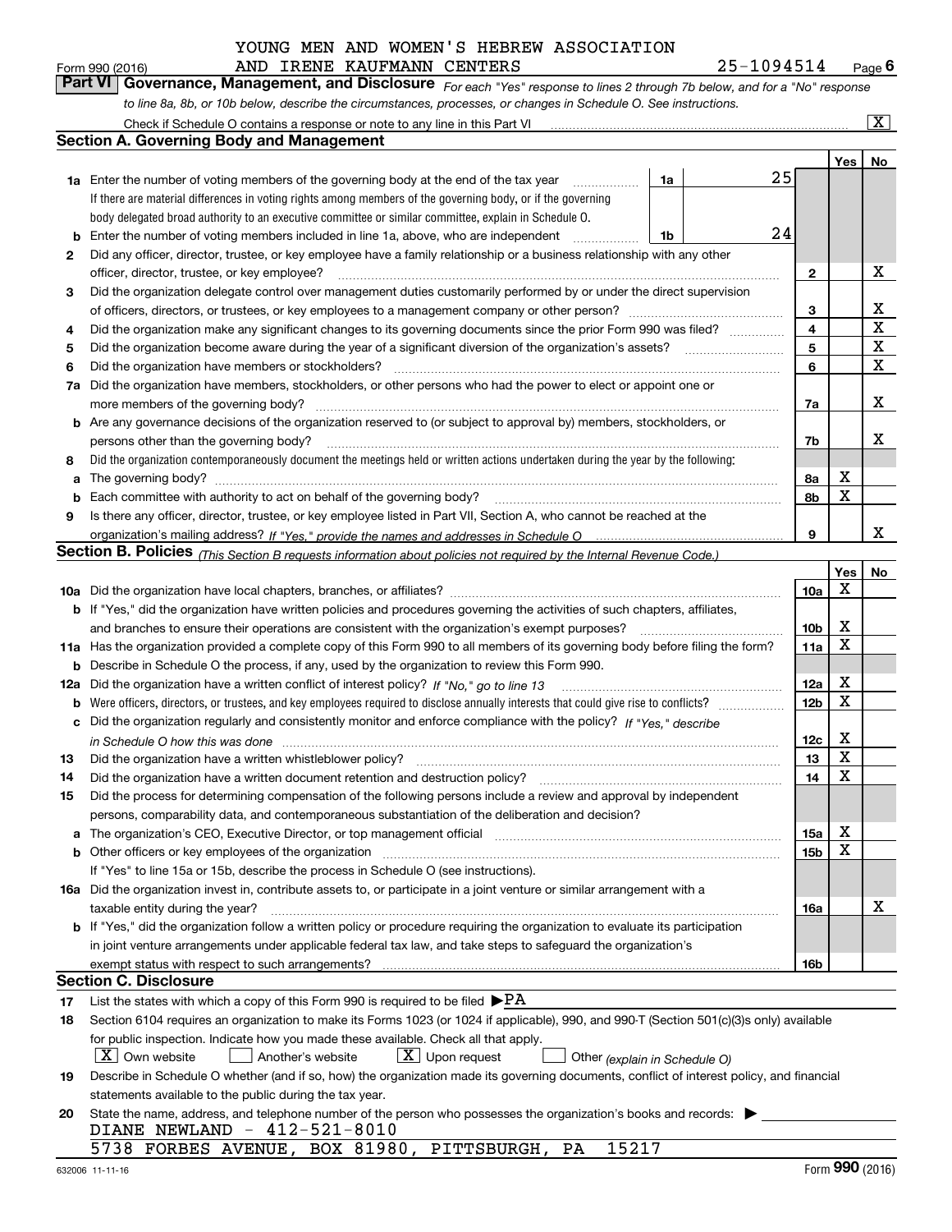YOUNG MEN AND WOMEN'S HEBREW ASSOCIATION
AND IRENE KAUFMANN CENTERS 25-1094514

Form 990 (2016)

**Part VI Governance, Management, and Disclosure** *For each "Yes" response to lines 2 through 7b below, and for a "No" response to line 8a, 8b, or 10b below, describe the circumstances, processes, or changes in Schedule O. See instructions.*

Check if Schedule O contains a response or note to any line in this Part VI [X]

## Section A. Governing Body and Management

| | | | | Yes | No |
|---|---|---|---|---|---|
| **1a** | Enter the number of voting members of the governing body at the end of the tax year | 1a | 25 | | |
| | If there are material differences in voting rights among members of the governing body, or if the governing body delegated broad authority to an executive committee or similar committee, explain in Schedule O. | | | | |
| **b** | Enter the number of voting members included in line 1a, above, who are independent | 1b | 24 | | |
| **2** | Did any officer, director, trustee, or key employee have a family relationship or a business relationship with any other officer, director, trustee, or key employee? | 2 | | | X |
| **3** | Did the organization delegate control over management duties customarily performed by or under the direct supervision of officers, directors, or trustees, or key employees to a management company or other person? | 3 | | | X |
| **4** | Did the organization make any significant changes to its governing documents since the prior Form 990 was filed? | 4 | | | X |
| **5** | Did the organization become aware during the year of a significant diversion of the organization's assets? | 5 | | | X |
| **6** | Did the organization have members or stockholders? | 6 | | | X |
| **7a** | Did the organization have members, stockholders, or other persons who had the power to elect or appoint one or more members of the governing body? | 7a | | | X |
| **b** | Are any governance decisions of the organization reserved to (or subject to approval by) members, stockholders, or persons other than the governing body? | 7b | | | X |
| **8** | Did the organization contemporaneously document the meetings held or written actions undertaken during the year by the following: | | | | |
| **a** | The governing body? | 8a | | X | |
| **b** | Each committee with authority to act on behalf of the governing body? | 8b | | X | |
| **9** | Is there any officer, director, trustee, or key employee listed in Part VII, Section A, who cannot be reached at the organization's mailing address? *If "Yes," provide the names and addresses in Schedule O* | 9 | | | X |

## Section B. Policies *(This Section B requests information about policies not required by the Internal Revenue Code.)*

| | | | Yes | No |
|---|---|---|---|---|
| **10a** | Did the organization have local chapters, branches, or affiliates? | 10a | X | |
| **b** | If "Yes," did the organization have written policies and procedures governing the activities of such chapters, affiliates, and branches to ensure their operations are consistent with the organization's exempt purposes? | 10b | X | |
| **11a** | Has the organization provided a complete copy of this Form 990 to all members of its governing body before filing the form? | 11a | X | |
| **b** | Describe in Schedule O the process, if any, used by the organization to review this Form 990. | | | |
| **12a** | Did the organization have a written conflict of interest policy? *If "No," go to line 13* | 12a | X | |
| **b** | Were officers, directors, or trustees, and key employees required to disclose annually interests that could give rise to conflicts? | 12b | X | |
| **c** | Did the organization regularly and consistently monitor and enforce compliance with the policy? *If "Yes," describe in Schedule O how this was done* | 12c | X | |
| **13** | Did the organization have a written whistleblower policy? | 13 | X | |
| **14** | Did the organization have a written document retention and destruction policy? | 14 | X | |
| **15** | Did the process for determining compensation of the following persons include a review and approval by independent persons, comparability data, and contemporaneous substantiation of the deliberation and decision? | | | |
| **a** | The organization's CEO, Executive Director, or top management official | 15a | X | |
| **b** | Other officers or key employees of the organization | 15b | X | |
| | If "Yes" to line 15a or 15b, describe the process in Schedule O (see instructions). | | | |
| **16a** | Did the organization invest in, contribute assets to, or participate in a joint venture or similar arrangement with a taxable entity during the year? | 16a | | X |
| **b** | If "Yes," did the organization follow a written policy or procedure requiring the organization to evaluate its participation in joint venture arrangements under applicable federal tax law, and take steps to safeguard the organization's exempt status with respect to such arrangements? | 16b | | |

## Section C. Disclosure

**17** List the states with which a copy of this Form 990 is required to be filed ▶PA

**18** Section 6104 requires an organization to make its Forms 1023 (or 1024 if applicable), 990, and 990-T (Section 501(c)(3)s only) available for public inspection. Indicate how you made these available. Check all that apply.

[X] Own website [ ] Another's website [X] Upon request [ ] Other *(explain in Schedule O)*

**19** Describe in Schedule O whether (and if so, how) the organization made its governing documents, conflict of interest policy, and financial statements available to the public during the tax year.

**20** State the name, address, and telephone number of the person who possesses the organization's books and records: ▶

DIANE NEWLAND - 412-521-8010
5738 FORBES AVENUE, BOX 81980, PITTSBURGH, PA 15217

632006 11-11-16 Form **990** (2016)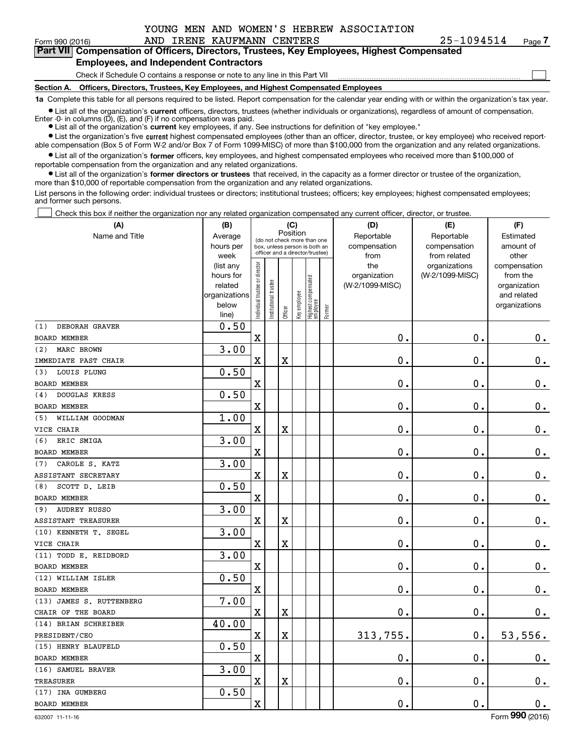YOUNG MEN AND WOMEN'S HEBREW ASSOCIATION
AND IRENE KAUFMANN CENTERS 25-1094514

Form 990 (2016)

**Part VII Compensation of Officers, Directors, Trustees, Key Employees, Highest Compensated Employees, and Independent Contractors**

Check if Schedule O contains a response or note to any line in this Part VII

**Section A. Officers, Directors, Trustees, Key Employees, and Highest Compensated Employees**

**1a** Complete this table for all persons required to be listed. Report compensation for the calendar year ending with or within the organization's tax year.

- List all of the organization's **current** officers, directors, trustees (whether individuals or organizations), regardless of amount of compensation. Enter -0- in columns (D), (E), and (F) if no compensation was paid.
- List all of the organization's **current** key employees, if any. See instructions for definition of "key employee."
- List the organization's five **current** highest compensated employees (other than an officer, director, trustee, or key employee) who received reportable compensation (Box 5 of Form W-2 and/or Box 7 of Form 1099-MISC) of more than $100,000 from the organization and any related organizations.
- List all of the organization's **former** officers, key employees, and highest compensated employees who received more than $100,000 of reportable compensation from the organization and any related organizations.
- List all of the organization's **former directors or trustees** that received, in the capacity as a former director or trustee of the organization, more than $10,000 of reportable compensation from the organization and any related organizations.

List persons in the following order: individual trustees or directors; institutional trustees; officers; key employees; highest compensated employees; and former such persons.

Check this box if neither the organization nor any related organization compensated any current officer, director, or trustee.

| (A) Name and Title | (B) Average hours per week (list any hours for related organizations below line) | (C) Position: Individual trustee or director | Institutional trustee | Officer | Key employee | Highest compensated employee | Former | (D) Reportable compensation from the organization (W-2/1099-MISC) | (E) Reportable compensation from related organizations (W-2/1099-MISC) | (F) Estimated amount of other compensation from the organization and related organizations |
|---|---|---|---|---|---|---|---|---|---|---|
| (1) DEBORAH GRAVER<br>BOARD MEMBER | 0.50 | X | | | | | | 0. | 0. | 0. |
| (2) MARC BROWN<br>IMMEDIATE PAST CHAIR | 3.00 | X | | X | | | | 0. | 0. | 0. |
| (3) LOUIS PLUNG<br>BOARD MEMBER | 0.50 | X | | | | | | 0. | 0. | 0. |
| (4) DOUGLAS KRESS<br>BOARD MEMBER | 0.50 | X | | | | | | 0. | 0. | 0. |
| (5) WILLIAM GOODMAN<br>VICE CHAIR | 1.00 | X | | X | | | | 0. | 0. | 0. |
| (6) ERIC SMIGA<br>BOARD MEMBER | 3.00 | X | | | | | | 0. | 0. | 0. |
| (7) CAROLE S. KATZ<br>ASSISTANT SECRETARY | 3.00 | X | | X | | | | 0. | 0. | 0. |
| (8) SCOTT D. LEIB<br>BOARD MEMBER | 0.50 | X | | | | | | 0. | 0. | 0. |
| (9) AUDREY RUSSO<br>ASSISTANT TREASURER | 3.00 | X | | X | | | | 0. | 0. | 0. |
| (10) KENNETH T. SEGEL<br>VICE CHAIR | 3.00 | X | | X | | | | 0. | 0. | 0. |
| (11) TODD E. REIDBORD<br>BOARD MEMBER | 3.00 | X | | | | | | 0. | 0. | 0. |
| (12) WILLIAM ISLER<br>BOARD MEMBER | 0.50 | X | | | | | | 0. | 0. | 0. |
| (13) JAMES S. RUTTENBERG<br>CHAIR OF THE BOARD | 7.00 | X | | X | | | | 0. | 0. | 0. |
| (14) BRIAN SCHREIBER<br>PRESIDENT/CEO | 40.00 | X | | X | | | | 313,755. | 0. | 53,556. |
| (15) HENRY BLAUFELD<br>BOARD MEMBER | 0.50 | X | | | | | | 0. | 0. | 0. |
| (16) SAMUEL BRAVER<br>TREASURER | 3.00 | X | | X | | | | 0. | 0. | 0. |
| (17) INA GUMBERG<br>BOARD MEMBER | 0.50 | X | | | | | | 0. | 0. | 0. |

632007 11-11-16 Form 990 (2016)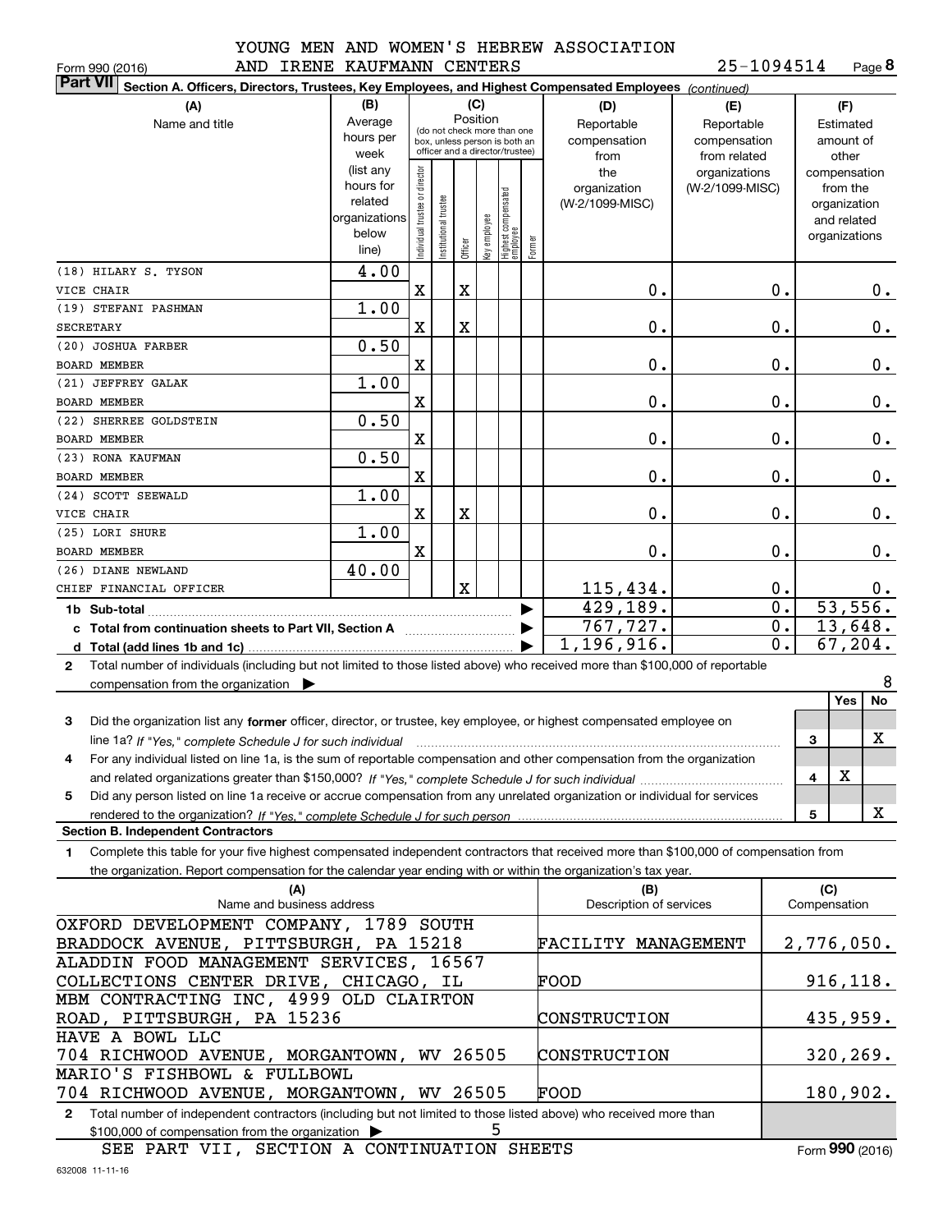YOUNG MEN AND WOMEN'S HEBREW ASSOCIATION
AND IRENE KAUFMANN CENTERS 25-1094514

Form 990 (2016) Page 8

**Part VII Section A. Officers, Directors, Trustees, Key Employees, and Highest Compensated Employees** *(continued)*

| (A) Name and title | (B) Average hours per week (list any hours for related organizations below line) | (C) Position: Individual trustee or director | Institutional trustee | Officer | Key employee | Highest compensated employee | Former | (D) Reportable compensation from the organization (W-2/1099-MISC) | (E) Reportable compensation from related organizations (W-2/1099-MISC) | (F) Estimated amount of other compensation from the organization and related organizations |
|---|---|---|---|---|---|---|---|---|---|---|
| (18) HILARY S. TYSON<br>VICE CHAIR | 4.00 | X | | X | | | | 0. | 0. | 0. |
| (19) STEFANI PASHMAN<br>SECRETARY | 1.00 | X | | X | | | | 0. | 0. | 0. |
| (20) JOSHUA FARBER<br>BOARD MEMBER | 0.50 | X | | | | | | 0. | 0. | 0. |
| (21) JEFFREY GALAK<br>BOARD MEMBER | 1.00 | X | | | | | | 0. | 0. | 0. |
| (22) SHERREE GOLDSTEIN<br>BOARD MEMBER | 0.50 | X | | | | | | 0. | 0. | 0. |
| (23) RONA KAUFMAN<br>BOARD MEMBER | 0.50 | X | | | | | | 0. | 0. | 0. |
| (24) SCOTT SEEWALD<br>VICE CHAIR | 1.00 | X | | X | | | | 0. | 0. | 0. |
| (25) LORI SHURE<br>BOARD MEMBER | 1.00 | X | | | | | | 0. | 0. | 0. |
| (26) DIANE NEWLAND<br>CHIEF FINANCIAL OFFICER | 40.00 | | | X | | | | 115,434. | 0. | 0. |
| 1b Sub-total | | | | | | | | 429,189. | 0. | 53,556. |
| c Total from continuation sheets to Part VII, Section A | | | | | | | | 767,727. | 0. | 13,648. |
| d Total (add lines 1b and 1c) | | | | | | | | 1,196,916. | 0. | 67,204. |

2 Total number of individuals (including but not limited to those listed above) who received more than $100,000 of reportable compensation from the organization ▶ 8

| | | Yes | No |
|---|---|---|---|
| 3 Did the organization list any **former** officer, director, or trustee, key employee, or highest compensated employee on line 1a? *If "Yes," complete Schedule J for such individual* | 3 | | X |
| 4 For any individual listed on line 1a, is the sum of reportable compensation and other compensation from the organization and related organizations greater than $150,000? *If "Yes," complete Schedule J for such individual* | 4 | X | |
| 5 Did any person listed on line 1a receive or accrue compensation from any unrelated organization or individual for services rendered to the organization? *If "Yes," complete Schedule J for such person* | 5 | | X |

**Section B. Independent Contractors**

1 Complete this table for your five highest compensated independent contractors that received more than $100,000 of compensation from the organization. Report compensation for the calendar year ending with or within the organization's tax year.

| (A) Name and business address | (B) Description of services | (C) Compensation |
|---|---|---|
| OXFORD DEVELOPMENT COMPANY, 1789 SOUTH BRADDOCK AVENUE, PITTSBURGH, PA 15218 | FACILITY MANAGEMENT | 2,776,050. |
| ALADDIN FOOD MANAGEMENT SERVICES, 16567 COLLECTIONS CENTER DRIVE, CHICAGO, IL | FOOD | 916,118. |
| MBM CONTRACTING INC, 4999 OLD CLAIRTON ROAD, PITTSBURGH, PA 15236 | CONSTRUCTION | 435,959. |
| HAVE A BOWL LLC<br>704 RICHWOOD AVENUE, MORGANTOWN, WV 26505 | CONSTRUCTION | 320,269. |
| MARIO'S FISHBOWL & FULLBOWL<br>704 RICHWOOD AVENUE, MORGANTOWN, WV 26505 | FOOD | 180,902. |

2 Total number of independent contractors (including but not limited to those listed above) who received more than $100,000 of compensation from the organization ▶ 5

SEE PART VII, SECTION A CONTINUATION SHEETS

Form 990 (2016)

632008 11-11-16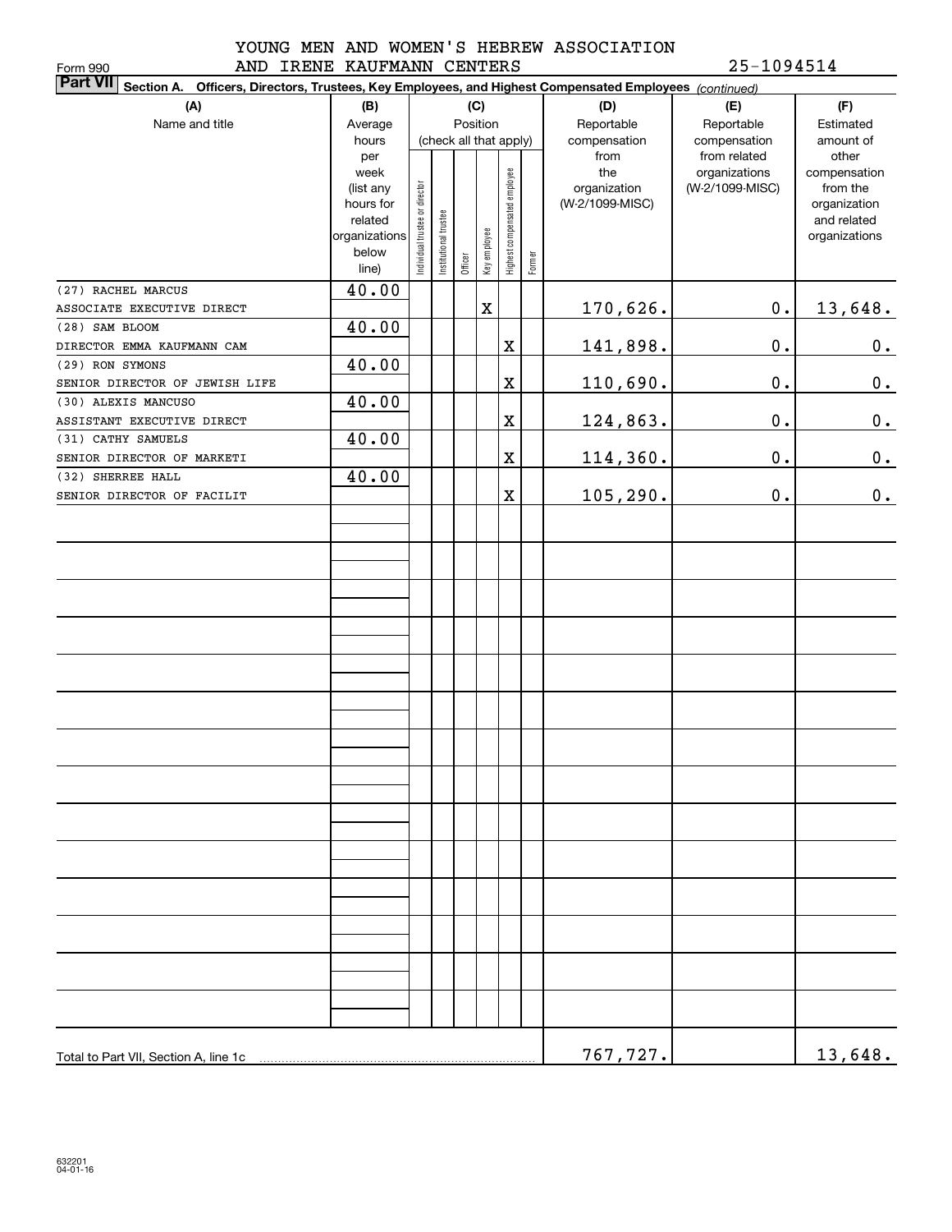YOUNG MEN AND WOMEN'S HEBREW ASSOCIATION AND IRENE KAUFMANN CENTERS 25-1094514

Form 990

**Part VII** Section A. Officers, Directors, Trustees, Key Employees, and Highest Compensated Employees *(continued)*

| (A) Name and title | (B) Average hours per week (list any hours for related organizations below line) | (C) Position (check all that apply): Individual trustee or director | Institutional trustee | Officer | Key employee | Highest compensated employee | Former | (D) Reportable compensation from the organization (W-2/1099-MISC) | (E) Reportable compensation from related organizations (W-2/1099-MISC) | (F) Estimated amount of other compensation from the organization and related organizations |
|---|---|---|---|---|---|---|---|---|---|---|
| (27) RACHEL MARCUS<br>ASSOCIATE EXECUTIVE DIRECT | 40.00 | | | | X | | | 170,626. | 0. | 13,648. |
| (28) SAM BLOOM<br>DIRECTOR EMMA KAUFMANN CAM | 40.00 | | | | | X | | 141,898. | 0. | 0. |
| (29) RON SYMONS<br>SENIOR DIRECTOR OF JEWISH LIFE | 40.00 | | | | | X | | 110,690. | 0. | 0. |
| (30) ALEXIS MANCUSO<br>ASSISTANT EXECUTIVE DIRECT | 40.00 | | | | | X | | 124,863. | 0. | 0. |
| (31) CATHY SAMUELS<br>SENIOR DIRECTOR OF MARKETI | 40.00 | | | | | X | | 114,360. | 0. | 0. |
| (32) SHERREE HALL<br>SENIOR DIRECTOR OF FACILIT | 40.00 | | | | | X | | 105,290. | 0. | 0. |
| Total to Part VII, Section A, line 1c | | | | | | | | 767,727. | | 13,648. |

632201 04-01-16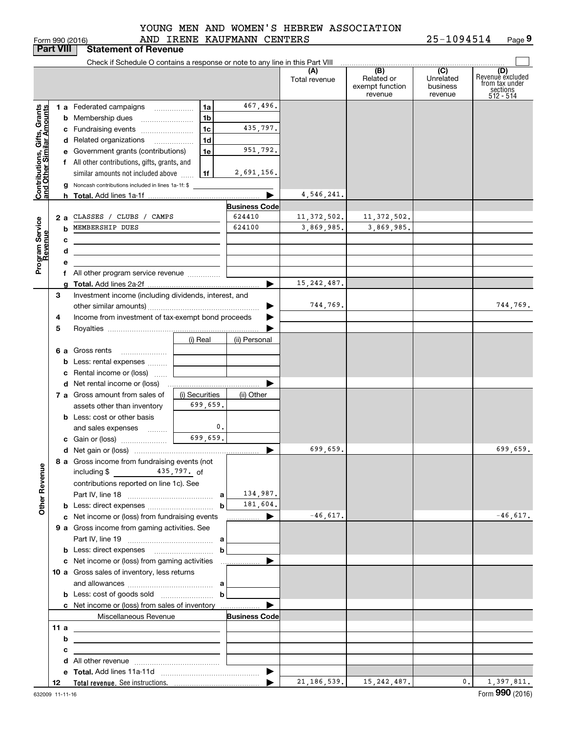YOUNG MEN AND WOMEN'S HEBREW ASSOCIATION AND IRENE KAUFMANN CENTERS

Form 990 (2016) 25-1094514 Page 9

**Part VIII Statement of Revenue**

Check if Schedule O contains a response or note to any line in this Part VIII

| | | | | (A) Total revenue | (B) Related or exempt function revenue | (C) Unrelated business revenue | (D) Revenue excluded from tax under sections 512 - 514 |
|---|---|---|---|---|---|---|---|
| **Contributions, Gifts, Grants and Other Similar Amounts** | 1 a Federated campaigns | 1a | 467,496. | | | | |
| | b Membership dues | 1b | | | | | |
| | c Fundraising events | 1c | 435,797. | | | | |
| | d Related organizations | 1d | | | | | |
| | e Government grants (contributions) | 1e | 951,792. | | | | |
| | f All other contributions, gifts, grants, and similar amounts not included above | 1f | 2,691,156. | | | | |
| | g Noncash contributions included in lines 1a-1f: $ | | | | | | |
| | h **Total.** Add lines 1a-1f | | | 4,546,241. | | | |
| **Program Service Revenue** | | | **Business Code** | | | | |
| | 2 a CLASSES / CLUBS / CAMPS | | 624410 | 11,372,502. | 11,372,502. | | |
| | b MEMBERSHIP DUES | | 624100 | 3,869,985. | 3,869,985. | | |
| | c | | | | | | |
| | d | | | | | | |
| | e | | | | | | |
| | f All other program service revenue | | | | | | |
| | g **Total.** Add lines 2a-2f | | | 15,242,487. | | | |
| | 3 Investment income (including dividends, interest, and other similar amounts) | | | 744,769. | | | 744,769. |
| | 4 Income from investment of tax-exempt bond proceeds | | | | | | |
| | 5 Royalties | | | | | | |
| | | (i) Real | (ii) Personal | | | | |
| | 6 a Gross rents | | | | | | |
| | b Less: rental expenses | | | | | | |
| | c Rental income or (loss) | | | | | | |
| | d Net rental income or (loss) | | | | | | |
| | | (i) Securities | (ii) Other | | | | |
| | 7 a Gross amount from sales of assets other than inventory | 699,659. | | | | | |
| | b Less: cost or other basis and sales expenses | 0. | | | | | |
| | c Gain or (loss) | 699,659. | | | | | |
| | d Net gain or (loss) | | | 699,659. | | | 699,659. |
| **Other Revenue** | 8 a Gross income from fundraising events (not including $ 435,797. of contributions reported on line 1c). See Part IV, line 18 | a | 134,987. | | | | |
| | b Less: direct expenses | b | 181,604. | | | | |
| | c Net income or (loss) from fundraising events | | | -46,617. | | | -46,617. |
| | 9 a Gross income from gaming activities. See Part IV, line 19 | a | | | | | |
| | b Less: direct expenses | b | | | | | |
| | c Net income or (loss) from gaming activities | | | | | | |
| | 10 a Gross sales of inventory, less returns and allowances | a | | | | | |
| | b Less: cost of goods sold | b | | | | | |
| | c Net income or (loss) from sales of inventory | | | | | | |
| | Miscellaneous Revenue | | **Business Code** | | | | |
| | 11 a | | | | | | |
| | b | | | | | | |
| | c | | | | | | |
| | d All other revenue | | | | | | |
| | e **Total.** Add lines 11a-11d | | | | | | |
| | 12 **Total revenue.** See instructions. | | | 21,186,539. | 15,242,487. | 0. | 1,397,811. |

632009 11-11-16 Form **990** (2016)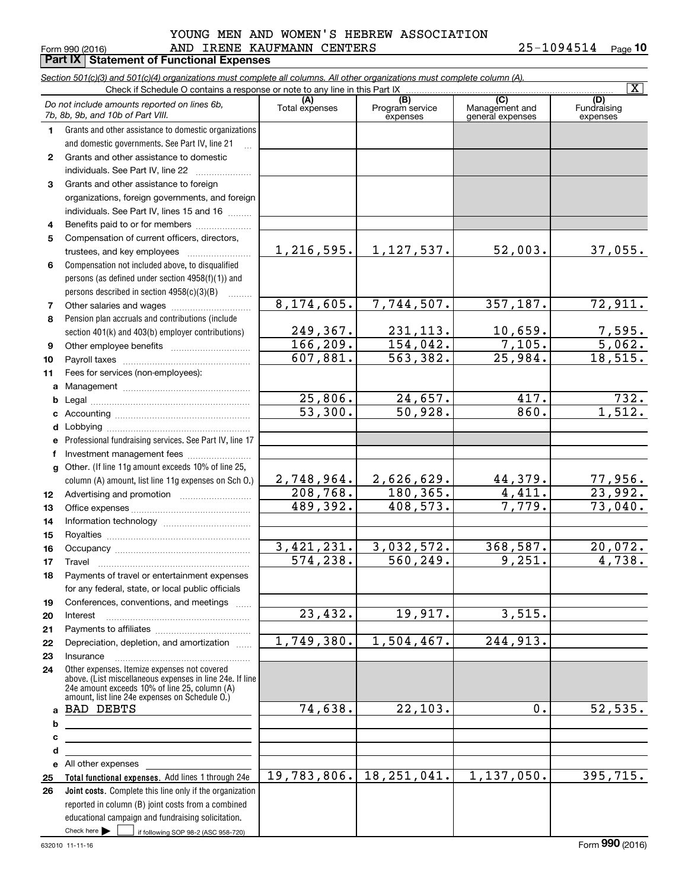YOUNG MEN AND WOMEN'S HEBREW ASSOCIATION
AND IRENE KAUFMANN CENTERS 25-1094514

Form 990 (2016)

## Part IX Statement of Functional Expenses

*Section 501(c)(3) and 501(c)(4) organizations must complete all columns. All other organizations must complete column (A).*

Check if Schedule O contains a response or note to any line in this Part IX [X]

| | *Do not include amounts reported on lines 6b, 7b, 8b, 9b, and 10b of Part VIII.* | (A) Total expenses | (B) Program service expenses | (C) Management and general expenses | (D) Fundraising expenses |
|---|---|---|---|---|---|
| 1 | Grants and other assistance to domestic organizations and domestic governments. See Part IV, line 21 | | | | |
| 2 | Grants and other assistance to domestic individuals. See Part IV, line 22 | | | | |
| 3 | Grants and other assistance to foreign organizations, foreign governments, and foreign individuals. See Part IV, lines 15 and 16 | | | | |
| 4 | Benefits paid to or for members | | | | |
| 5 | Compensation of current officers, directors, trustees, and key employees | 1,216,595. | 1,127,537. | 52,003. | 37,055. |
| 6 | Compensation not included above, to disqualified persons (as defined under section 4958(f)(1)) and persons described in section 4958(c)(3)(B) | | | | |
| 7 | Other salaries and wages | 8,174,605. | 7,744,507. | 357,187. | 72,911. |
| 8 | Pension plan accruals and contributions (include section 401(k) and 403(b) employer contributions) | 249,367. | 231,113. | 10,659. | 7,595. |
| 9 | Other employee benefits | 166,209. | 154,042. | 7,105. | 5,062. |
| 10 | Payroll taxes | 607,881. | 563,382. | 25,984. | 18,515. |
| 11 | Fees for services (non-employees): | | | | |
| a | Management | | | | |
| b | Legal | 25,806. | 24,657. | 417. | 732. |
| c | Accounting | 53,300. | 50,928. | 860. | 1,512. |
| d | Lobbying | | | | |
| e | Professional fundraising services. See Part IV, line 17 | | | | |
| f | Investment management fees | | | | |
| g | Other. (If line 11g amount exceeds 10% of line 25, column (A) amount, list line 11g expenses on Sch O.) | 2,748,964. | 2,626,629. | 44,379. | 77,956. |
| 12 | Advertising and promotion | 208,768. | 180,365. | 4,411. | 23,992. |
| 13 | Office expenses | 489,392. | 408,573. | 7,779. | 73,040. |
| 14 | Information technology | | | | |
| 15 | Royalties | | | | |
| 16 | Occupancy | 3,421,231. | 3,032,572. | 368,587. | 20,072. |
| 17 | Travel | 574,238. | 560,249. | 9,251. | 4,738. |
| 18 | Payments of travel or entertainment expenses for any federal, state, or local public officials | | | | |
| 19 | Conferences, conventions, and meetings | | | | |
| 20 | Interest | 23,432. | 19,917. | 3,515. | |
| 21 | Payments to affiliates | | | | |
| 22 | Depreciation, depletion, and amortization | 1,749,380. | 1,504,467. | 244,913. | |
| 23 | Insurance | | | | |
| 24 | Other expenses. Itemize expenses not covered above. (List miscellaneous expenses in line 24e. If line 24e amount exceeds 10% of line 25, column (A) amount, list line 24e expenses on Schedule O.) | | | | |
| a | BAD DEBTS | 74,638. | 22,103. | 0. | 52,535. |
| b | | | | | |
| c | | | | | |
| d | | | | | |
| e | All other expenses | | | | |
| 25 | **Total functional expenses.** Add lines 1 through 24e | 19,783,806. | 18,251,041. | 1,137,050. | 395,715. |
| 26 | **Joint costs.** Complete this line only if the organization reported in column (B) joint costs from a combined educational campaign and fundraising solicitation. Check here [ ] if following SOP 98-2 (ASC 958-720) | | | | |

632010 11-11-16

Form **990** (2016)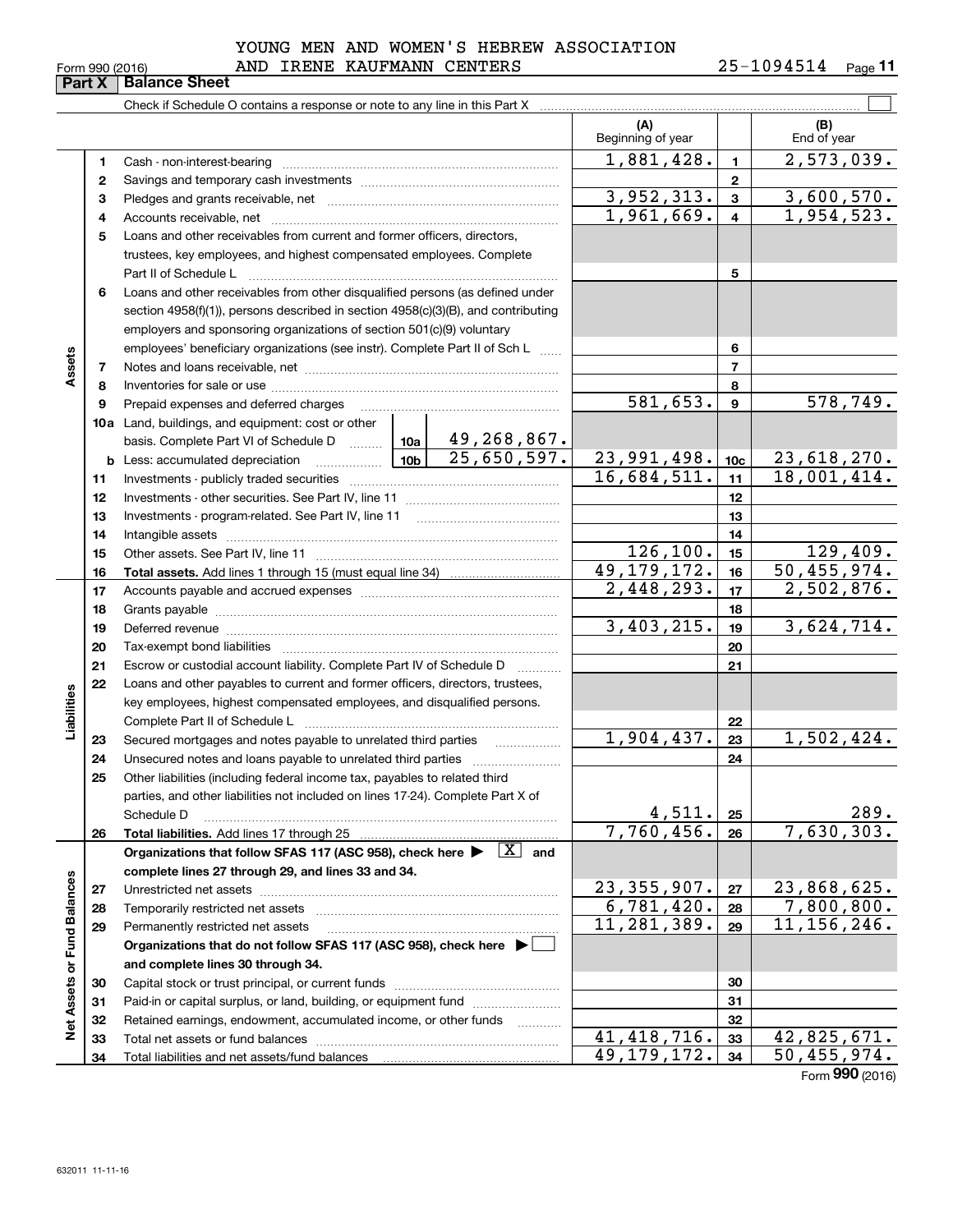YOUNG MEN AND WOMEN'S HEBREW ASSOCIATION AND IRENE KAUFMANN CENTERS

25-1094514

Form 990 (2016)

## Part X | Balance Sheet

Check if Schedule O contains a response or note to any line in this Part X

| | | | | (A) Beginning of year | | (B) End of year |
|---|---|---|---|---|---|---|
| **Assets** | 1 | Cash - non-interest-bearing | | 1,881,428. | 1 | 2,573,039. |
| | 2 | Savings and temporary cash investments | | | 2 | |
| | 3 | Pledges and grants receivable, net | | 3,952,313. | 3 | 3,600,570. |
| | 4 | Accounts receivable, net | | 1,961,669. | 4 | 1,954,523. |
| | 5 | Loans and other receivables from current and former officers, directors, trustees, key employees, and highest compensated employees. Complete Part II of Schedule L | | | 5 | |
| | 6 | Loans and other receivables from other disqualified persons (as defined under section 4958(f)(1)), persons described in section 4958(c)(3)(B), and contributing employers and sponsoring organizations of section 501(c)(9) voluntary employees' beneficiary organizations (see instr). Complete Part II of Sch L | | | 6 | |
| | 7 | Notes and loans receivable, net | | | 7 | |
| | 8 | Inventories for sale or use | | | 8 | |
| | 9 | Prepaid expenses and deferred charges | | 581,653. | 9 | 578,749. |
| | 10a | Land, buildings, and equipment: cost or other basis. Complete Part VI of Schedule D | 10a 49,268,867. | | | |
| | b | Less: accumulated depreciation | 10b 25,650,597. | 23,991,498. | 10c | 23,618,270. |
| | 11 | Investments - publicly traded securities | | 16,684,511. | 11 | 18,001,414. |
| | 12 | Investments - other securities. See Part IV, line 11 | | | 12 | |
| | 13 | Investments - program-related. See Part IV, line 11 | | | 13 | |
| | 14 | Intangible assets | | | 14 | |
| | 15 | Other assets. See Part IV, line 11 | | 126,100. | 15 | 129,409. |
| | 16 | **Total assets.** Add lines 1 through 15 (must equal line 34) | | 49,179,172. | 16 | 50,455,974. |
| **Liabilities** | 17 | Accounts payable and accrued expenses | | 2,448,293. | 17 | 2,502,876. |
| | 18 | Grants payable | | | 18 | |
| | 19 | Deferred revenue | | 3,403,215. | 19 | 3,624,714. |
| | 20 | Tax-exempt bond liabilities | | | 20 | |
| | 21 | Escrow or custodial account liability. Complete Part IV of Schedule D | | | 21 | |
| | 22 | Loans and other payables to current and former officers, directors, trustees, key employees, highest compensated employees, and disqualified persons. Complete Part II of Schedule L | | | 22 | |
| | 23 | Secured mortgages and notes payable to unrelated third parties | | 1,904,437. | 23 | 1,502,424. |
| | 24 | Unsecured notes and loans payable to unrelated third parties | | | 24 | |
| | 25 | Other liabilities (including federal income tax, payables to related third parties, and other liabilities not included on lines 17-24). Complete Part X of Schedule D | | 4,511. | 25 | 289. |
| | 26 | **Total liabilities.** Add lines 17 through 25 | | 7,760,456. | 26 | 7,630,303. |
| **Net Assets or Fund Balances** | | **Organizations that follow SFAS 117 (ASC 958), check here ▶ [X] and complete lines 27 through 29, and lines 33 and 34.** | | | | |
| | 27 | Unrestricted net assets | | 23,355,907. | 27 | 23,868,625. |
| | 28 | Temporarily restricted net assets | | 6,781,420. | 28 | 7,800,800. |
| | 29 | Permanently restricted net assets | | 11,281,389. | 29 | 11,156,246. |
| | | **Organizations that do not follow SFAS 117 (ASC 958), check here ▶ [ ] and complete lines 30 through 34.** | | | | |
| | 30 | Capital stock or trust principal, or current funds | | | 30 | |
| | 31 | Paid-in or capital surplus, or land, building, or equipment fund | | | 31 | |
| | 32 | Retained earnings, endowment, accumulated income, or other funds | | | 32 | |
| | 33 | Total net assets or fund balances | | 41,418,716. | 33 | 42,825,671. |
| | 34 | Total liabilities and net assets/fund balances | | 49,179,172. | 34 | 50,455,974. |

Form **990** (2016)

632011 11-11-16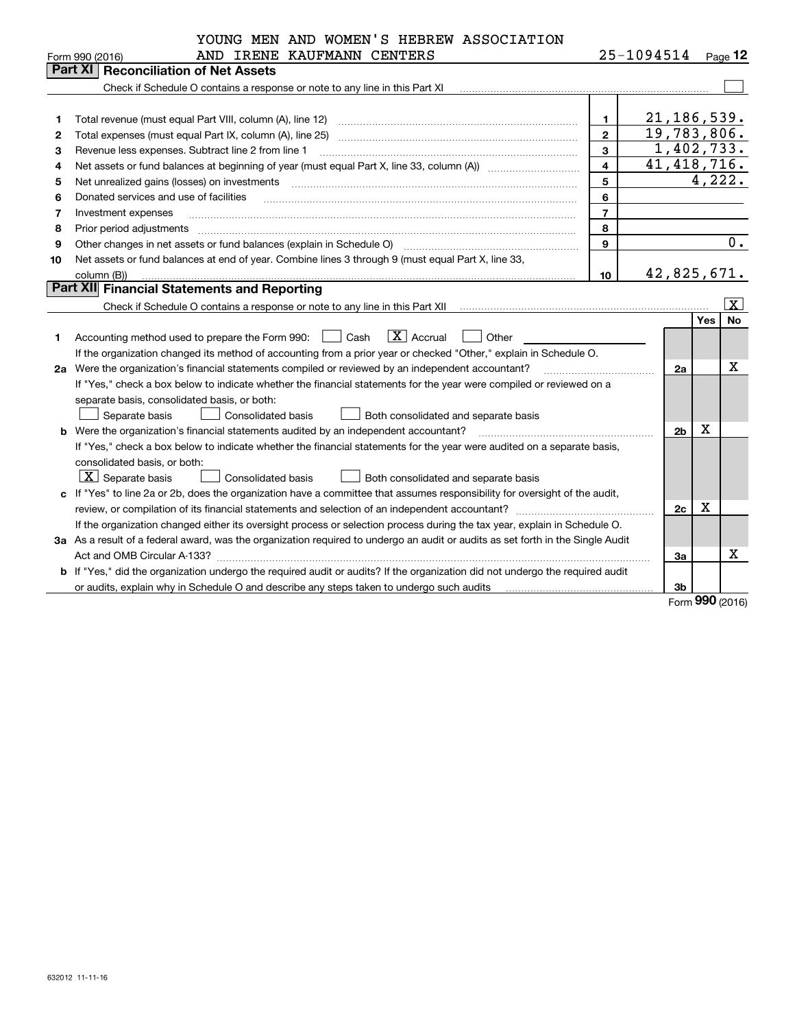YOUNG MEN AND WOMEN'S HEBREW ASSOCIATION AND IRENE KAUFMANN CENTERS 25-1094514

Form 990 (2016) Page 12

## Part XI Reconciliation of Net Assets

Check if Schedule O contains a response or note to any line in this Part XI

| | | | |
|---|---|---|---|
| 1 | Total revenue (must equal Part VIII, column (A), line 12) | 1 | 21,186,539. |
| 2 | Total expenses (must equal Part IX, column (A), line 25) | 2 | 19,783,806. |
| 3 | Revenue less expenses. Subtract line 2 from line 1 | 3 | 1,402,733. |
| 4 | Net assets or fund balances at beginning of year (must equal Part X, line 33, column (A)) | 4 | 41,418,716. |
| 5 | Net unrealized gains (losses) on investments | 5 | 4,222. |
| 6 | Donated services and use of facilities | 6 | |
| 7 | Investment expenses | 7 | |
| 8 | Prior period adjustments | 8 | |
| 9 | Other changes in net assets or fund balances (explain in Schedule O) | 9 | 0. |
| 10 | Net assets or fund balances at end of year. Combine lines 3 through 9 (must equal Part X, line 33, column (B)) | 10 | 42,825,671. |

## Part XII Financial Statements and Reporting

Check if Schedule O contains a response or note to any line in this Part XII [X]

| | | | Yes | No |
|---|---|---|---|---|
| 1 | Accounting method used to prepare the Form 990: [ ] Cash [X] Accrual [ ] Other<br>If the organization changed its method of accounting from a prior year or checked "Other," explain in Schedule O. | | | |
| 2a | Were the organization's financial statements compiled or reviewed by an independent accountant?<br>If "Yes," check a box below to indicate whether the financial statements for the year were compiled or reviewed on a separate basis, consolidated basis, or both:<br>[ ] Separate basis [ ] Consolidated basis [ ] Both consolidated and separate basis | 2a | | X |
| b | Were the organization's financial statements audited by an independent accountant?<br>If "Yes," check a box below to indicate whether the financial statements for the year were audited on a separate basis, consolidated basis, or both:<br>[X] Separate basis [ ] Consolidated basis [ ] Both consolidated and separate basis | 2b | X | |
| c | If "Yes" to line 2a or 2b, does the organization have a committee that assumes responsibility for oversight of the audit, review, or compilation of its financial statements and selection of an independent accountant?<br>If the organization changed either its oversight process or selection process during the tax year, explain in Schedule O. | 2c | X | |
| 3a | As a result of a federal award, was the organization required to undergo an audit or audits as set forth in the Single Audit Act and OMB Circular A-133? | 3a | | X |
| b | If "Yes," did the organization undergo the required audit or audits? If the organization did not undergo the required audit or audits, explain why in Schedule O and describe any steps taken to undergo such audits | 3b | | |

Form 990 (2016)

632012 11-11-16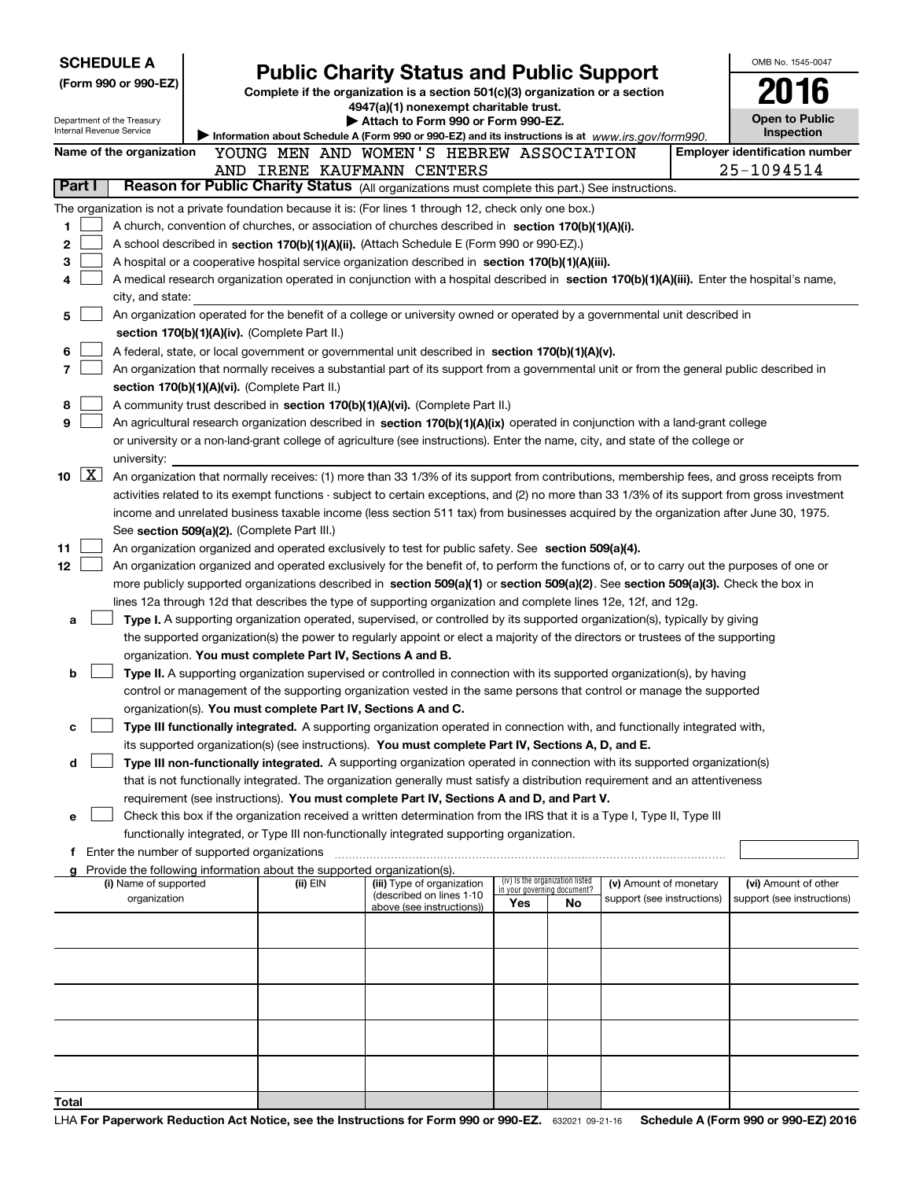**SCHEDULE A**
**(Form 990 or 990-EZ)**

Department of the Treasury
Internal Revenue Service

# Public Charity Status and Public Support

**Complete if the organization is a section 501(c)(3) organization or a section 4947(a)(1) nonexempt charitable trust.**
**▶ Attach to Form 990 or Form 990-EZ.**
**▶ Information about Schedule A (Form 990 or 990-EZ) and its instructions is at** *www.irs.gov/form990.*

OMB No. 1545-0047
**2016**
**Open to Public Inspection**

**Name of the organization** YOUNG MEN AND WOMEN'S HEBREW ASSOCIATION AND IRENE KAUFMANN CENTERS

**Employer identification number** 25-1094514

**Part I** **Reason for Public Charity Status** (All organizations must complete this part.) See instructions.

The organization is not a private foundation because it is: (For lines 1 through 12, check only one box.)

1 ☐ A church, convention of churches, or association of churches described in **section 170(b)(1)(A)(i).**

2 ☐ A school described in **section 170(b)(1)(A)(ii).** (Attach Schedule E (Form 990 or 990-EZ).)

3 ☐ A hospital or a cooperative hospital service organization described in **section 170(b)(1)(A)(iii).**

4 ☐ A medical research organization operated in conjunction with a hospital described in **section 170(b)(1)(A)(iii).** Enter the hospital's name, city, and state:

5 ☐ An organization operated for the benefit of a college or university owned or operated by a governmental unit described in **section 170(b)(1)(A)(iv).** (Complete Part II.)

6 ☐ A federal, state, or local government or governmental unit described in **section 170(b)(1)(A)(v).**

7 ☐ An organization that normally receives a substantial part of its support from a governmental unit or from the general public described in **section 170(b)(1)(A)(vi).** (Complete Part II.)

8 ☐ A community trust described in **section 170(b)(1)(A)(vi).** (Complete Part II.)

9 ☐ An agricultural research organization described in **section 170(b)(1)(A)(ix)** operated in conjunction with a land-grant college or university or a non-land-grant college of agriculture (see instructions). Enter the name, city, and state of the college or university:

10 ☒ An organization that normally receives: (1) more than 33 1/3% of its support from contributions, membership fees, and gross receipts from activities related to its exempt functions - subject to certain exceptions, and (2) no more than 33 1/3% of its support from gross investment income and unrelated business taxable income (less section 511 tax) from businesses acquired by the organization after June 30, 1975. See **section 509(a)(2).** (Complete Part III.)

11 ☐ An organization organized and operated exclusively to test for public safety. See **section 509(a)(4).**

12 ☐ An organization organized and operated exclusively for the benefit of, to perform the functions of, or to carry out the purposes of one or more publicly supported organizations described in **section 509(a)(1)** or **section 509(a)(2)**. See **section 509(a)(3).** Check the box in lines 12a through 12d that describes the type of supporting organization and complete lines 12e, 12f, and 12g.

a ☐ **Type I.** A supporting organization operated, supervised, or controlled by its supported organization(s), typically by giving the supported organization(s) the power to regularly appoint or elect a majority of the directors or trustees of the supporting organization. **You must complete Part IV, Sections A and B.**

b ☐ **Type II.** A supporting organization supervised or controlled in connection with its supported organization(s), by having control or management of the supporting organization vested in the same persons that control or manage the supported organization(s). **You must complete Part IV, Sections A and C.**

c ☐ **Type III functionally integrated.** A supporting organization operated in connection with, and functionally integrated with, its supported organization(s) (see instructions). **You must complete Part IV, Sections A, D, and E.**

d ☐ **Type III non-functionally integrated.** A supporting organization operated in connection with its supported organization(s) that is not functionally integrated. The organization generally must satisfy a distribution requirement and an attentiveness requirement (see instructions). **You must complete Part IV, Sections A and D, and Part V.**

e ☐ Check this box if the organization received a written determination from the IRS that it is a Type I, Type II, Type III functionally integrated, or Type III non-functionally integrated supporting organization.

f Enter the number of supported organizations

g Provide the following information about the supported organization(s).

| (i) Name of supported organization | (ii) EIN | (iii) Type of organization (described on lines 1-10 above (see instructions)) | (iv) Is the organization listed in your governing document? Yes | No | (v) Amount of monetary support (see instructions) | (vi) Amount of other support (see instructions) |
|---|---|---|---|---|---|---|
| | | | | | | |
| | | | | | | |
| | | | | | | |
| | | | | | | |
| | | | | | | |
| **Total** | | | | | | |

LHA **For Paperwork Reduction Act Notice, see the Instructions for Form 990 or 990-EZ.** 632021 09-21-16 **Schedule A (Form 990 or 990-EZ) 2016**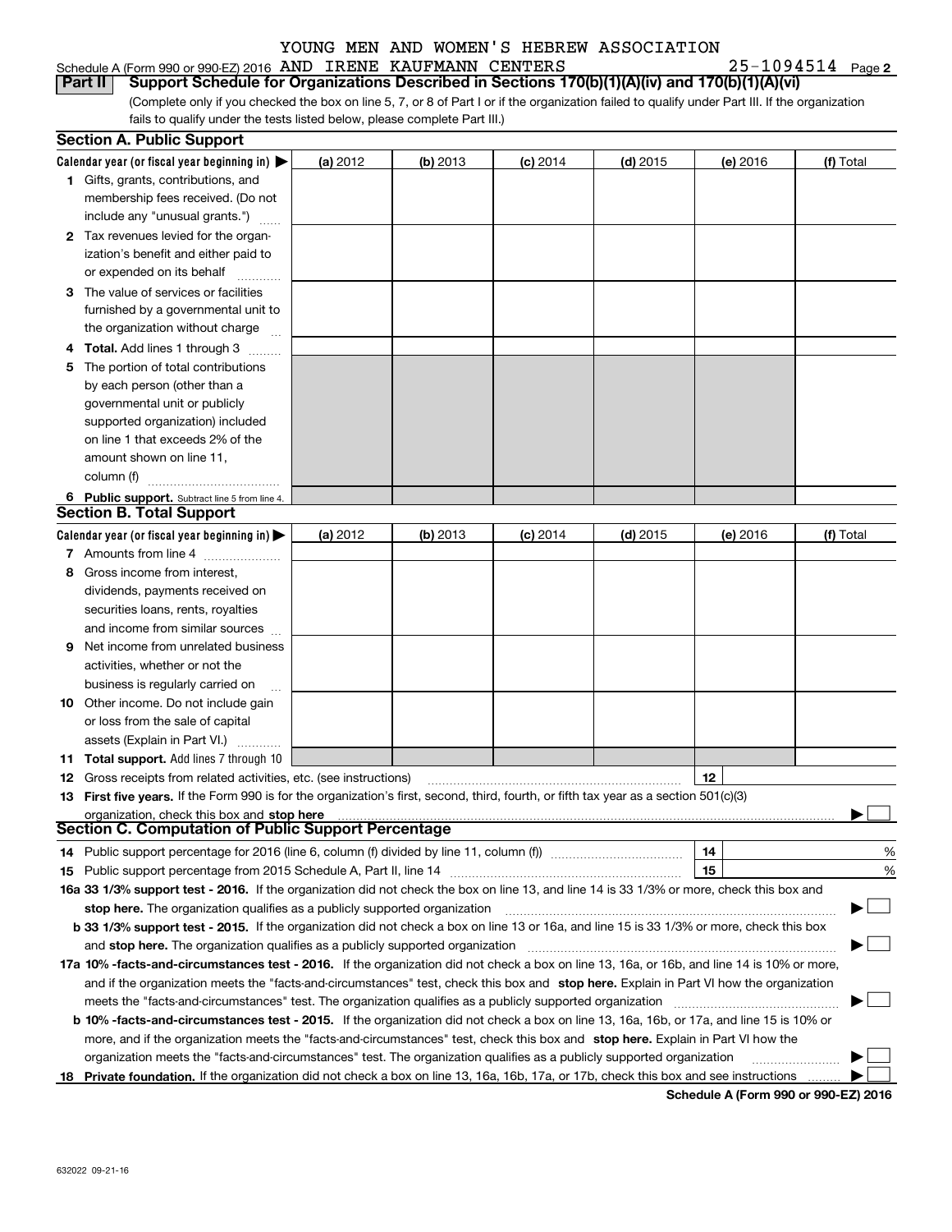YOUNG MEN AND WOMEN'S HEBREW ASSOCIATION

Schedule A (Form 990 or 990-EZ) 2016 AND IRENE KAUFMANN CENTERS 25-1094514 Page 2

**Part II Support Schedule for Organizations Described in Sections 170(b)(1)(A)(iv) and 170(b)(1)(A)(vi)**

(Complete only if you checked the box on line 5, 7, or 8 of Part I or if the organization failed to qualify under Part III. If the organization fails to qualify under the tests listed below, please complete Part III.)

## Section A. Public Support

| Calendar year (or fiscal year beginning in) ▶ | (a) 2012 | (b) 2013 | (c) 2014 | (d) 2015 | (e) 2016 | (f) Total |
|---|---|---|---|---|---|---|
| **1** Gifts, grants, contributions, and membership fees received. (Do not include any "unusual grants.") | | | | | | |
| **2** Tax revenues levied for the organization's benefit and either paid to or expended on its behalf | | | | | | |
| **3** The value of services or facilities furnished by a governmental unit to the organization without charge | | | | | | |
| **4 Total.** Add lines 1 through 3 | | | | | | |
| **5** The portion of total contributions by each person (other than a governmental unit or publicly supported organization) included on line 1 that exceeds 2% of the amount shown on line 11, column (f) | | | | | | |
| **6 Public support.** Subtract line 5 from line 4. | | | | | | |

## Section B. Total Support

| Calendar year (or fiscal year beginning in) ▶ | (a) 2012 | (b) 2013 | (c) 2014 | (d) 2015 | (e) 2016 | (f) Total |
|---|---|---|---|---|---|---|
| **7** Amounts from line 4 | | | | | | |
| **8** Gross income from interest, dividends, payments received on securities loans, rents, royalties and income from similar sources | | | | | | |
| **9** Net income from unrelated business activities, whether or not the business is regularly carried on | | | | | | |
| **10** Other income. Do not include gain or loss from the sale of capital assets (Explain in Part VI.) | | | | | | |
| **11 Total support.** Add lines 7 through 10 | | | | | | |

**12** Gross receipts from related activities, etc. (see instructions) **12**

**13 First five years.** If the Form 990 is for the organization's first, second, third, fourth, or fifth tax year as a section 501(c)(3) organization, check this box and **stop here** ▶ ☐

## Section C. Computation of Public Support Percentage

**14** Public support percentage for 2016 (line 6, column (f) divided by line 11, column (f)) **14** %

**15** Public support percentage from 2015 Schedule A, Part II, line 14 **15** %

**16a 33 1/3% support test - 2016.** If the organization did not check the box on line 13, and line 14 is 33 1/3% or more, check this box and **stop here.** The organization qualifies as a publicly supported organization ▶ ☐

**b 33 1/3% support test - 2015.** If the organization did not check a box on line 13 or 16a, and line 15 is 33 1/3% or more, check this box and **stop here.** The organization qualifies as a publicly supported organization ▶ ☐

**17a 10% -facts-and-circumstances test - 2016.** If the organization did not check a box on line 13, 16a, or 16b, and line 14 is 10% or more, and if the organization meets the "facts-and-circumstances" test, check this box and **stop here.** Explain in Part VI how the organization meets the "facts-and-circumstances" test. The organization qualifies as a publicly supported organization ▶ ☐

**b 10% -facts-and-circumstances test - 2015.** If the organization did not check a box on line 13, 16a, 16b, or 17a, and line 15 is 10% or more, and if the organization meets the "facts-and-circumstances" test, check this box and **stop here.** Explain in Part VI how the organization meets the "facts-and-circumstances" test. The organization qualifies as a publicly supported organization ▶ ☐

**18 Private foundation.** If the organization did not check a box on line 13, 16a, 16b, 17a, or 17b, check this box and see instructions ▶ ☐

**Schedule A (Form 990 or 990-EZ) 2016**

632022 09-21-16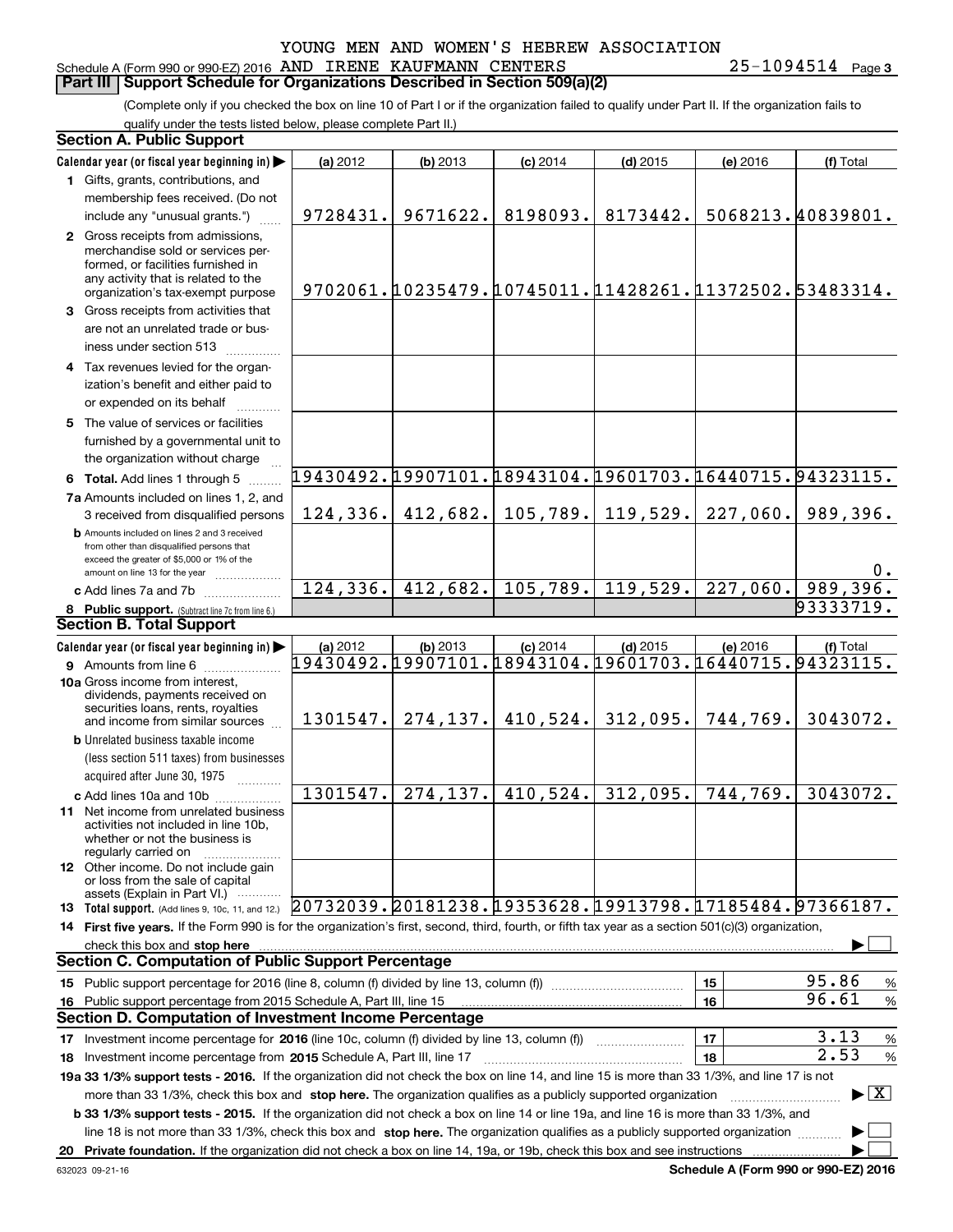YOUNG MEN AND WOMEN'S HEBREW ASSOCIATION

Schedule A (Form 990 or 990-EZ) 2016 AND IRENE KAUFMANN CENTERS 25-1094514 Page 3

**Part III | Support Schedule for Organizations Described in Section 509(a)(2)**

(Complete only if you checked the box on line 10 of Part I or if the organization failed to qualify under Part II. If the organization fails to qualify under the tests listed below, please complete Part II.)

**Section A. Public Support**

| Calendar year (or fiscal year beginning in) ▶ | (a) 2012 | (b) 2013 | (c) 2014 | (d) 2015 | (e) 2016 | (f) Total |
|---|---|---|---|---|---|---|
| **1** Gifts, grants, contributions, and membership fees received. (Do not include any "unusual grants.") | 9728431. | 9671622. | 8198093. | 8173442. | 5068213. | 40839801. |
| **2** Gross receipts from admissions, merchandise sold or services performed, or facilities furnished in any activity that is related to the organization's tax-exempt purpose | 9702061. | 10235479. | 10745011. | 11428261. | 11372502. | 53483314. |
| **3** Gross receipts from activities that are not an unrelated trade or business under section 513 | | | | | | |
| **4** Tax revenues levied for the organization's benefit and either paid to or expended on its behalf | | | | | | |
| **5** The value of services or facilities furnished by a governmental unit to the organization without charge | | | | | | |
| **6 Total.** Add lines 1 through 5 | 19430492. | 19907101. | 18943104. | 19601703. | 16440715. | 94323115. |
| **7a** Amounts included on lines 1, 2, and 3 received from disqualified persons | 124,336. | 412,682. | 105,789. | 119,529. | 227,060. | 989,396. |
| **b** Amounts included on lines 2 and 3 received from other than disqualified persons that exceed the greater of $5,000 or 1% of the amount on line 13 for the year | | | | | | 0. |
| **c** Add lines 7a and 7b | 124,336. | 412,682. | 105,789. | 119,529. | 227,060. | 989,396. |
| **8 Public support.** (Subtract line 7c from line 6.) | | | | | | 93333719. |

**Section B. Total Support**

| Calendar year (or fiscal year beginning in) ▶ | (a) 2012 | (b) 2013 | (c) 2014 | (d) 2015 | (e) 2016 | (f) Total |
|---|---|---|---|---|---|---|
| **9** Amounts from line 6 | 19430492. | 19907101. | 18943104. | 19601703. | 16440715. | 94323115. |
| **10a** Gross income from interest, dividends, payments received on securities loans, rents, royalties and income from similar sources | 1301547. | 274,137. | 410,524. | 312,095. | 744,769. | 3043072. |
| **b** Unrelated business taxable income (less section 511 taxes) from businesses acquired after June 30, 1975 | | | | | | |
| **c** Add lines 10a and 10b | 1301547. | 274,137. | 410,524. | 312,095. | 744,769. | 3043072. |
| **11** Net income from unrelated business activities not included in line 10b, whether or not the business is regularly carried on | | | | | | |
| **12** Other income. Do not include gain or loss from the sale of capital assets (Explain in Part VI.) | | | | | | |
| **13 Total support.** (Add lines 9, 10c, 11, and 12.) | 20732039. | 20181238. | 19353628. | 19913798. | 17185484. | 97366187. |

**14 First five years.** If the Form 990 is for the organization's first, second, third, fourth, or fifth tax year as a section 501(c)(3) organization, check this box and **stop here** ▶ ☐

**Section C. Computation of Public Support Percentage**

| | | | |
|---|---|---|---|
| **15** Public support percentage for 2016 (line 8, column (f) divided by line 13, column (f)) | 15 | 95.86 | % |
| **16** Public support percentage from 2015 Schedule A, Part III, line 15 | 16 | 96.61 | % |

**Section D. Computation of Investment Income Percentage**

| | | | |
|---|---|---|---|
| **17** Investment income percentage for **2016** (line 10c, column (f) divided by line 13, column (f)) | 17 | 3.13 | % |
| **18** Investment income percentage from **2015** Schedule A, Part III, line 17 | 18 | 2.53 | % |

**19a 33 1/3% support tests - 2016.** If the organization did not check the box on line 14, and line 15 is more than 33 1/3%, and line 17 is not more than 33 1/3%, check this box and **stop here.** The organization qualifies as a publicly supported organization ▶ ☒

**b 33 1/3% support tests - 2015.** If the organization did not check a box on line 14 or line 19a, and line 16 is more than 33 1/3%, and line 18 is not more than 33 1/3%, check this box and **stop here.** The organization qualifies as a publicly supported organization ▶ ☐

**20 Private foundation.** If the organization did not check a box on line 14, 19a, or 19b, check this box and see instructions ▶ ☐

632023 09-21-16 **Schedule A (Form 990 or 990-EZ) 2016**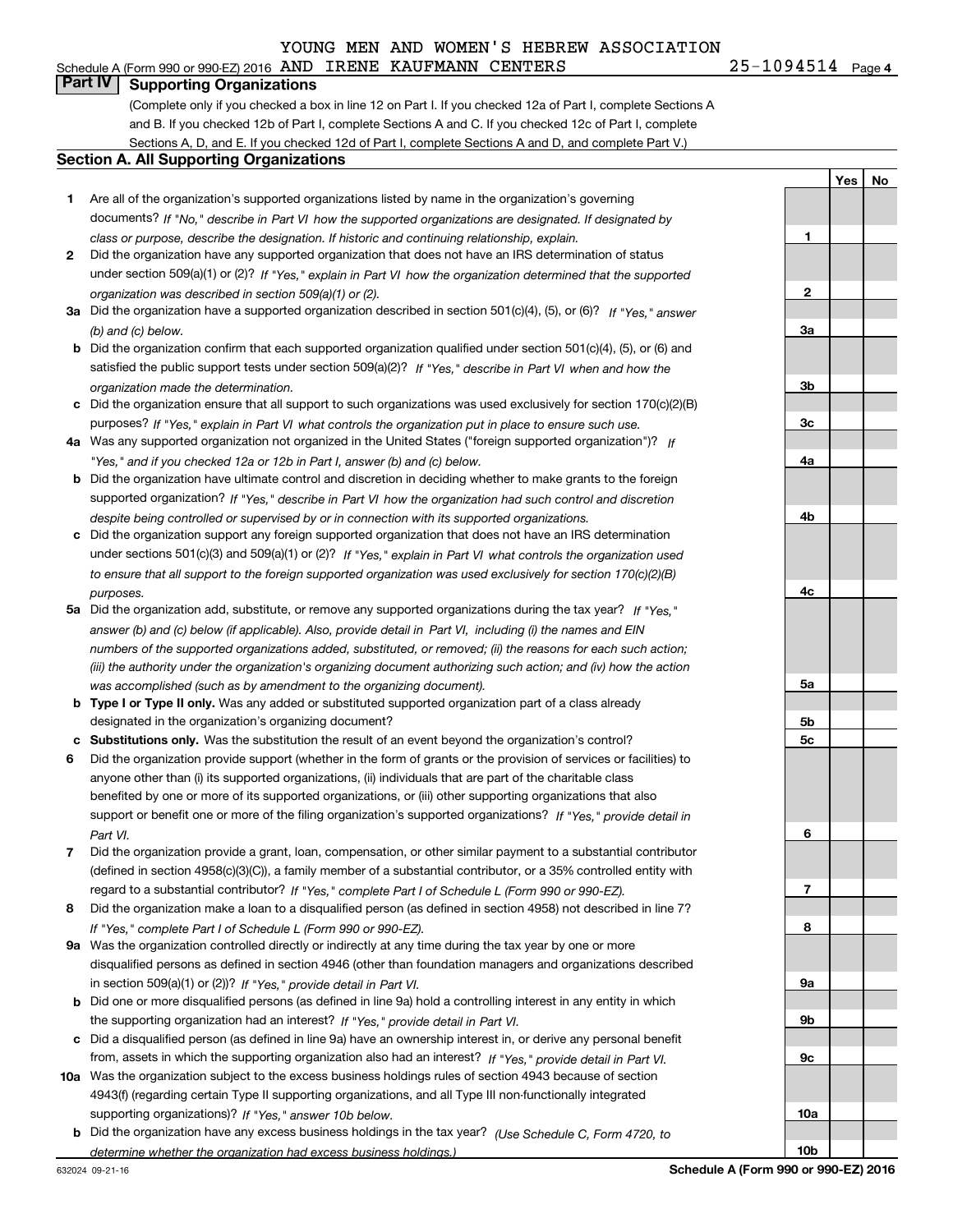Schedule A (Form 990 or 990-EZ) 2016 YOUNG MEN AND WOMEN'S HEBREW ASSOCIATION AND IRENE KAUFMANN CENTERS 25-1094514 Page 4

## Part IV Supporting Organizations

(Complete only if you checked a box in line 12 on Part I. If you checked 12a of Part I, complete Sections A and B. If you checked 12b of Part I, complete Sections A and C. If you checked 12c of Part I, complete Sections A, D, and E. If you checked 12d of Part I, complete Sections A and D, and complete Part V.)

### Section A. All Supporting Organizations

| | | | Yes | No |
|---|---|---|---|---|
| 1 | Are all of the organization's supported organizations listed by name in the organization's governing documents? *If "No," describe in Part VI how the supported organizations are designated. If designated by class or purpose, describe the designation. If historic and continuing relationship, explain.* | 1 | | |
| 2 | Did the organization have any supported organization that does not have an IRS determination of status under section 509(a)(1) or (2)? *If "Yes," explain in Part VI how the organization determined that the supported organization was described in section 509(a)(1) or (2).* | 2 | | |
| 3a | Did the organization have a supported organization described in section 501(c)(4), (5), or (6)? *If "Yes," answer (b) and (c) below.* | 3a | | |
| b | Did the organization confirm that each supported organization qualified under section 501(c)(4), (5), or (6) and satisfied the public support tests under section 509(a)(2)? *If "Yes," describe in Part VI when and how the organization made the determination.* | 3b | | |
| c | Did the organization ensure that all support to such organizations was used exclusively for section 170(c)(2)(B) purposes? *If "Yes," explain in Part VI what controls the organization put in place to ensure such use.* | 3c | | |
| 4a | Was any supported organization not organized in the United States ("foreign supported organization")? *If "Yes," and if you checked 12a or 12b in Part I, answer (b) and (c) below.* | 4a | | |
| b | Did the organization have ultimate control and discretion in deciding whether to make grants to the foreign supported organization? *If "Yes," describe in Part VI how the organization had such control and discretion despite being controlled or supervised by or in connection with its supported organizations.* | 4b | | |
| c | Did the organization support any foreign supported organization that does not have an IRS determination under sections 501(c)(3) and 509(a)(1) or (2)? *If "Yes," explain in Part VI what controls the organization used to ensure that all support to the foreign supported organization was used exclusively for section 170(c)(2)(B) purposes.* | 4c | | |
| 5a | Did the organization add, substitute, or remove any supported organizations during the tax year? *If "Yes," answer (b) and (c) below (if applicable). Also, provide detail in Part VI, including (i) the names and EIN numbers of the supported organizations added, substituted, or removed; (ii) the reasons for each such action; (iii) the authority under the organization's organizing document authorizing such action; and (iv) how the action was accomplished (such as by amendment to the organizing document).* | 5a | | |
| b | **Type I or Type II only.** Was any added or substituted supported organization part of a class already designated in the organization's organizing document? | 5b | | |
| c | **Substitutions only.** Was the substitution the result of an event beyond the organization's control? | 5c | | |
| 6 | Did the organization provide support (whether in the form of grants or the provision of services or facilities) to anyone other than (i) its supported organizations, (ii) individuals that are part of the charitable class benefited by one or more of its supported organizations, or (iii) other supporting organizations that also support or benefit one or more of the filing organization's supported organizations? *If "Yes," provide detail in Part VI.* | 6 | | |
| 7 | Did the organization provide a grant, loan, compensation, or other similar payment to a substantial contributor (defined in section 4958(c)(3)(C)), a family member of a substantial contributor, or a 35% controlled entity with regard to a substantial contributor? *If "Yes," complete Part I of Schedule L (Form 990 or 990-EZ).* | 7 | | |
| 8 | Did the organization make a loan to a disqualified person (as defined in section 4958) not described in line 7? *If "Yes," complete Part I of Schedule L (Form 990 or 990-EZ).* | 8 | | |
| 9a | Was the organization controlled directly or indirectly at any time during the tax year by one or more disqualified persons as defined in section 4946 (other than foundation managers and organizations described in section 509(a)(1) or (2))? *If "Yes," provide detail in Part VI.* | 9a | | |
| b | Did one or more disqualified persons (as defined in line 9a) hold a controlling interest in any entity in which the supporting organization had an interest? *If "Yes," provide detail in Part VI.* | 9b | | |
| c | Did a disqualified person (as defined in line 9a) have an ownership interest in, or derive any personal benefit from, assets in which the supporting organization also had an interest? *If "Yes," provide detail in Part VI.* | 9c | | |
| 10a | Was the organization subject to the excess business holdings rules of section 4943 because of section 4943(f) (regarding certain Type II supporting organizations, and all Type III non-functionally integrated supporting organizations)? *If "Yes," answer 10b below.* | 10a | | |
| b | Did the organization have any excess business holdings in the tax year? *(Use Schedule C, Form 4720, to determine whether the organization had excess business holdings.)* | 10b | | |

632024 09-21-16 **Schedule A (Form 990 or 990-EZ) 2016**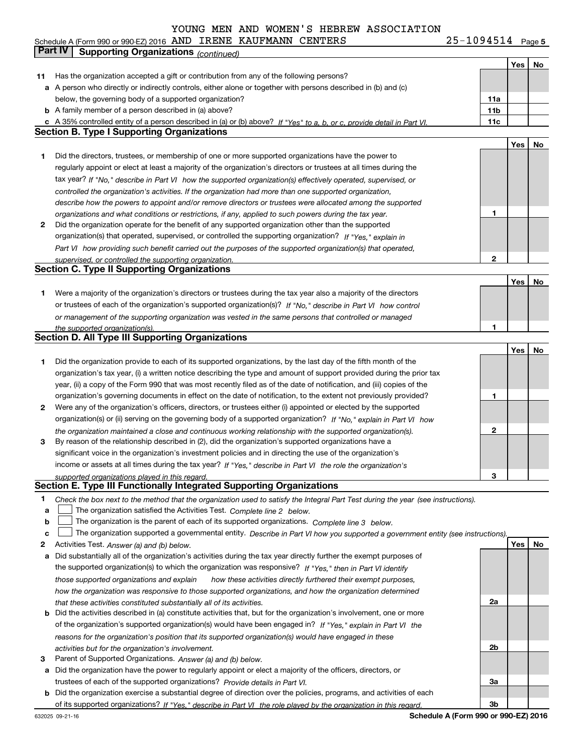YOUNG MEN AND WOMEN'S HEBREW ASSOCIATION

Schedule A (Form 990 or 990-EZ) 2016 AND IRENE KAUFMANN CENTERS 25-1094514 Page 5

**Part IV Supporting Organizations** *(continued)*

| | | | Yes | No |
|---|---|---|---|---|
| **11** | Has the organization accepted a gift or contribution from any of the following persons? | | | |
| **a** | A person who directly or indirectly controls, either alone or together with persons described in (b) and (c) below, the governing body of a supported organization? | **11a** | | |
| **b** | A family member of a person described in (a) above? | **11b** | | |
| **c** | A 35% controlled entity of a person described in (a) or (b) above? *If "Yes" to a, b, or c, provide detail in Part VI.* | **11c** | | |

**Section B. Type I Supporting Organizations**

| | | | Yes | No |
|---|---|---|---|---|
| **1** | Did the directors, trustees, or membership of one or more supported organizations have the power to regularly appoint or elect at least a majority of the organization's directors or trustees at all times during the tax year? *If "No," describe in Part VI how the supported organization(s) effectively operated, supervised, or controlled the organization's activities. If the organization had more than one supported organization, describe how the powers to appoint and/or remove directors or trustees were allocated among the supported organizations and what conditions or restrictions, if any, applied to such powers during the tax year.* | **1** | | |
| **2** | Did the organization operate for the benefit of any supported organization other than the supported organization(s) that operated, supervised, or controlled the supporting organization? *If "Yes," explain in Part VI how providing such benefit carried out the purposes of the supported organization(s) that operated, supervised, or controlled the supporting organization.* | **2** | | |

**Section C. Type II Supporting Organizations**

| | | | Yes | No |
|---|---|---|---|---|
| **1** | Were a majority of the organization's directors or trustees during the tax year also a majority of the directors or trustees of each of the organization's supported organization(s)? *If "No," describe in Part VI how control or management of the supporting organization was vested in the same persons that controlled or managed the supported organization(s).* | **1** | | |

**Section D. All Type III Supporting Organizations**

| | | | Yes | No |
|---|---|---|---|---|
| **1** | Did the organization provide to each of its supported organizations, by the last day of the fifth month of the organization's tax year, (i) a written notice describing the type and amount of support provided during the prior tax year, (ii) a copy of the Form 990 that was most recently filed as of the date of notification, and (iii) copies of the organization's governing documents in effect on the date of notification, to the extent not previously provided? | **1** | | |
| **2** | Were any of the organization's officers, directors, or trustees either (i) appointed or elected by the supported organization(s) or (ii) serving on the governing body of a supported organization? *If "No," explain in Part VI how the organization maintained a close and continuous working relationship with the supported organization(s).* | **2** | | |
| **3** | By reason of the relationship described in (2), did the organization's supported organizations have a significant voice in the organization's investment policies and in directing the use of the organization's income or assets at all times during the tax year? *If "Yes," describe in Part VI the role the organization's supported organizations played in this regard.* | **3** | | |

**Section E. Type III Functionally Integrated Supporting Organizations**

**1** *Check the box next to the method that the organization used to satisfy the Integral Part Test during the year (see instructions).*

**a** ☐ The organization satisfied the Activities Test. *Complete line 2 below.*

**b** ☐ The organization is the parent of each of its supported organizations. *Complete line 3 below.*

**c** ☐ The organization supported a governmental entity. *Describe in Part VI how you supported a government entity (see instructions).*

| | | | Yes | No |
|---|---|---|---|---|
| **2** | Activities Test. *Answer (a) and (b) below.* | | | |
| **a** | Did substantially all of the organization's activities during the tax year directly further the exempt purposes of the supported organization(s) to which the organization was responsive? *If "Yes," then in Part VI identify those supported organizations and explain how these activities directly furthered their exempt purposes, how the organization was responsive to those supported organizations, and how the organization determined that these activities constituted substantially all of its activities.* | **2a** | | |
| **b** | Did the activities described in (a) constitute activities that, but for the organization's involvement, one or more of the organization's supported organization(s) would have been engaged in? *If "Yes," explain in Part VI the reasons for the organization's position that its supported organization(s) would have engaged in these activities but for the organization's involvement.* | **2b** | | |
| **3** | Parent of Supported Organizations. *Answer (a) and (b) below.* | | | |
| **a** | Did the organization have the power to regularly appoint or elect a majority of the officers, directors, or trustees of each of the supported organizations? *Provide details in Part VI.* | **3a** | | |
| **b** | Did the organization exercise a substantial degree of direction over the policies, programs, and activities of each of its supported organizations? *If "Yes," describe in Part VI the role played by the organization in this regard.* | **3b** | | |

632025 09-21-16 **Schedule A (Form 990 or 990-EZ) 2016**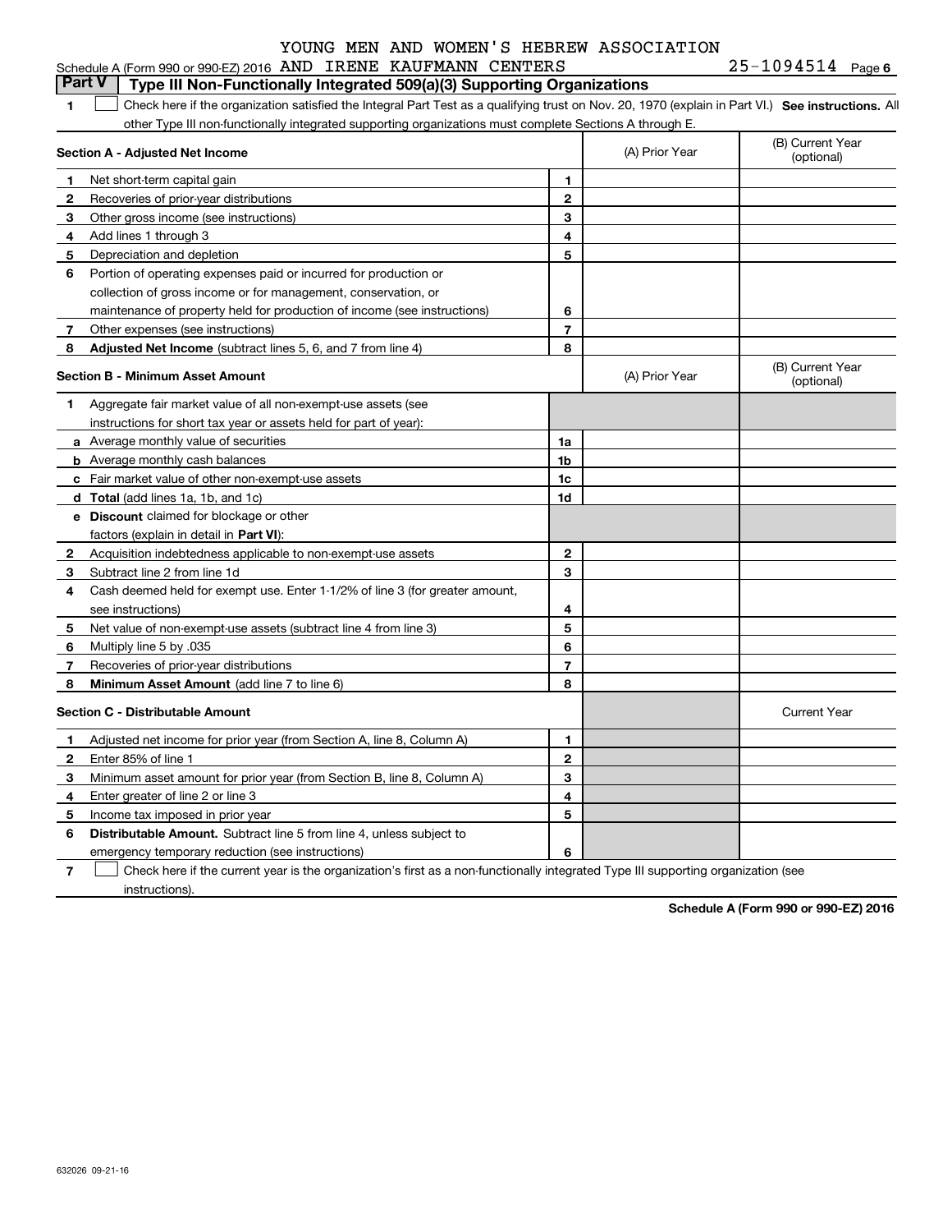YOUNG MEN AND WOMEN'S HEBREW ASSOCIATION

Schedule A (Form 990 or 990-EZ) 2016 AND IRENE KAUFMANN CENTERS 25-1094514 Page 6

## Part V Type III Non-Functionally Integrated 509(a)(3) Supporting Organizations

1 ☐ Check here if the organization satisfied the Integral Part Test as a qualifying trust on Nov. 20, 1970 (explain in Part VI.) **See instructions.** All other Type III non-functionally integrated supporting organizations must complete Sections A through E.

| **Section A - Adjusted Net Income** | | | (A) Prior Year | (B) Current Year (optional) |
|---|---|---|---|---|
| 1 | Net short-term capital gain | 1 | | |
| 2 | Recoveries of prior-year distributions | 2 | | |
| 3 | Other gross income (see instructions) | 3 | | |
| 4 | Add lines 1 through 3 | 4 | | |
| 5 | Depreciation and depletion | 5 | | |
| 6 | Portion of operating expenses paid or incurred for production or collection of gross income or for management, conservation, or maintenance of property held for production of income (see instructions) | 6 | | |
| 7 | Other expenses (see instructions) | 7 | | |
| 8 | **Adjusted Net Income** (subtract lines 5, 6, and 7 from line 4) | 8 | | |

| **Section B - Minimum Asset Amount** | | | (A) Prior Year | (B) Current Year (optional) |
|---|---|---|---|---|
| 1 | Aggregate fair market value of all non-exempt-use assets (see instructions for short tax year or assets held for part of year): | | | |
| a | Average monthly value of securities | 1a | | |
| b | Average monthly cash balances | 1b | | |
| c | Fair market value of other non-exempt-use assets | 1c | | |
| d | **Total** (add lines 1a, 1b, and 1c) | 1d | | |
| e | **Discount** claimed for blockage or other factors (explain in detail in **Part VI**): | | | |
| 2 | Acquisition indebtedness applicable to non-exempt-use assets | 2 | | |
| 3 | Subtract line 2 from line 1d | 3 | | |
| 4 | Cash deemed held for exempt use. Enter 1-1/2% of line 3 (for greater amount, see instructions) | 4 | | |
| 5 | Net value of non-exempt-use assets (subtract line 4 from line 3) | 5 | | |
| 6 | Multiply line 5 by .035 | 6 | | |
| 7 | Recoveries of prior-year distributions | 7 | | |
| 8 | **Minimum Asset Amount** (add line 7 to line 6) | 8 | | |

| **Section C - Distributable Amount** | | | | Current Year |
|---|---|---|---|---|
| 1 | Adjusted net income for prior year (from Section A, line 8, Column A) | 1 | | |
| 2 | Enter 85% of line 1 | 2 | | |
| 3 | Minimum asset amount for prior year (from Section B, line 8, Column A) | 3 | | |
| 4 | Enter greater of line 2 or line 3 | 4 | | |
| 5 | Income tax imposed in prior year | 5 | | |
| 6 | **Distributable Amount.** Subtract line 5 from line 4, unless subject to emergency temporary reduction (see instructions) | 6 | | |

7 ☐ Check here if the current year is the organization's first as a non-functionally integrated Type III supporting organization (see instructions).

**Schedule A (Form 990 or 990-EZ) 2016**

632026 09-21-16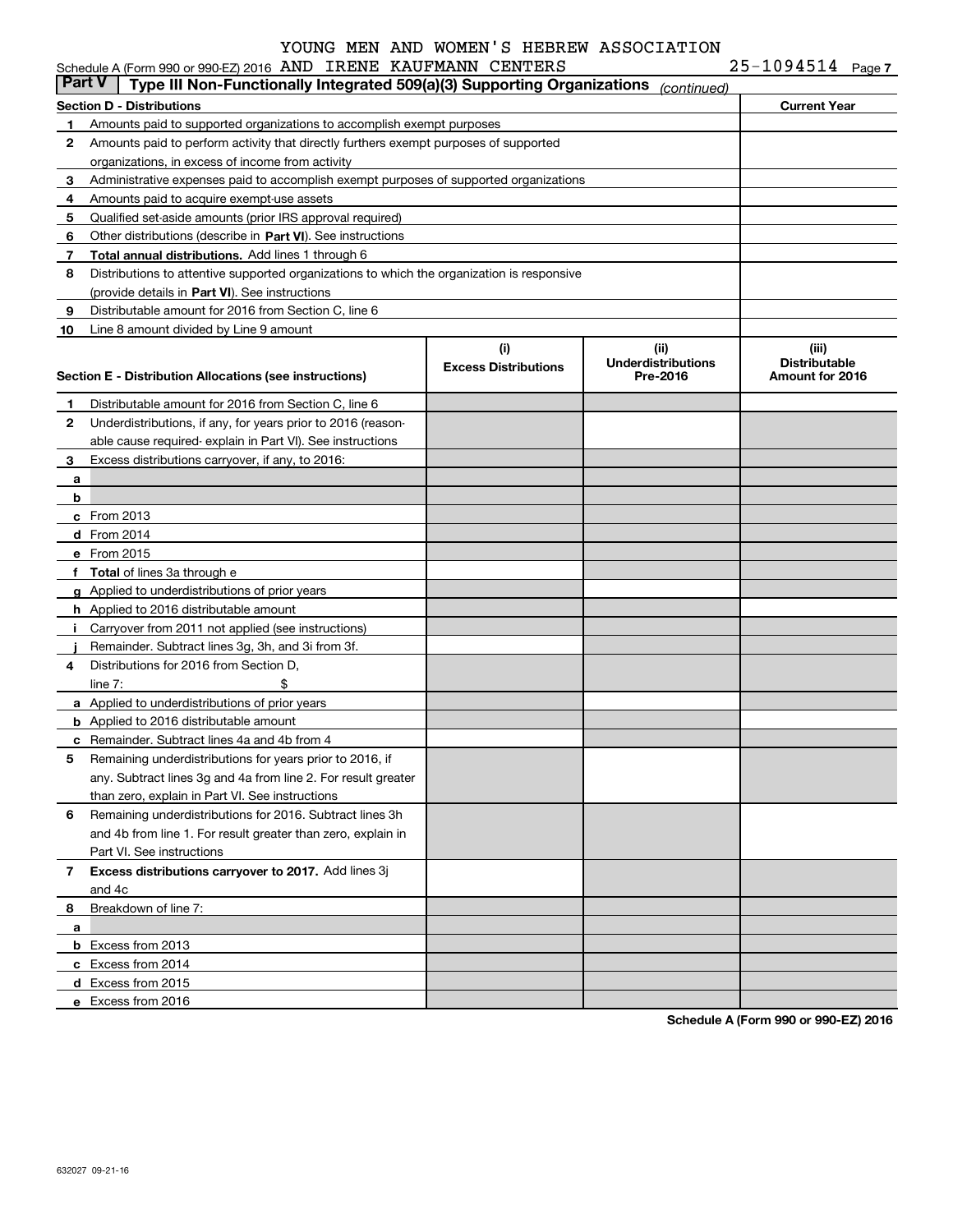YOUNG MEN AND WOMEN'S HEBREW ASSOCIATION

Schedule A (Form 990 or 990-EZ) 2016 AND IRENE KAUFMANN CENTERS 25-1094514 Page 7

**Part V | Type III Non-Functionally Integrated 509(a)(3) Supporting Organizations** *(continued)*

| Section D - Distributions | | Current Year |
|---|---|---|
| 1 | Amounts paid to supported organizations to accomplish exempt purposes | |
| 2 | Amounts paid to perform activity that directly furthers exempt purposes of supported organizations, in excess of income from activity | |
| 3 | Administrative expenses paid to accomplish exempt purposes of supported organizations | |
| 4 | Amounts paid to acquire exempt-use assets | |
| 5 | Qualified set-aside amounts (prior IRS approval required) | |
| 6 | Other distributions (describe in **Part VI**). See instructions | |
| 7 | **Total annual distributions.** Add lines 1 through 6 | |
| 8 | Distributions to attentive supported organizations to which the organization is responsive (provide details in **Part VI**). See instructions | |
| 9 | Distributable amount for 2016 from Section C, line 6 | |
| 10 | Line 8 amount divided by Line 9 amount | |

| Section E - Distribution Allocations (see instructions) | | (i) Excess Distributions | (ii) Underdistributions Pre-2016 | (iii) Distributable Amount for 2016 |
|---|---|---|---|---|
| 1 | Distributable amount for 2016 from Section C, line 6 | | | |
| 2 | Underdistributions, if any, for years prior to 2016 (reasonable cause required- explain in Part VI). See instructions | | | |
| 3 | Excess distributions carryover, if any, to 2016: | | | |
| a | | | | |
| b | | | | |
| c | From 2013 | | | |
| d | From 2014 | | | |
| e | From 2015 | | | |
| f | **Total** of lines 3a through e | | | |
| g | Applied to underdistributions of prior years | | | |
| h | Applied to 2016 distributable amount | | | |
| i | Carryover from 2011 not applied (see instructions) | | | |
| j | Remainder. Subtract lines 3g, 3h, and 3i from 3f. | | | |
| 4 | Distributions for 2016 from Section D, line 7: $ | | | |
| a | Applied to underdistributions of prior years | | | |
| b | Applied to 2016 distributable amount | | | |
| c | Remainder. Subtract lines 4a and 4b from 4 | | | |
| 5 | Remaining underdistributions for years prior to 2016, if any. Subtract lines 3g and 4a from line 2. For result greater than zero, explain in Part VI. See instructions | | | |
| 6 | Remaining underdistributions for 2016. Subtract lines 3h and 4b from line 1. For result greater than zero, explain in Part VI. See instructions | | | |
| 7 | **Excess distributions carryover to 2017.** Add lines 3j and 4c | | | |
| 8 | Breakdown of line 7: | | | |
| a | | | | |
| b | Excess from 2013 | | | |
| c | Excess from 2014 | | | |
| d | Excess from 2015 | | | |
| e | Excess from 2016 | | | |

**Schedule A (Form 990 or 990-EZ) 2016**

632027 09-21-16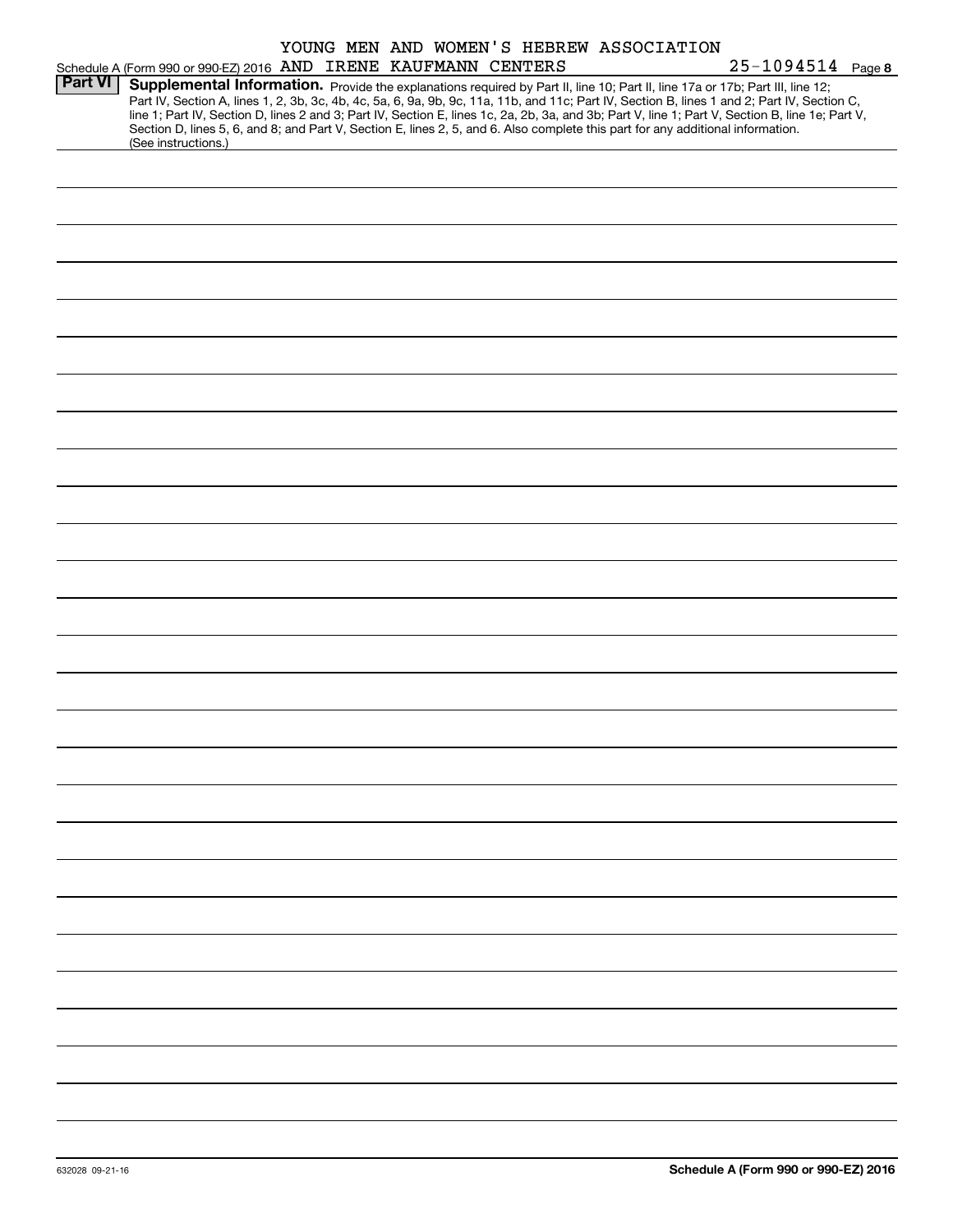YOUNG MEN AND WOMEN'S HEBREW ASSOCIATION

Schedule A (Form 990 or 990-EZ) 2016 AND IRENE KAUFMANN CENTERS 25-1094514 Page **8**

**Part VI** **Supplemental Information.** Provide the explanations required by Part II, line 10; Part II, line 17a or 17b; Part III, line 12; Part IV, Section A, lines 1, 2, 3b, 3c, 4b, 4c, 5a, 6, 9a, 9b, 9c, 11a, 11b, and 11c; Part IV, Section B, lines 1 and 2; Part IV, Section C, line 1; Part IV, Section D, lines 2 and 3; Part IV, Section E, lines 1c, 2a, 2b, 3a, and 3b; Part V, line 1; Part V, Section B, line 1e; Part V, Section D, lines 5, 6, and 8; and Part V, Section E, lines 2, 5, and 6. Also complete this part for any additional information. (See instructions.)

632028 09-21-16

**Schedule A (Form 990 or 990-EZ) 2016**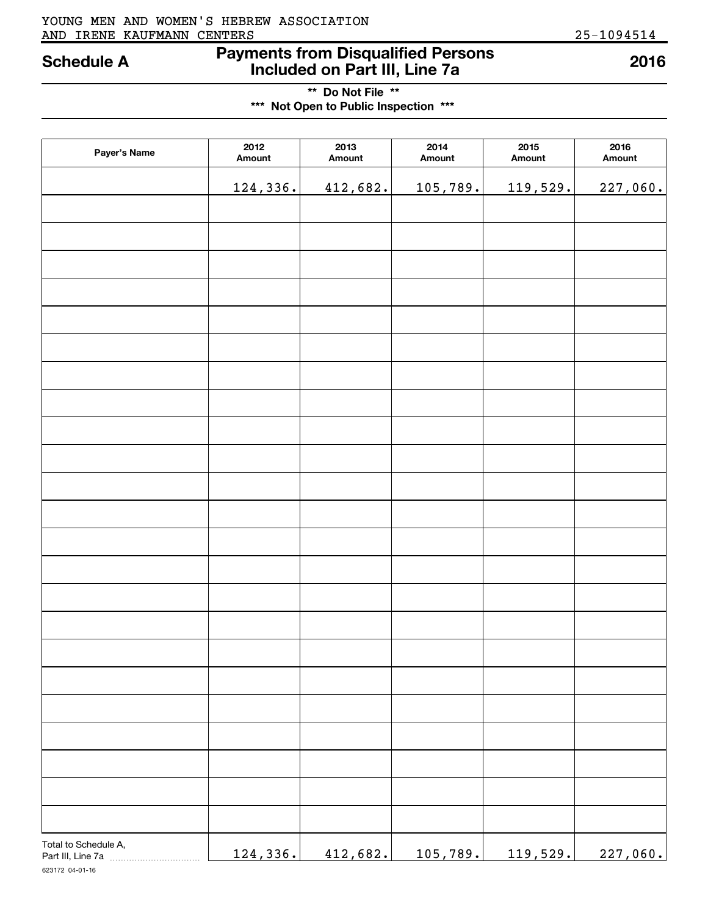YOUNG MEN AND WOMEN'S HEBREW ASSOCIATION AND IRENE KAUFMANN CENTERS 25-1094514

# Schedule A — Payments from Disqualified Persons Included on Part III, Line 7a — 2016

**\*\* Do Not File \*\***

**\*\*\* Not Open to Public Inspection \*\*\***

| Payer's Name | 2012 Amount | 2013 Amount | 2014 Amount | 2015 Amount | 2016 Amount |
|---|---|---|---|---|---|
| | 124,336. | 412,682. | 105,789. | 119,529. | 227,060. |
| | | | | | |
| | | | | | |
| | | | | | |
| | | | | | |
| | | | | | |
| | | | | | |
| | | | | | |
| | | | | | |
| | | | | | |
| | | | | | |
| | | | | | |
| | | | | | |
| | | | | | |
| | | | | | |
| | | | | | |
| | | | | | |
| | | | | | |
| | | | | | |
| | | | | | |
| | | | | | |
| | | | | | |
| | | | | | |
| | | | | | |
| Total to Schedule A, Part III, Line 7a | 124,336. | 412,682. | 105,789. | 119,529. | 227,060. |

623172 04-01-16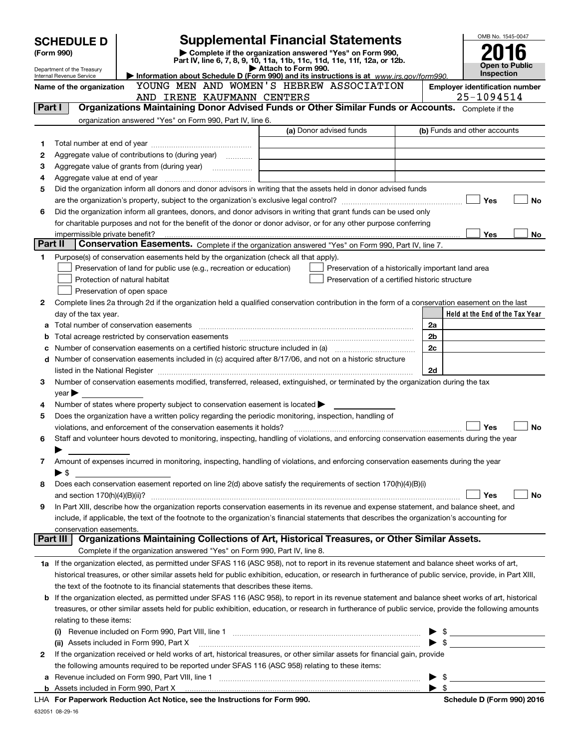**SCHEDULE D**
**(Form 990)**

Department of the Treasury
Internal Revenue Service

# Supplemental Financial Statements

▶ Complete if the organization answered "Yes" on Form 990, Part IV, line 6, 7, 8, 9, 10, 11a, 11b, 11c, 11d, 11e, 11f, 12a, or 12b.
▶ Attach to Form 990.
▶ Information about Schedule D (Form 990) and its instructions is at *www.irs.gov/form990.*

OMB No. 1545-0047
**2016**
**Open to Public Inspection**

**Name of the organization** YOUNG MEN AND WOMEN'S HEBREW ASSOCIATION AND IRENE KAUFMANN CENTERS

**Employer identification number** 25-1094514

## Part I Organizations Maintaining Donor Advised Funds or Other Similar Funds or Accounts.

Complete if the organization answered "Yes" on Form 990, Part IV, line 6.

| | | (a) Donor advised funds | (b) Funds and other accounts |
|---|---|---|---|
| 1 | Total number at end of year | | |
| 2 | Aggregate value of contributions to (during year) | | |
| 3 | Aggregate value of grants from (during year) | | |
| 4 | Aggregate value at end of year | | |

5 Did the organization inform all donors and donor advisors in writing that the assets held in donor advised funds are the organization's property, subject to the organization's exclusive legal control? ☐ Yes ☐ No

6 Did the organization inform all grantees, donors, and donor advisors in writing that grant funds can be used only for charitable purposes and not for the benefit of the donor or donor advisor, or for any other purpose conferring impermissible private benefit? ☐ Yes ☐ No

## Part II Conservation Easements.

Complete if the organization answered "Yes" on Form 990, Part IV, line 7.

1 Purpose(s) of conservation easements held by the organization (check all that apply).

☐ Preservation of land for public use (e.g., recreation or education)
☐ Protection of natural habitat
☐ Preservation of open space
☐ Preservation of a historically important land area
☐ Preservation of a certified historic structure

2 Complete lines 2a through 2d if the organization held a qualified conservation contribution in the form of a conservation easement on the last day of the tax year.

| | | | Held at the End of the Tax Year |
|---|---|---|---|
| a | Total number of conservation easements | 2a | |
| b | Total acreage restricted by conservation easements | 2b | |
| c | Number of conservation easements on a certified historic structure included in (a) | 2c | |
| d | Number of conservation easements included in (c) acquired after 8/17/06, and not on a historic structure listed in the National Register | 2d | |

3 Number of conservation easements modified, transferred, released, extinguished, or terminated by the organization during the tax year ▶

4 Number of states where property subject to conservation easement is located ▶

5 Does the organization have a written policy regarding the periodic monitoring, inspection, handling of violations, and enforcement of the conservation easements it holds? ☐ Yes ☐ No

6 Staff and volunteer hours devoted to monitoring, inspecting, handling of violations, and enforcing conservation easements during the year ▶

7 Amount of expenses incurred in monitoring, inspecting, handling of violations, and enforcing conservation easements during the year ▶ $

8 Does each conservation easement reported on line 2(d) above satisfy the requirements of section 170(h)(4)(B)(i) and section 170(h)(4)(B)(ii)? ☐ Yes ☐ No

9 In Part XIII, describe how the organization reports conservation easements in its revenue and expense statement, and balance sheet, and include, if applicable, the text of the footnote to the organization's financial statements that describes the organization's accounting for conservation easements.

## Part III Organizations Maintaining Collections of Art, Historical Treasures, or Other Similar Assets.

Complete if the organization answered "Yes" on Form 990, Part IV, line 8.

1a If the organization elected, as permitted under SFAS 116 (ASC 958), not to report in its revenue statement and balance sheet works of art, historical treasures, or other similar assets held for public exhibition, education, or research in furtherance of public service, provide, in Part XIII, the text of the footnote to its financial statements that describes these items.

b If the organization elected, as permitted under SFAS 116 (ASC 958), to report in its revenue statement and balance sheet works of art, historical treasures, or other similar assets held for public exhibition, education, or research in furtherance of public service, provide the following amounts relating to these items:

(i) Revenue included on Form 990, Part VIII, line 1 ▶ $

(ii) Assets included in Form 990, Part X ▶ $

2 If the organization received or held works of art, historical treasures, or other similar assets for financial gain, provide the following amounts required to be reported under SFAS 116 (ASC 958) relating to these items:

a Revenue included on Form 990, Part VIII, line 1 ▶ $

b Assets included in Form 990, Part X ▶ $

LHA **For Paperwork Reduction Act Notice, see the Instructions for Form 990.** **Schedule D (Form 990) 2016**

632051 08-29-16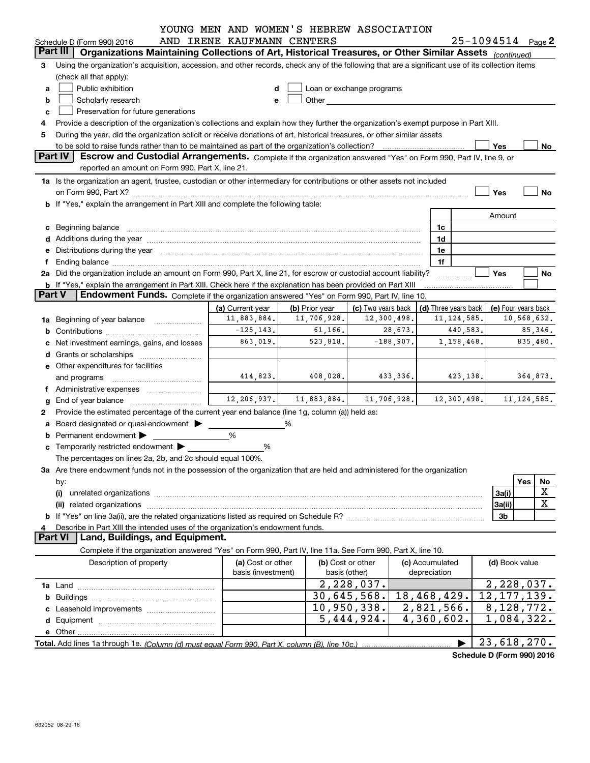YOUNG MEN AND WOMEN'S HEBREW ASSOCIATION AND IRENE KAUFMANN CENTERS

Schedule D (Form 990) 2016 — 25-1094514 Page 2

**Part III** Organizations Maintaining Collections of Art, Historical Treasures, or Other Similar Assets *(continued)*

3 Using the organization's acquisition, accession, and other records, check any of the following that are a significant use of its collection items (check all that apply):

a ☐ Public exhibition
b ☐ Scholarly research
c ☐ Preservation for future generations
d ☐ Loan or exchange programs
e ☐ Other

4 Provide a description of the organization's collections and explain how they further the organization's exempt purpose in Part XIII.

5 During the year, did the organization solicit or receive donations of art, historical treasures, or other similar assets to be sold to raise funds rather than to be maintained as part of the organization's collection? ☐ Yes ☐ No

**Part IV** Escrow and Custodial Arrangements. Complete if the organization answered "Yes" on Form 990, Part IV, line 9, or reported an amount on Form 990, Part X, line 21.

1a Is the organization an agent, trustee, custodian or other intermediary for contributions or other assets not included on Form 990, Part X? ☐ Yes ☐ No

b If "Yes," explain the arrangement in Part XIII and complete the following table:

| | | Amount |
|---|---|---|
| c Beginning balance | 1c | |
| d Additions during the year | 1d | |
| e Distributions during the year | 1e | |
| f Ending balance | 1f | |

2a Did the organization include an amount on Form 990, Part X, line 21, for escrow or custodial account liability? ☐ Yes ☐ No

b If "Yes," explain the arrangement in Part XIII. Check here if the explanation has been provided on Part XIII ☐

**Part V** Endowment Funds. Complete if the organization answered "Yes" on Form 990, Part IV, line 10.

| | (a) Current year | (b) Prior year | (c) Two years back | (d) Three years back | (e) Four years back |
|---|---|---|---|---|---|
| 1a Beginning of year balance | 11,883,884. | 11,706,928. | 12,300,498. | 11,124,585. | 10,568,632. |
| b Contributions | -125,143. | 61,166. | 28,673. | 440,583. | 85,346. |
| c Net investment earnings, gains, and losses | 863,019. | 523,818. | -188,907. | 1,158,468. | 835,480. |
| d Grants or scholarships | | | | | |
| e Other expenditures for facilities and programs | 414,823. | 408,028. | 433,336. | 423,138. | 364,873. |
| f Administrative expenses | | | | | |
| g End of year balance | 12,206,937. | 11,883,884. | 11,706,928. | 12,300,498. | 11,124,585. |

2 Provide the estimated percentage of the current year end balance (line 1g, column (a)) held as:

a Board designated or quasi-endowment ▶ %
b Permanent endowment ▶ %
c Temporarily restricted endowment ▶ %

The percentages on lines 2a, 2b, and 2c should equal 100%.

3a Are there endowment funds not in the possession of the organization that are held and administered for the organization by:

| | | Yes | No |
|---|---|---|---|
| (i) unrelated organizations | 3a(i) | | X |
| (ii) related organizations | 3a(ii) | | X |
| b If "Yes" on line 3a(ii), are the related organizations listed as required on Schedule R? | 3b | | |

4 Describe in Part XIII the intended uses of the organization's endowment funds.

**Part VI** Land, Buildings, and Equipment.

Complete if the organization answered "Yes" on Form 990, Part IV, line 11a. See Form 990, Part X, line 10.

| Description of property | (a) Cost or other basis (investment) | (b) Cost or other basis (other) | (c) Accumulated depreciation | (d) Book value |
|---|---|---|---|---|
| 1a Land | | 2,228,037. | | 2,228,037. |
| b Buildings | | 30,645,568. | 18,468,429. | 12,177,139. |
| c Leasehold improvements | | 10,950,338. | 2,821,566. | 8,128,772. |
| d Equipment | | 5,444,924. | 4,360,602. | 1,084,322. |
| e Other | | | | |
| Total. Add lines 1a through 1e. *(Column (d) must equal Form 990, Part X, column (B), line 10c.)* ▶ | | | | 23,618,270. |

Schedule D (Form 990) 2016

632052 08-29-16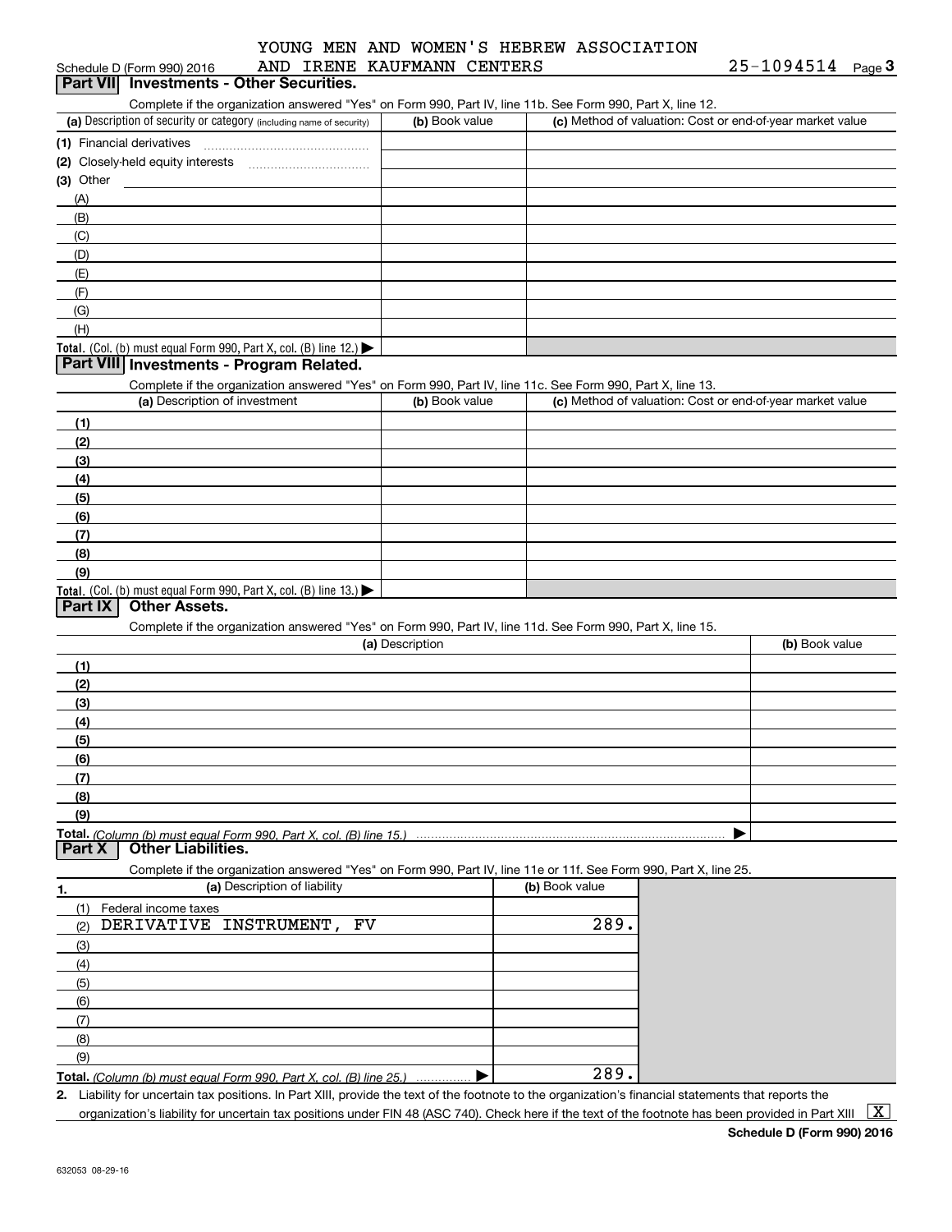YOUNG MEN AND WOMEN'S HEBREW ASSOCIATION AND IRENE KAUFMANN CENTERS 25-1094514

Schedule D (Form 990) 2016 Page 3

## Part VII Investments - Other Securities.

Complete if the organization answered "Yes" on Form 990, Part IV, line 11b. See Form 990, Part X, line 12.

| (a) Description of security or category (including name of security) | (b) Book value | (c) Method of valuation: Cost or end-of-year market value |
|---|---|---|
| (1) Financial derivatives | | |
| (2) Closely-held equity interests | | |
| (3) Other | | |
| (A) | | |
| (B) | | |
| (C) | | |
| (D) | | |
| (E) | | |
| (F) | | |
| (G) | | |
| (H) | | |
| **Total.** (Col. (b) must equal Form 990, Part X, col. (B) line 12.) ▶ | | |

## Part VIII Investments - Program Related.

Complete if the organization answered "Yes" on Form 990, Part IV, line 11c. See Form 990, Part X, line 13.

| (a) Description of investment | (b) Book value | (c) Method of valuation: Cost or end-of-year market value |
|---|---|---|
| (1) | | |
| (2) | | |
| (3) | | |
| (4) | | |
| (5) | | |
| (6) | | |
| (7) | | |
| (8) | | |
| (9) | | |
| **Total.** (Col. (b) must equal Form 990, Part X, col. (B) line 13.) ▶ | | |

## Part IX Other Assets.

Complete if the organization answered "Yes" on Form 990, Part IV, line 11d. See Form 990, Part X, line 15.

| (a) Description | (b) Book value |
|---|---|
| (1) | |
| (2) | |
| (3) | |
| (4) | |
| (5) | |
| (6) | |
| (7) | |
| (8) | |
| (9) | |
| **Total.** *(Column (b) must equal Form 990, Part X, col. (B) line 15.)* ▶ | |

## Part X Other Liabilities.

Complete if the organization answered "Yes" on Form 990, Part IV, line 11e or 11f. See Form 990, Part X, line 25.

| 1. (a) Description of liability | (b) Book value |
|---|---|
| (1) Federal income taxes | |
| (2) DERIVATIVE INSTRUMENT, FV | 289. |
| (3) | |
| (4) | |
| (5) | |
| (6) | |
| (7) | |
| (8) | |
| (9) | |
| **Total.** *(Column (b) must equal Form 990, Part X, col. (B) line 25.)* ▶ | 289. |

2. Liability for uncertain tax positions. In Part XIII, provide the text of the footnote to the organization's financial statements that reports the organization's liability for uncertain tax positions under FIN 48 (ASC 740). Check here if the text of the footnote has been provided in Part XIII [X]

Schedule D (Form 990) 2016

632053 08-29-16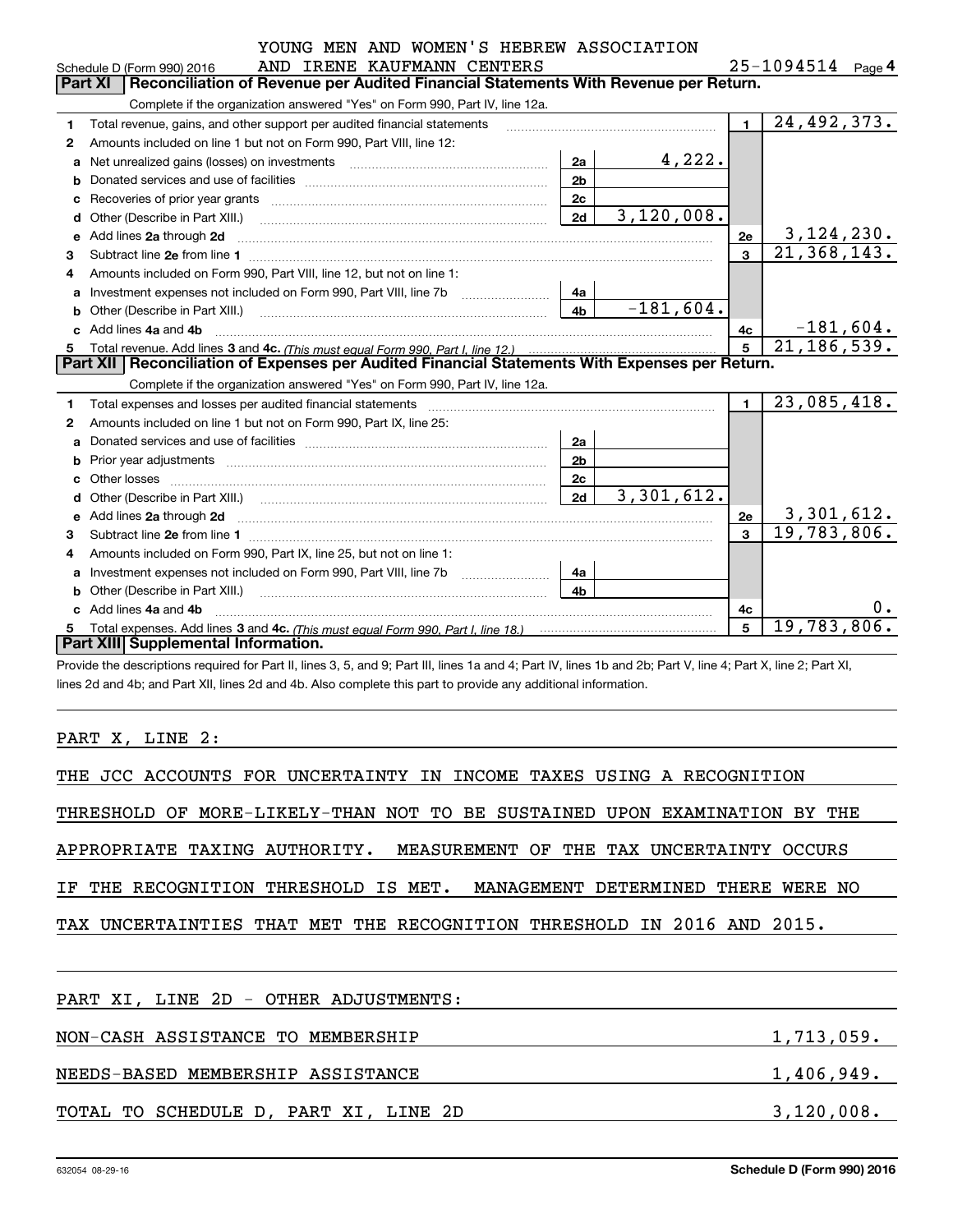YOUNG MEN AND WOMEN'S HEBREW ASSOCIATION
Schedule D (Form 990) 2016 AND IRENE KAUFMANN CENTERS 25-1094514 Page **4**

**Part XI Reconciliation of Revenue per Audited Financial Statements With Revenue per Return.**

Complete if the organization answered "Yes" on Form 990, Part IV, line 12a.

| | | | | | |
|---|---|---|---|---|---|
| **1** | Total revenue, gains, and other support per audited financial statements | | | **1** | 24,492,373. |
| **2** | Amounts included on line 1 but not on Form 990, Part VIII, line 12: | | | | |
| **a** | Net unrealized gains (losses) on investments | **2a** | 4,222. | | |
| **b** | Donated services and use of facilities | **2b** | | | |
| **c** | Recoveries of prior year grants | **2c** | | | |
| **d** | Other (Describe in Part XIII.) | **2d** | 3,120,008. | | |
| **e** | Add lines **2a** through **2d** | | | **2e** | 3,124,230. |
| **3** | Subtract line **2e** from line **1** | | | **3** | 21,368,143. |
| **4** | Amounts included on Form 990, Part VIII, line 12, but not on line 1: | | | | |
| **a** | Investment expenses not included on Form 990, Part VIII, line 7b | **4a** | | | |
| **b** | Other (Describe in Part XIII.) | **4b** | -181,604. | | |
| **c** | Add lines **4a** and **4b** | | | **4c** | -181,604. |
| **5** | Total revenue. Add lines **3** and **4c.** *(This must equal Form 990, Part I, line 12.)* | | | **5** | 21,186,539. |

**Part XII Reconciliation of Expenses per Audited Financial Statements With Expenses per Return.**

Complete if the organization answered "Yes" on Form 990, Part IV, line 12a.

| | | | | | |
|---|---|---|---|---|---|
| **1** | Total expenses and losses per audited financial statements | | | **1** | 23,085,418. |
| **2** | Amounts included on line 1 but not on Form 990, Part IX, line 25: | | | | |
| **a** | Donated services and use of facilities | **2a** | | | |
| **b** | Prior year adjustments | **2b** | | | |
| **c** | Other losses | **2c** | | | |
| **d** | Other (Describe in Part XIII.) | **2d** | 3,301,612. | | |
| **e** | Add lines **2a** through **2d** | | | **2e** | 3,301,612. |
| **3** | Subtract line **2e** from line **1** | | | **3** | 19,783,806. |
| **4** | Amounts included on Form 990, Part IX, line 25, but not on line 1: | | | | |
| **a** | Investment expenses not included on Form 990, Part VIII, line 7b | **4a** | | | |
| **b** | Other (Describe in Part XIII.) | **4b** | | | |
| **c** | Add lines **4a** and **4b** | | | **4c** | 0. |
| **5** | Total expenses. Add lines **3** and **4c.** *(This must equal Form 990, Part I, line 18.)* | | | **5** | 19,783,806. |

**Part XIII Supplemental Information.**

Provide the descriptions required for Part II, lines 3, 5, and 9; Part III, lines 1a and 4; Part IV, lines 1b and 2b; Part V, line 4; Part X, line 2; Part XI, lines 2d and 4b; and Part XII, lines 2d and 4b. Also complete this part to provide any additional information.

PART X, LINE 2:

THE JCC ACCOUNTS FOR UNCERTAINTY IN INCOME TAXES USING A RECOGNITION THRESHOLD OF MORE-LIKELY-THAN NOT TO BE SUSTAINED UPON EXAMINATION BY THE APPROPRIATE TAXING AUTHORITY. MEASUREMENT OF THE TAX UNCERTAINTY OCCURS IF THE RECOGNITION THRESHOLD IS MET. MANAGEMENT DETERMINED THERE WERE NO TAX UNCERTAINTIES THAT MET THE RECOGNITION THRESHOLD IN 2016 AND 2015.

PART XI, LINE 2D - OTHER ADJUSTMENTS:

| | |
|---|---|
| NON-CASH ASSISTANCE TO MEMBERSHIP | 1,713,059. |
| NEEDS-BASED MEMBERSHIP ASSISTANCE | 1,406,949. |
| TOTAL TO SCHEDULE D, PART XI, LINE 2D | 3,120,008. |

632054 08-29-16 **Schedule D (Form 990) 2016**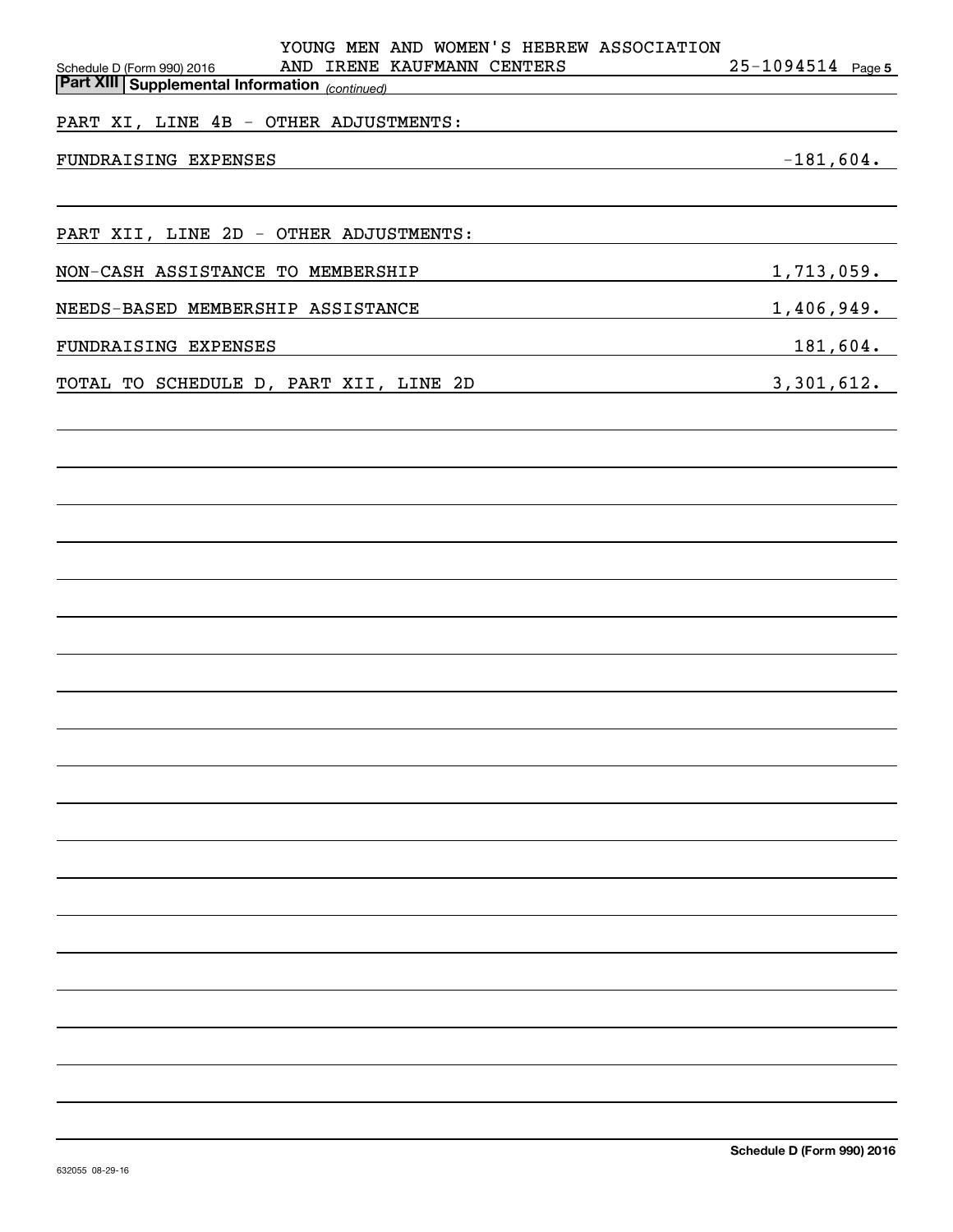YOUNG MEN AND WOMEN'S HEBREW ASSOCIATION AND IRENE KAUFMANN CENTERS 25-1094514

**Part XIII | Supplemental Information** *(continued)*

PART XI, LINE 4B - OTHER ADJUSTMENTS:

| | |
|---|---|
| FUNDRAISING EXPENSES | -181,604. |

PART XII, LINE 2D - OTHER ADJUSTMENTS:

| | |
|---|---|
| NON-CASH ASSISTANCE TO MEMBERSHIP | 1,713,059. |
| NEEDS-BASED MEMBERSHIP ASSISTANCE | 1,406,949. |
| FUNDRAISING EXPENSES | 181,604. |
| TOTAL TO SCHEDULE D, PART XII, LINE 2D | 3,301,612. |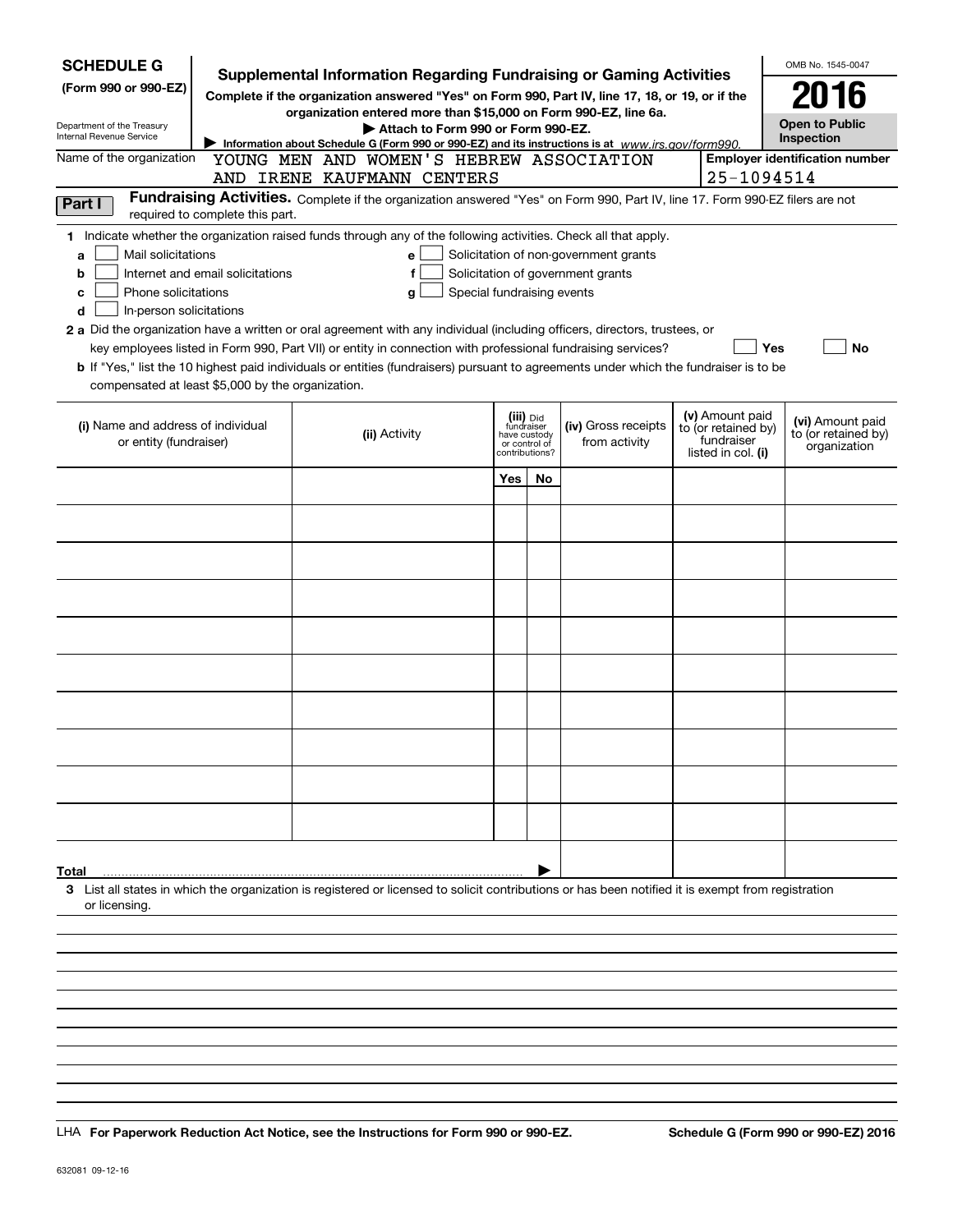**SCHEDULE G**
**(Form 990 or 990-EZ)**

Department of the Treasury
Internal Revenue Service

# Supplemental Information Regarding Fundraising or Gaming Activities

**Complete if the organization answered "Yes" on Form 990, Part IV, line 17, 18, or 19, or if the organization entered more than $15,000 on Form 990-EZ, line 6a.**

**▶ Attach to Form 990 or Form 990-EZ.**

**▶ Information about Schedule G (Form 990 or 990-EZ) and its instructions is at** *www.irs.gov/form990.*

OMB No. 1545-0047

**2016**

**Open to Public Inspection**

Name of the organization: YOUNG MEN AND WOMEN'S HEBREW ASSOCIATION AND IRENE KAUFMANN CENTERS

**Employer identification number** 25-1094514

**Part I** **Fundraising Activities.** Complete if the organization answered "Yes" on Form 990, Part IV, line 17. Form 990-EZ filers are not required to complete this part.

**1** Indicate whether the organization raised funds through any of the following activities. Check all that apply.

- **a** ☐ Mail solicitations
- **b** ☐ Internet and email solicitations
- **c** ☐ Phone solicitations
- **d** ☐ In-person solicitations
- **e** ☐ Solicitation of non-government grants
- **f** ☐ Solicitation of government grants
- **g** ☐ Special fundraising events

**2 a** Did the organization have a written or oral agreement with any individual (including officers, directors, trustees, or key employees listed in Form 990, Part VII) or entity in connection with professional fundraising services? ☐ **Yes** ☐ **No**

**b** If "Yes," list the 10 highest paid individuals or entities (fundraisers) pursuant to agreements under which the fundraiser is to be compensated at least $5,000 by the organization.

| (i) Name and address of individual or entity (fundraiser) | (ii) Activity | (iii) Did fundraiser have custody or control of contributions? | | (iv) Gross receipts from activity | (v) Amount paid to (or retained by) fundraiser listed in col. (i) | (vi) Amount paid to (or retained by) organization |
|---|---|---|---|---|---|---|
| | | Yes | No | | | |
| | | | | | | |
| | | | | | | |
| | | | | | | |
| | | | | | | |
| | | | | | | |
| | | | | | | |
| | | | | | | |
| | | | | | | |
| | | | | | | |
| | | | | | | |
| **Total** ▶ | | | | | | |

**3** List all states in which the organization is registered or licensed to solicit contributions or has been notified it is exempt from registration or licensing.

LHA **For Paperwork Reduction Act Notice, see the Instructions for Form 990 or 990-EZ.** **Schedule G (Form 990 or 990-EZ) 2016**

632081 09-12-16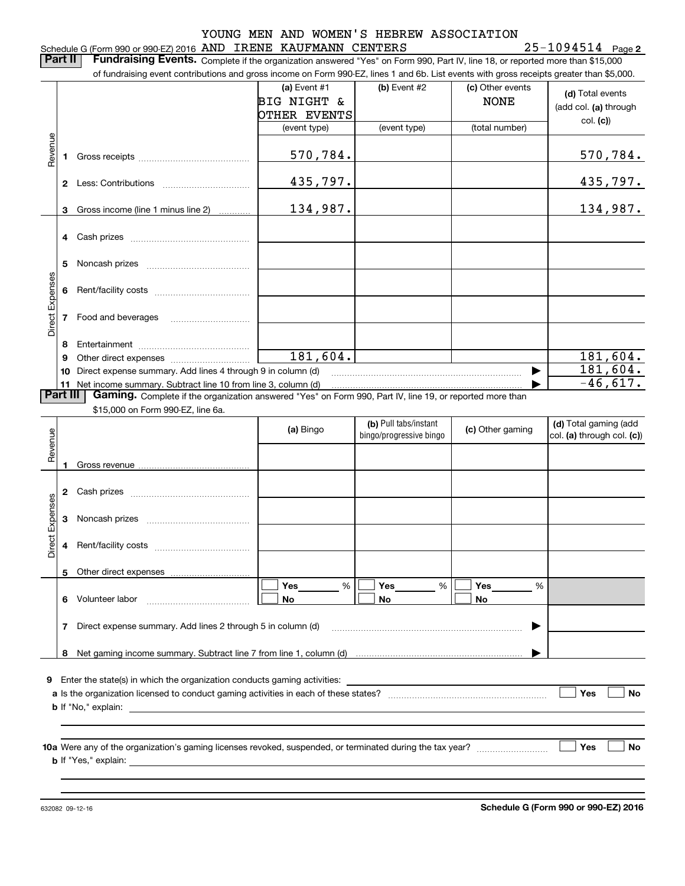YOUNG MEN AND WOMEN'S HEBREW ASSOCIATION

Schedule G (Form 990 or 990-EZ) 2016 AND IRENE KAUFMANN CENTERS 25-1094514 Page **2**

**Part II** **Fundraising Events.** Complete if the organization answered "Yes" on Form 990, Part IV, line 18, or reported more than $15,000 of fundraising event contributions and gross income on Form 990-EZ, lines 1 and 6b. List events with gross receipts greater than $5,000.

| | | | (a) Event #1 BIG NIGHT & OTHER EVENTS (event type) | (b) Event #2 (event type) | (c) Other events NONE (total number) | (d) Total events (add col. (a) through col. (c)) |
|---|---|---|---|---|---|---|
| Revenue | 1 | Gross receipts | 570,784. | | | 570,784. |
| | 2 | Less: Contributions | 435,797. | | | 435,797. |
| | 3 | Gross income (line 1 minus line 2) | 134,987. | | | 134,987. |
| Direct Expenses | 4 | Cash prizes | | | | |
| | 5 | Noncash prizes | | | | |
| | 6 | Rent/facility costs | | | | |
| | 7 | Food and beverages | | | | |
| | 8 | Entertainment | | | | |
| | 9 | Other direct expenses | 181,604. | | | 181,604. |
| | 10 | Direct expense summary. Add lines 4 through 9 in column (d) | | | ▶ | 181,604. |
| | 11 | Net income summary. Subtract line 10 from line 3, column (d) | | | ▶ | -46,617. |

**Part III** **Gaming.** Complete if the organization answered "Yes" on Form 990, Part IV, line 19, or reported more than $15,000 on Form 990-EZ, line 6a.

| | | | (a) Bingo | (b) Pull tabs/instant bingo/progressive bingo | (c) Other gaming | (d) Total gaming (add col. (a) through col. (c)) |
|---|---|---|---|---|---|---|
| Revenue | 1 | Gross revenue | | | | |
| Direct Expenses | 2 | Cash prizes | | | | |
| | 3 | Noncash prizes | | | | |
| | 4 | Rent/facility costs | | | | |
| | 5 | Other direct expenses | | | | |
| | 6 | Volunteer labor | ☐ Yes ____ % ☐ No | ☐ Yes ____ % ☐ No | ☐ Yes ____ % ☐ No | |
| | 7 | Direct expense summary. Add lines 2 through 5 in column (d) | | | ▶ | |
| | 8 | Net gaming income summary. Subtract line 7 from line 1, column (d) | | | ▶ | |

**9** Enter the state(s) in which the organization conducts gaming activities: ____________

**a** Is the organization licensed to conduct gaming activities in each of these states? ☐ Yes ☐ No

**b** If "No," explain: ____________

**10a** Were any of the organization's gaming licenses revoked, suspended, or terminated during the tax year? ☐ Yes ☐ No

**b** If "Yes," explain: ____________

632082 09-12-16 **Schedule G (Form 990 or 990-EZ) 2016**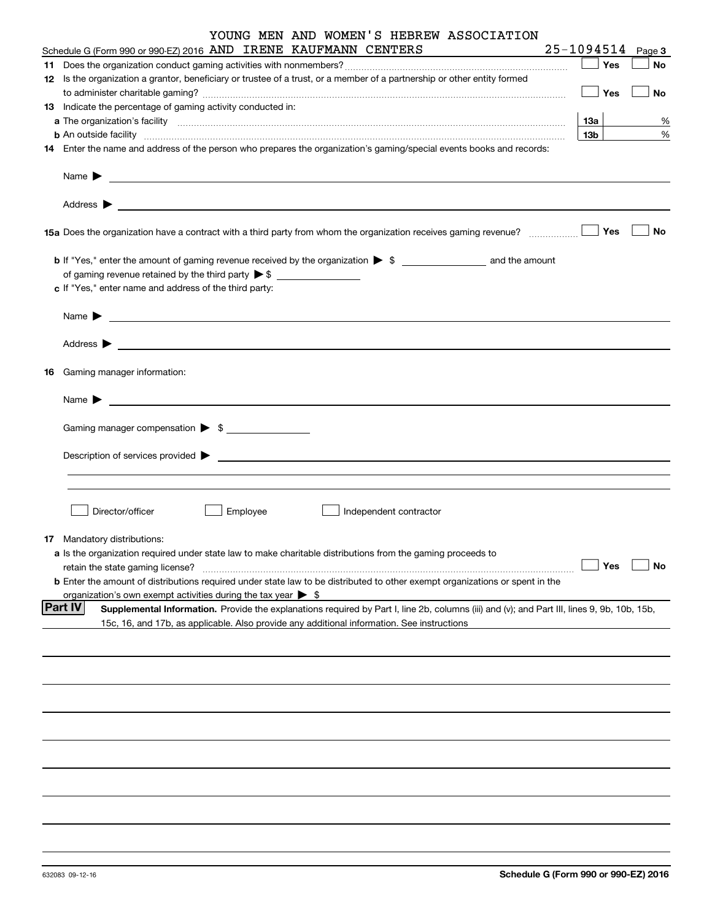Schedule G (Form 990 or 990-EZ) 2016 YOUNG MEN AND WOMEN'S HEBREW ASSOCIATION AND IRENE KAUFMANN CENTERS 25-1094514 Page 3

**11** Does the organization conduct gaming activities with nonmembers? ☐ Yes ☐ No

**12** Is the organization a grantor, beneficiary or trustee of a trust, or a member of a partnership or other entity formed to administer charitable gaming? ☐ Yes ☐ No

**13** Indicate the percentage of gaming activity conducted in:

**a** The organization's facility **13a** %

**b** An outside facility **13b** %

**14** Enter the name and address of the person who prepares the organization's gaming/special events books and records:

Name ▶

Address ▶

**15a** Does the organization have a contract with a third party from whom the organization receives gaming revenue? ☐ Yes ☐ No

**b** If "Yes," enter the amount of gaming revenue received by the organization ▶ $ and the amount of gaming revenue retained by the third party ▶ $

**c** If "Yes," enter name and address of the third party:

Name ▶

Address ▶

**16** Gaming manager information:

Name ▶

Gaming manager compensation ▶ $

Description of services provided ▶

☐ Director/officer ☐ Employee ☐ Independent contractor

**17** Mandatory distributions:

**a** Is the organization required under state law to make charitable distributions from the gaming proceeds to retain the state gaming license? ☐ Yes ☐ No

**b** Enter the amount of distributions required under state law to be distributed to other exempt organizations or spent in the organization's own exempt activities during the tax year ▶ $

**Part IV** **Supplemental Information.** Provide the explanations required by Part I, line 2b, columns (iii) and (v); and Part III, lines 9, 9b, 10b, 15b, 15c, 16, and 17b, as applicable. Also provide any additional information. See instructions

632083 09-12-16 **Schedule G (Form 990 or 990-EZ) 2016**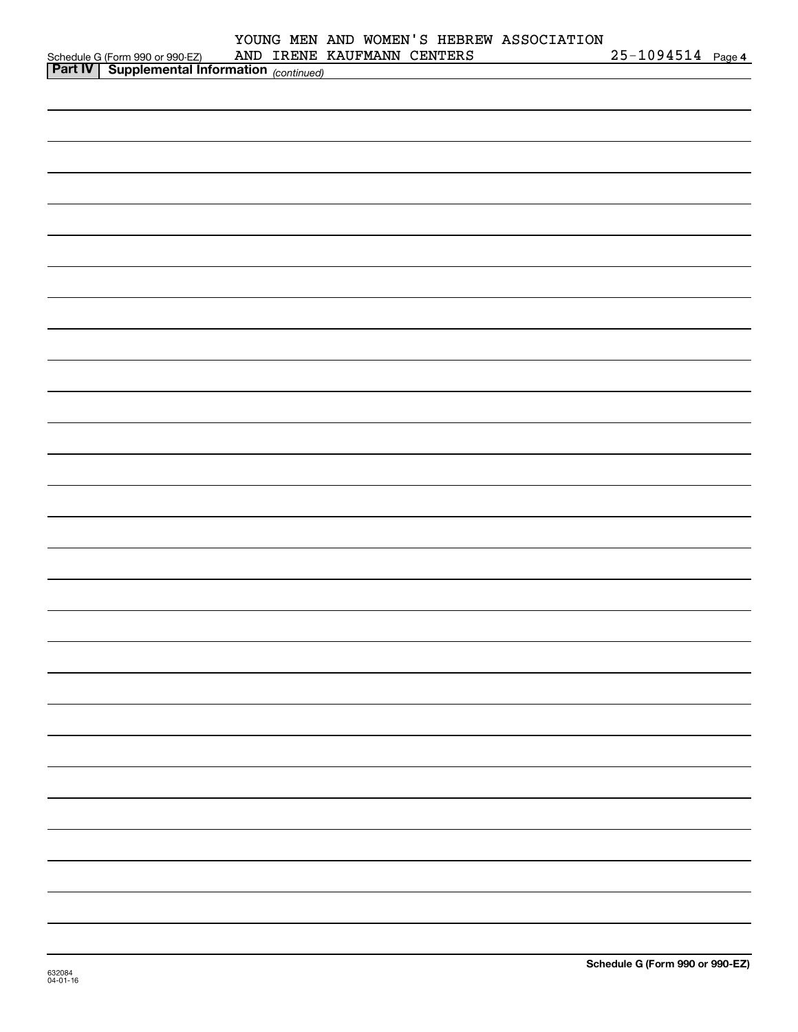YOUNG MEN AND WOMEN'S HEBREW ASSOCIATION AND IRENE KAUFMANN CENTERS 25-1094514

Schedule G (Form 990 or 990-EZ) Page 4

**Part IV | Supplemental Information** *(continued)*

**Schedule G (Form 990 or 990-EZ)**

632084
04-01-16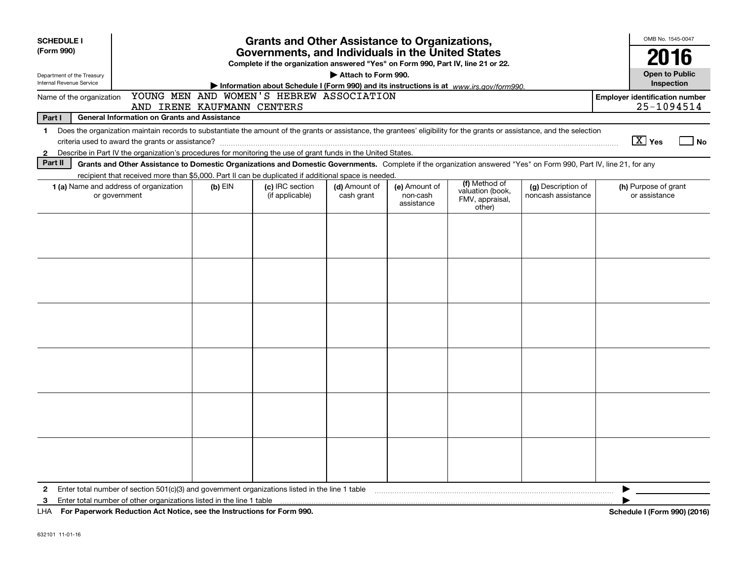**SCHEDULE I**
**(Form 990)**

Department of the Treasury
Internal Revenue Service

# Grants and Other Assistance to Organizations, Governments, and Individuals in the United States

**Complete if the organization answered "Yes" on Form 990, Part IV, line 21 or 22.**

**▶ Attach to Form 990.**

**▶ Information about Schedule I (Form 990) and its instructions is at** *www.irs.gov/form990.*

OMB No. 1545-0047

**2016**

**Open to Public Inspection**

Name of the organization YOUNG MEN AND WOMEN'S HEBREW ASSOCIATION AND IRENE KAUFMANN CENTERS

**Employer identification number** 25-1094514

**Part I General Information on Grants and Assistance**

1 Does the organization maintain records to substantiate the amount of the grants or assistance, the grantees' eligibility for the grants or assistance, and the selection criteria used to award the grants or assistance? [X] Yes [ ] No

2 Describe in Part IV the organization's procedures for monitoring the use of grant funds in the United States.

**Part II Grants and Other Assistance to Domestic Organizations and Domestic Governments.** Complete if the organization answered "Yes" on Form 990, Part IV, line 21, for any recipient that received more than $5,000. Part II can be duplicated if additional space is needed.

| 1 (a) Name and address of organization or government | (b) EIN | (c) IRC section (if applicable) | (d) Amount of cash grant | (e) Amount of non-cash assistance | (f) Method of valuation (book, FMV, appraisal, other) | (g) Description of noncash assistance | (h) Purpose of grant or assistance |
|---|---|---|---|---|---|---|---|
| | | | | | | | |
| | | | | | | | |
| | | | | | | | |
| | | | | | | | |
| | | | | | | | |
| | | | | | | | |

2 Enter total number of section 501(c)(3) and government organizations listed in the line 1 table ▶

3 Enter total number of other organizations listed in the line 1 table ▶

LHA **For Paperwork Reduction Act Notice, see the Instructions for Form 990.** **Schedule I (Form 990) (2016)**

632101 11-01-16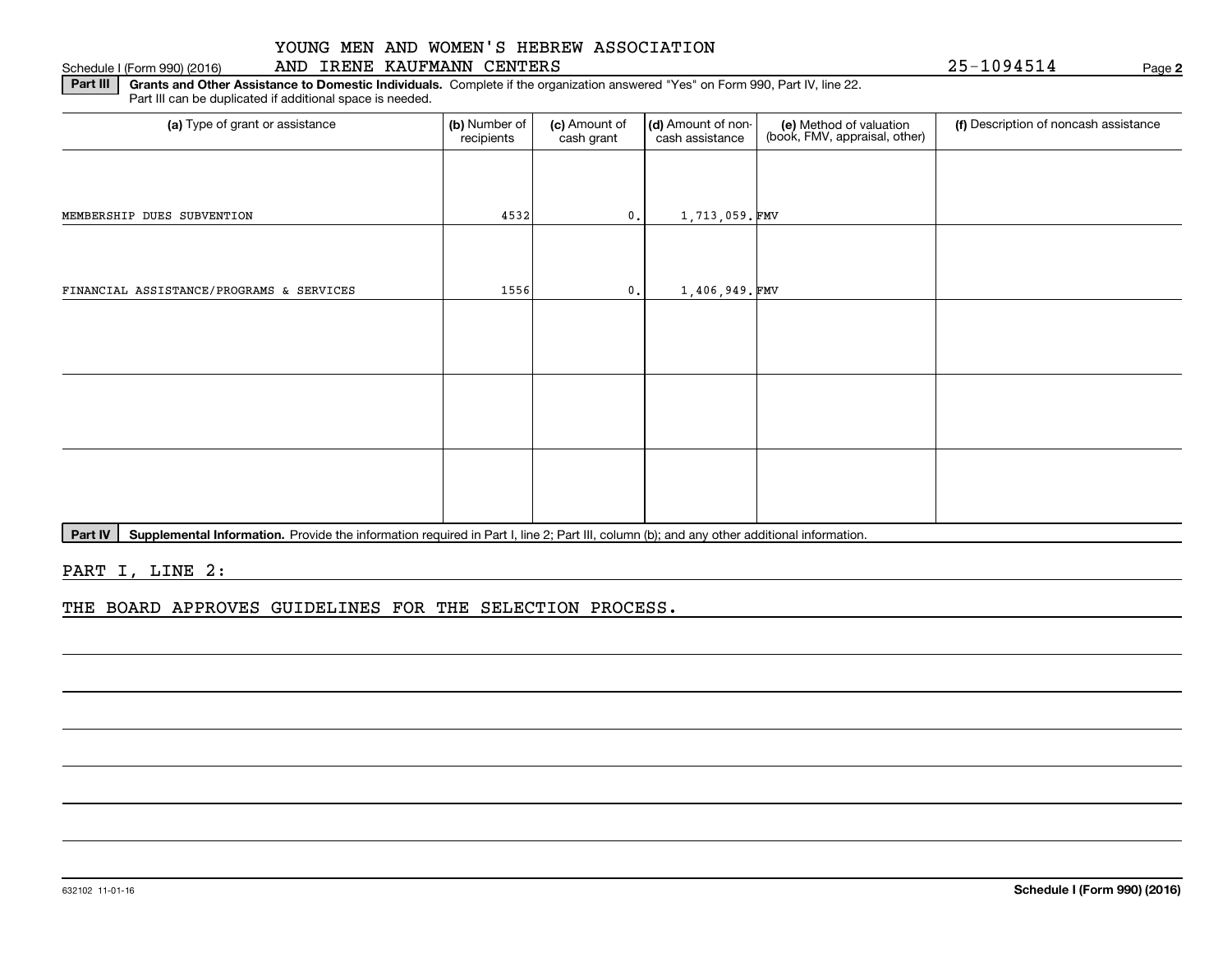YOUNG MEN AND WOMEN'S HEBREW ASSOCIATION AND IRENE KAUFMANN CENTERS

Schedule I (Form 990) (2016) 25-1094514 Page 2

**Part III** **Grants and Other Assistance to Domestic Individuals.** Complete if the organization answered "Yes" on Form 990, Part IV, line 22. Part III can be duplicated if additional space is needed.

| (a) Type of grant or assistance | (b) Number of recipients | (c) Amount of cash grant | (d) Amount of non-cash assistance | (e) Method of valuation (book, FMV, appraisal, other) | (f) Description of noncash assistance |
|---|---|---|---|---|---|
| MEMBERSHIP DUES SUBVENTION | 4532 | 0. | 1,713,059. | FMV | |
| FINANCIAL ASSISTANCE/PROGRAMS & SERVICES | 1556 | 0. | 1,406,949. | FMV | |
| | | | | | |
| | | | | | |
| | | | | | |

**Part IV** **Supplemental Information.** Provide the information required in Part I, line 2; Part III, column (b); and any other additional information.

PART I, LINE 2:

THE BOARD APPROVES GUIDELINES FOR THE SELECTION PROCESS.

632102 11-01-16 **Schedule I (Form 990) (2016)**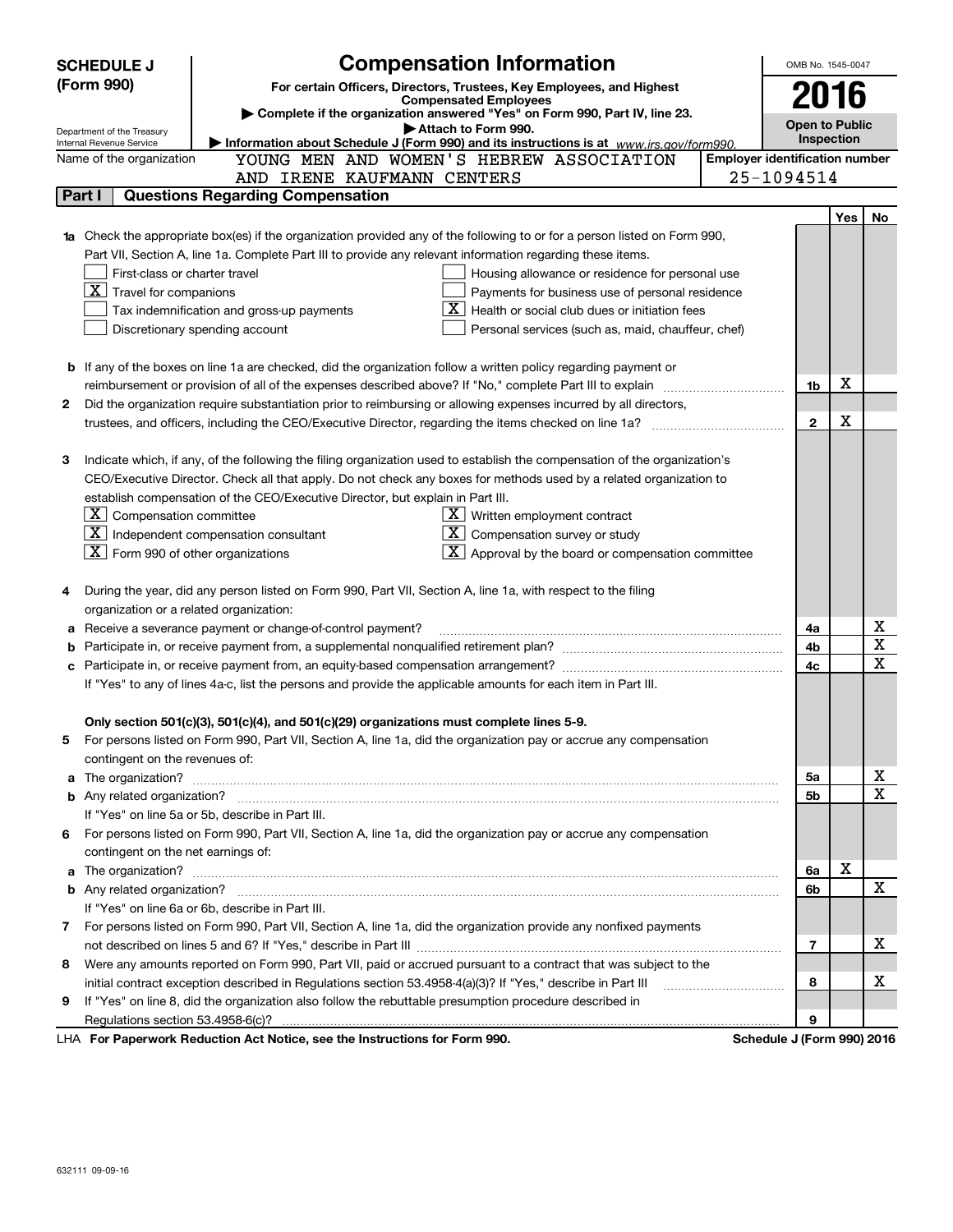**SCHEDULE J (Form 990)**

Department of the Treasury
Internal Revenue Service

# Compensation Information

**For certain Officers, Directors, Trustees, Key Employees, and Highest Compensated Employees**

▶ Complete if the organization answered "Yes" on Form 990, Part IV, line 23.

▶ Attach to Form 990.

▶ Information about Schedule J (Form 990) and its instructions is at www.irs.gov/form990.

OMB No. 1545-0047

**2016**

**Open to Public Inspection**

Name of the organization: YOUNG MEN AND WOMEN'S HEBREW ASSOCIATION AND IRENE KAUFMANN CENTERS

Employer identification number: 25-1094514

## Part I Questions Regarding Compensation

| | | | Yes | No |
|---|---|---|---|---|
| **1a** | Check the appropriate box(es) if the organization provided any of the following to or for a person listed on Form 990, Part VII, Section A, line 1a. Complete Part III to provide any relevant information regarding these items.<br>☐ First-class or charter travel<br>☒ Travel for companions<br>☐ Tax indemnification and gross-up payments<br>☐ Discretionary spending account<br>☐ Housing allowance or residence for personal use<br>☐ Payments for business use of personal residence<br>☒ Health or social club dues or initiation fees<br>☐ Personal services (such as, maid, chauffeur, chef) | | | |
| **b** | If any of the boxes on line 1a are checked, did the organization follow a written policy regarding payment or reimbursement or provision of all of the expenses described above? If "No," complete Part III to explain | 1b | X | |
| **2** | Did the organization require substantiation prior to reimbursing or allowing expenses incurred by all directors, trustees, and officers, including the CEO/Executive Director, regarding the items checked on line 1a? | 2 | X | |
| **3** | Indicate which, if any, of the following the filing organization used to establish the compensation of the organization's CEO/Executive Director. Check all that apply. Do not check any boxes for methods used by a related organization to establish compensation of the CEO/Executive Director, but explain in Part III.<br>☒ Compensation committee<br>☒ Independent compensation consultant<br>☒ Form 990 of other organizations<br>☒ Written employment contract<br>☒ Compensation survey or study<br>☒ Approval by the board or compensation committee | | | |
| **4** | During the year, did any person listed on Form 990, Part VII, Section A, line 1a, with respect to the filing organization or a related organization: | | | |
| **a** | Receive a severance payment or change-of-control payment? | 4a | | X |
| **b** | Participate in, or receive payment from, a supplemental nonqualified retirement plan? | 4b | | X |
| **c** | Participate in, or receive payment from, an equity-based compensation arrangement? | 4c | | X |
| | If "Yes" to any of lines 4a-c, list the persons and provide the applicable amounts for each item in Part III. | | | |
| | **Only section 501(c)(3), 501(c)(4), and 501(c)(29) organizations must complete lines 5-9.** | | | |
| **5** | For persons listed on Form 990, Part VII, Section A, line 1a, did the organization pay or accrue any compensation contingent on the revenues of: | | | |
| **a** | The organization? | 5a | | X |
| **b** | Any related organization? | 5b | | X |
| | If "Yes" on line 5a or 5b, describe in Part III. | | | |
| **6** | For persons listed on Form 990, Part VII, Section A, line 1a, did the organization pay or accrue any compensation contingent on the net earnings of: | | | |
| **a** | The organization? | 6a | X | |
| **b** | Any related organization? | 6b | | X |
| | If "Yes" on line 6a or 6b, describe in Part III. | | | |
| **7** | For persons listed on Form 990, Part VII, Section A, line 1a, did the organization provide any nonfixed payments not described on lines 5 and 6? If "Yes," describe in Part III | 7 | | X |
| **8** | Were any amounts reported on Form 990, Part VII, paid or accrued pursuant to a contract that was subject to the initial contract exception described in Regulations section 53.4958-4(a)(3)? If "Yes," describe in Part III | 8 | | X |
| **9** | If "Yes" on line 8, did the organization also follow the rebuttable presumption procedure described in Regulations section 53.4958-6(c)? | 9 | | |

LHA **For Paperwork Reduction Act Notice, see the Instructions for Form 990.** **Schedule J (Form 990) 2016**

632111 09-09-16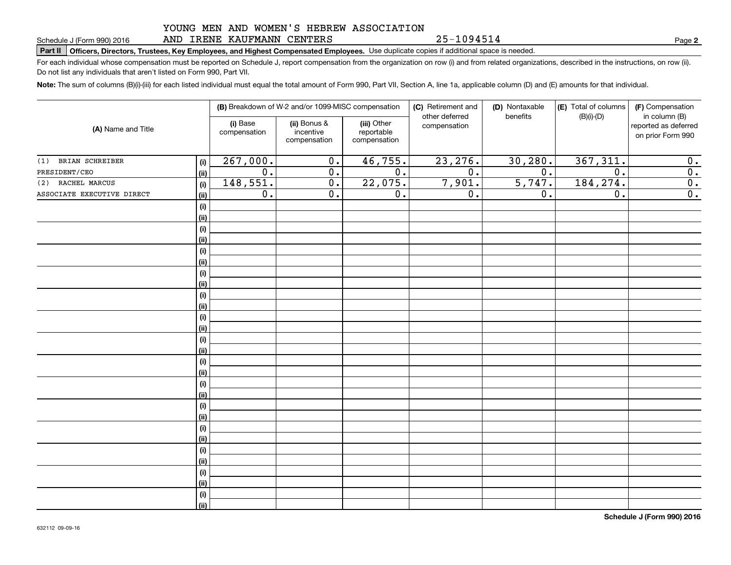YOUNG MEN AND WOMEN'S HEBREW ASSOCIATION

Schedule J (Form 990) 2016 AND IRENE KAUFMANN CENTERS 25-1094514 Page **2**

**Part II Officers, Directors, Trustees, Key Employees, and Highest Compensated Employees.** Use duplicate copies if additional space is needed.

For each individual whose compensation must be reported on Schedule J, report compensation from the organization on row (i) and from related organizations, described in the instructions, on row (ii). Do not list any individuals that aren't listed on Form 990, Part VII.

**Note:** The sum of columns (B)(i)-(iii) for each listed individual must equal the total amount of Form 990, Part VII, Section A, line 1a, applicable column (D) and (E) amounts for that individual.

| (A) Name and Title | | (B) Breakdown of W-2 and/or 1099-MISC compensation | | | (C) Retirement and other deferred compensation | (D) Nontaxable benefits | (E) Total of columns (B)(i)-(D) | (F) Compensation in column (B) reported as deferred on prior Form 990 |
|---|---|---|---|---|---|---|---|---|
| | | (i) Base compensation | (ii) Bonus & incentive compensation | (iii) Other reportable compensation | | | | |
| (1) BRIAN SCHREIBER | (i) | 267,000. | 0. | 46,755. | 23,276. | 30,280. | 367,311. | 0. |
| PRESIDENT/CEO | (ii) | 0. | 0. | 0. | 0. | 0. | 0. | 0. |
| (2) RACHEL MARCUS | (i) | 148,551. | 0. | 22,075. | 7,901. | 5,747. | 184,274. | 0. |
| ASSOCIATE EXECUTIVE DIRECT | (ii) | 0. | 0. | 0. | 0. | 0. | 0. | 0. |
| | (i) | | | | | | | |
| | (ii) | | | | | | | |
| | (i) | | | | | | | |
| | (ii) | | | | | | | |
| | (i) | | | | | | | |
| | (ii) | | | | | | | |
| | (i) | | | | | | | |
| | (ii) | | | | | | | |
| | (i) | | | | | | | |
| | (ii) | | | | | | | |
| | (i) | | | | | | | |
| | (ii) | | | | | | | |
| | (i) | | | | | | | |
| | (ii) | | | | | | | |
| | (i) | | | | | | | |
| | (ii) | | | | | | | |
| | (i) | | | | | | | |
| | (ii) | | | | | | | |
| | (i) | | | | | | | |
| | (ii) | | | | | | | |
| | (i) | | | | | | | |
| | (ii) | | | | | | | |
| | (i) | | | | | | | |
| | (ii) | | | | | | | |
| | (i) | | | | | | | |
| | (ii) | | | | | | | |
| | (i) | | | | | | | |
| | (ii) | | | | | | | |

**Schedule J (Form 990) 2016**

632112 09-09-16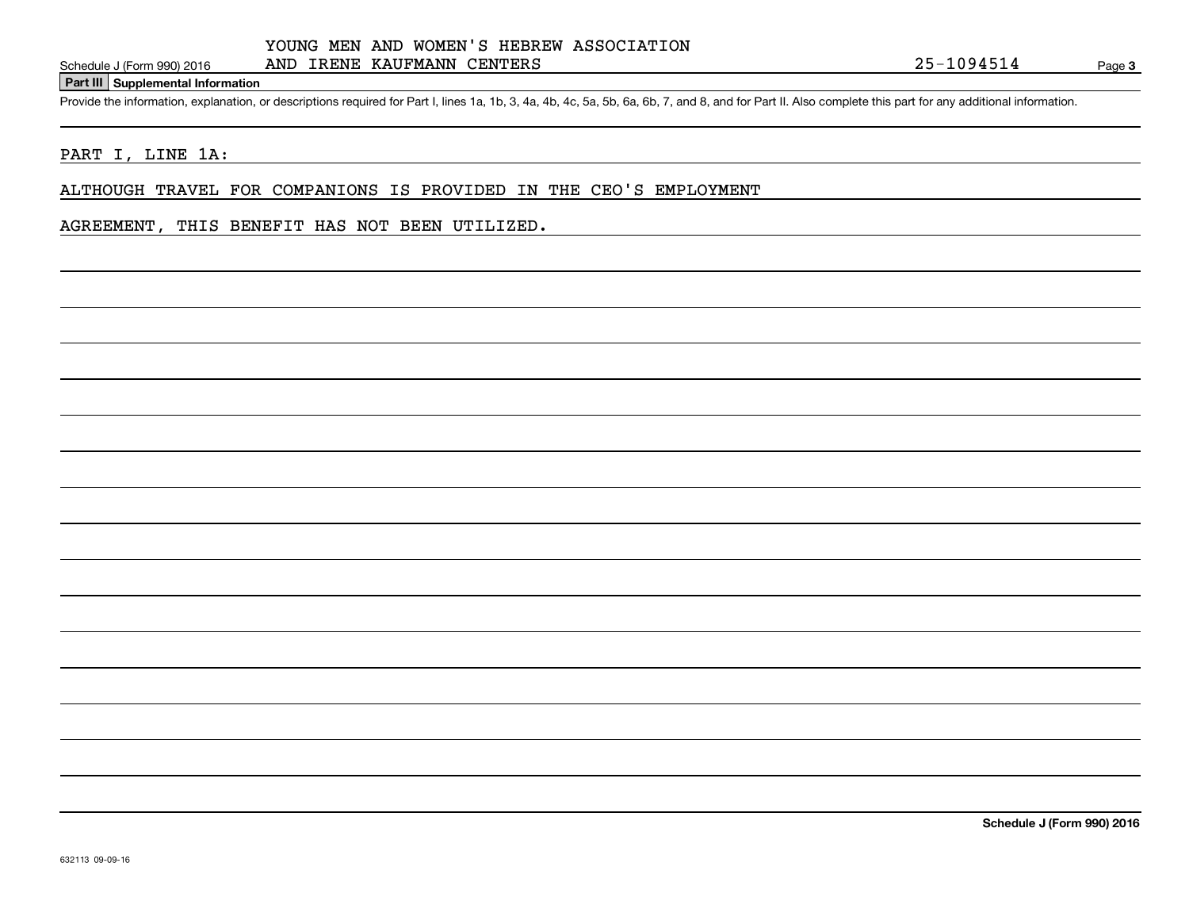YOUNG MEN AND WOMEN'S HEBREW ASSOCIATION AND IRENE KAUFMANN CENTERS 25-1094514

Schedule J (Form 990) 2016

## Part III Supplemental Information

Provide the information, explanation, or descriptions required for Part I, lines 1a, 1b, 3, 4a, 4b, 4c, 5a, 5b, 6a, 6b, 7, and 8, and for Part II. Also complete this part for any additional information.

PART I, LINE 1A:

ALTHOUGH TRAVEL FOR COMPANIONS IS PROVIDED IN THE CEO'S EMPLOYMENT AGREEMENT, THIS BENEFIT HAS NOT BEEN UTILIZED.

Schedule J (Form 990) 2016

632113 09-09-16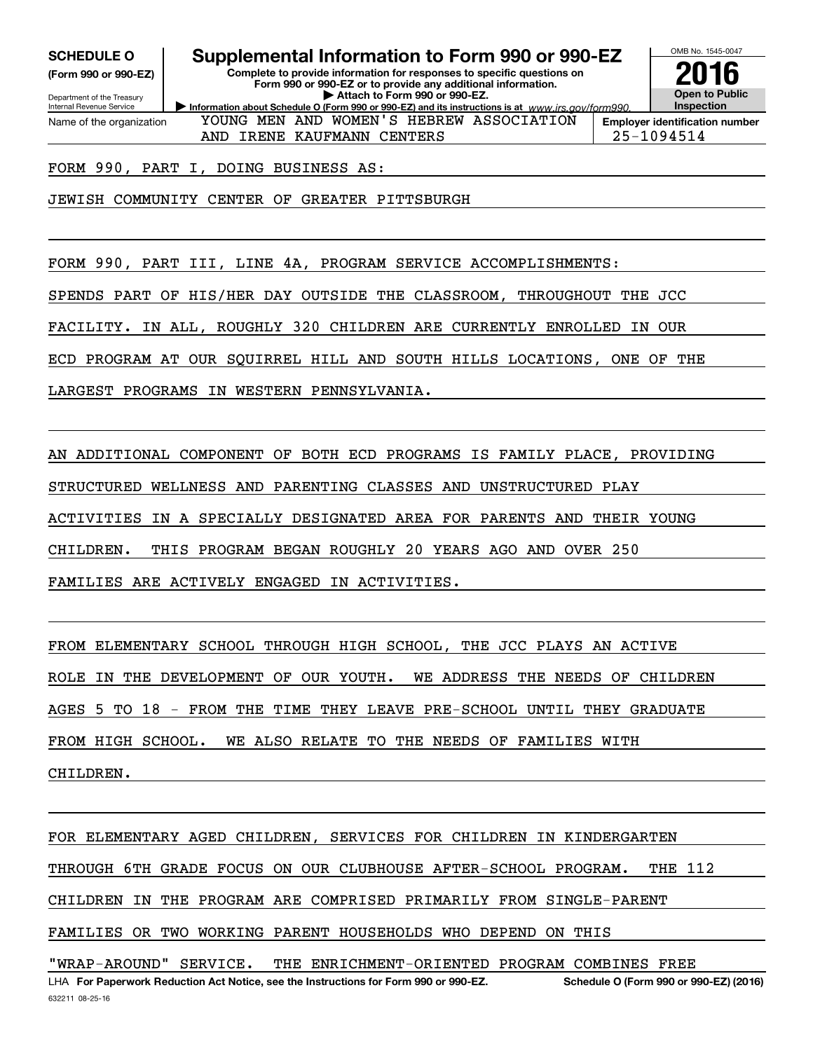**SCHEDULE O**
**(Form 990 or 990-EZ)**

Department of the Treasury
Internal Revenue Service

# Supplemental Information to Form 990 or 990-EZ

**Complete to provide information for responses to specific questions on Form 990 or 990-EZ or to provide any additional information.**
**▶ Attach to Form 990 or 990-EZ.**
**▶ Information about Schedule O (Form 990 or 990-EZ) and its instructions is at** *www.irs.gov/form990.*

OMB No. 1545-0047
**2016**
**Open to Public Inspection**

| Name of the organization | Employer identification number |
|---|---|
| YOUNG MEN AND WOMEN'S HEBREW ASSOCIATION AND IRENE KAUFMANN CENTERS | 25-1094514 |

FORM 990, PART I, DOING BUSINESS AS:

JEWISH COMMUNITY CENTER OF GREATER PITTSBURGH

FORM 990, PART III, LINE 4A, PROGRAM SERVICE ACCOMPLISHMENTS:

SPENDS PART OF HIS/HER DAY OUTSIDE THE CLASSROOM, THROUGHOUT THE JCC FACILITY. IN ALL, ROUGHLY 320 CHILDREN ARE CURRENTLY ENROLLED IN OUR ECD PROGRAM AT OUR SQUIRREL HILL AND SOUTH HILLS LOCATIONS, ONE OF THE LARGEST PROGRAMS IN WESTERN PENNSYLVANIA.

AN ADDITIONAL COMPONENT OF BOTH ECD PROGRAMS IS FAMILY PLACE, PROVIDING STRUCTURED WELLNESS AND PARENTING CLASSES AND UNSTRUCTURED PLAY ACTIVITIES IN A SPECIALLY DESIGNATED AREA FOR PARENTS AND THEIR YOUNG CHILDREN. THIS PROGRAM BEGAN ROUGHLY 20 YEARS AGO AND OVER 250 FAMILIES ARE ACTIVELY ENGAGED IN ACTIVITIES.

FROM ELEMENTARY SCHOOL THROUGH HIGH SCHOOL, THE JCC PLAYS AN ACTIVE ROLE IN THE DEVELOPMENT OF OUR YOUTH. WE ADDRESS THE NEEDS OF CHILDREN AGES 5 TO 18 - FROM THE TIME THEY LEAVE PRE-SCHOOL UNTIL THEY GRADUATE FROM HIGH SCHOOL. WE ALSO RELATE TO THE NEEDS OF FAMILIES WITH CHILDREN.

FOR ELEMENTARY AGED CHILDREN, SERVICES FOR CHILDREN IN KINDERGARTEN THROUGH 6TH GRADE FOCUS ON OUR CLUBHOUSE AFTER-SCHOOL PROGRAM. THE 112 CHILDREN IN THE PROGRAM ARE COMPRISED PRIMARILY FROM SINGLE-PARENT FAMILIES OR TWO WORKING PARENT HOUSEHOLDS WHO DEPEND ON THIS "WRAP-AROUND" SERVICE. THE ENRICHMENT-ORIENTED PROGRAM COMBINES FREE

LHA **For Paperwork Reduction Act Notice, see the Instructions for Form 990 or 990-EZ.** **Schedule O (Form 990 or 990-EZ) (2016)**
632211 08-25-16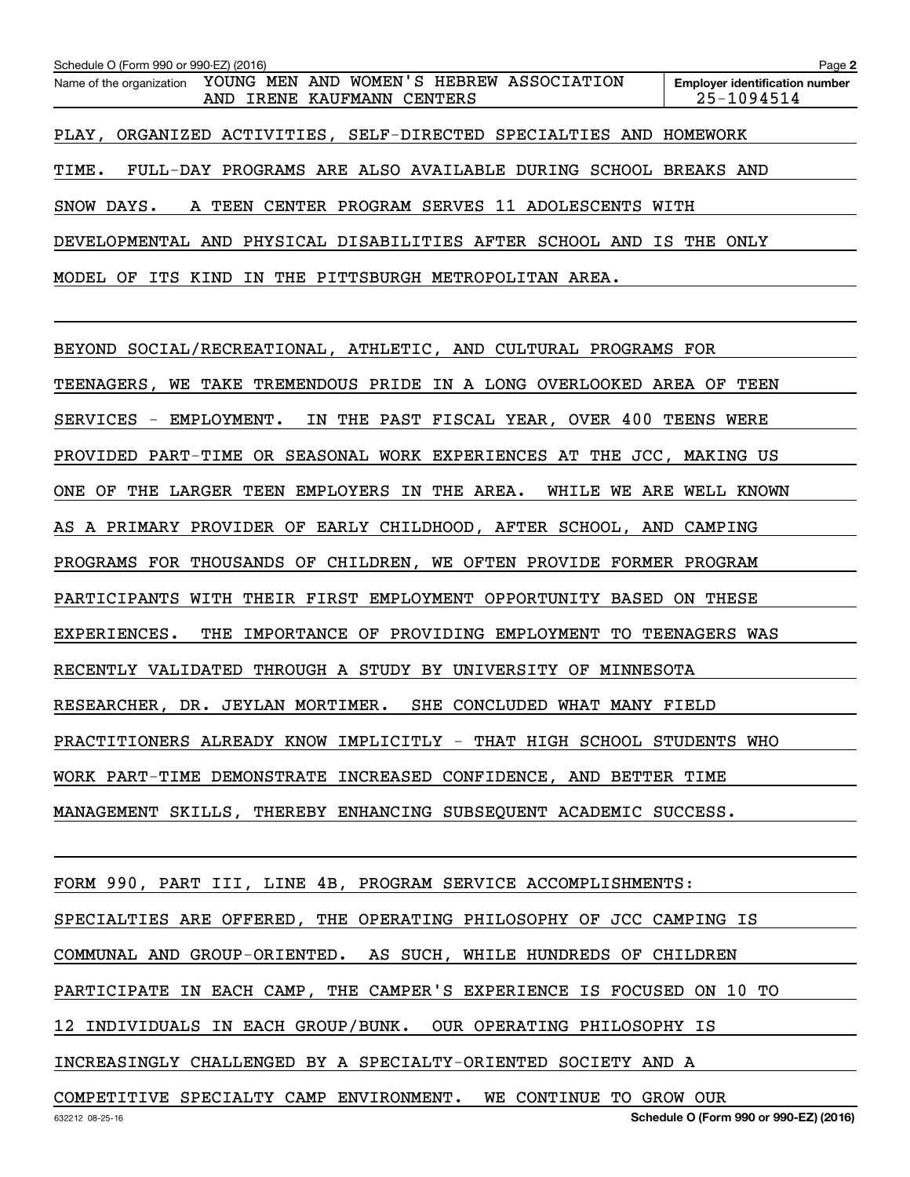Schedule O (Form 990 or 990-EZ) (2016)

Name of the organization: YOUNG MEN AND WOMEN'S HEBREW ASSOCIATION AND IRENE KAUFMANN CENTERS

Employer identification number: 25-1094514

PLAY, ORGANIZED ACTIVITIES, SELF-DIRECTED SPECIALTIES AND HOMEWORK TIME. FULL-DAY PROGRAMS ARE ALSO AVAILABLE DURING SCHOOL BREAKS AND SNOW DAYS. A TEEN CENTER PROGRAM SERVES 11 ADOLESCENTS WITH DEVELOPMENTAL AND PHYSICAL DISABILITIES AFTER SCHOOL AND IS THE ONLY MODEL OF ITS KIND IN THE PITTSBURGH METROPOLITAN AREA.

BEYOND SOCIAL/RECREATIONAL, ATHLETIC, AND CULTURAL PROGRAMS FOR TEENAGERS, WE TAKE TREMENDOUS PRIDE IN A LONG OVERLOOKED AREA OF TEEN SERVICES - EMPLOYMENT. IN THE PAST FISCAL YEAR, OVER 400 TEENS WERE PROVIDED PART-TIME OR SEASONAL WORK EXPERIENCES AT THE JCC, MAKING US ONE OF THE LARGER TEEN EMPLOYERS IN THE AREA. WHILE WE ARE WELL KNOWN AS A PRIMARY PROVIDER OF EARLY CHILDHOOD, AFTER SCHOOL, AND CAMPING PROGRAMS FOR THOUSANDS OF CHILDREN, WE OFTEN PROVIDE FORMER PROGRAM PARTICIPANTS WITH THEIR FIRST EMPLOYMENT OPPORTUNITY BASED ON THESE EXPERIENCES. THE IMPORTANCE OF PROVIDING EMPLOYMENT TO TEENAGERS WAS RECENTLY VALIDATED THROUGH A STUDY BY UNIVERSITY OF MINNESOTA RESEARCHER, DR. JEYLAN MORTIMER. SHE CONCLUDED WHAT MANY FIELD PRACTITIONERS ALREADY KNOW IMPLICITLY - THAT HIGH SCHOOL STUDENTS WHO WORK PART-TIME DEMONSTRATE INCREASED CONFIDENCE, AND BETTER TIME MANAGEMENT SKILLS, THEREBY ENHANCING SUBSEQUENT ACADEMIC SUCCESS.

FORM 990, PART III, LINE 4B, PROGRAM SERVICE ACCOMPLISHMENTS:

SPECIALTIES ARE OFFERED, THE OPERATING PHILOSOPHY OF JCC CAMPING IS COMMUNAL AND GROUP-ORIENTED. AS SUCH, WHILE HUNDREDS OF CHILDREN PARTICIPATE IN EACH CAMP, THE CAMPER'S EXPERIENCE IS FOCUSED ON 10 TO 12 INDIVIDUALS IN EACH GROUP/BUNK. OUR OPERATING PHILOSOPHY IS INCREASINGLY CHALLENGED BY A SPECIALTY-ORIENTED SOCIETY AND A COMPETITIVE SPECIALTY CAMP ENVIRONMENT. WE CONTINUE TO GROW OUR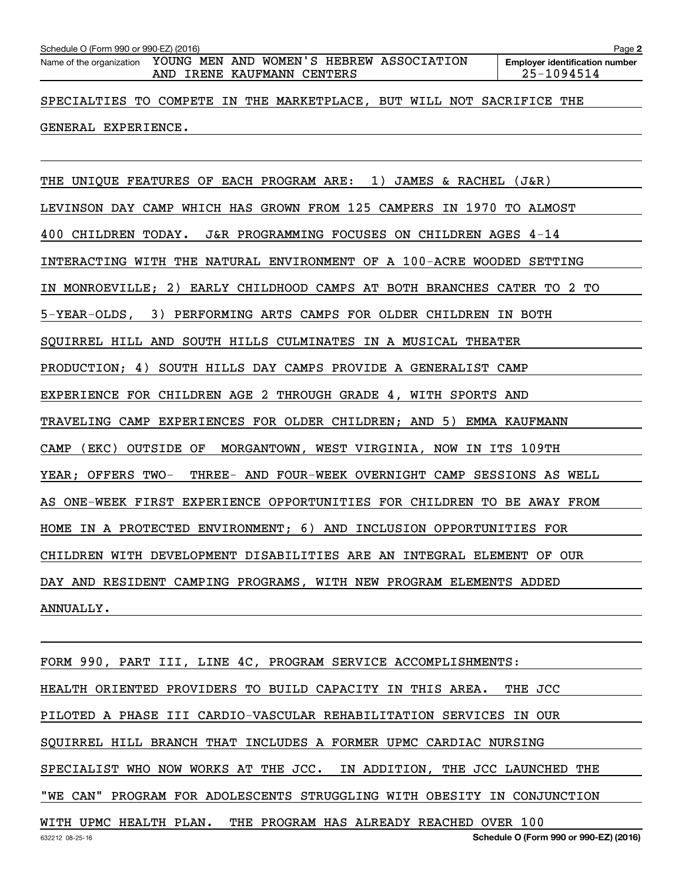Name of the organization YOUNG MEN AND WOMEN'S HEBREW ASSOCIATION AND IRENE KAUFMANN CENTERS

**Employer identification number** 25-1094514

SPECIALTIES TO COMPETE IN THE MARKETPLACE, BUT WILL NOT SACRIFICE THE GENERAL EXPERIENCE.

THE UNIQUE FEATURES OF EACH PROGRAM ARE: 1) JAMES & RACHEL (J&R) LEVINSON DAY CAMP WHICH HAS GROWN FROM 125 CAMPERS IN 1970 TO ALMOST 400 CHILDREN TODAY. J&R PROGRAMMING FOCUSES ON CHILDREN AGES 4-14 INTERACTING WITH THE NATURAL ENVIRONMENT OF A 100-ACRE WOODED SETTING IN MONROEVILLE; 2) EARLY CHILDHOOD CAMPS AT BOTH BRANCHES CATER TO 2 TO 5-YEAR-OLDS, 3) PERFORMING ARTS CAMPS FOR OLDER CHILDREN IN BOTH SQUIRREL HILL AND SOUTH HILLS CULMINATES IN A MUSICAL THEATER PRODUCTION; 4) SOUTH HILLS DAY CAMPS PROVIDE A GENERALIST CAMP EXPERIENCE FOR CHILDREN AGE 2 THROUGH GRADE 4, WITH SPORTS AND TRAVELING CAMP EXPERIENCES FOR OLDER CHILDREN; AND 5) EMMA KAUFMANN CAMP (EKC) OUTSIDE OF MORGANTOWN, WEST VIRGINIA, NOW IN ITS 109TH YEAR; OFFERS TWO- THREE- AND FOUR-WEEK OVERNIGHT CAMP SESSIONS AS WELL AS ONE-WEEK FIRST EXPERIENCE OPPORTUNITIES FOR CHILDREN TO BE AWAY FROM HOME IN A PROTECTED ENVIRONMENT; 6) AND INCLUSION OPPORTUNITIES FOR CHILDREN WITH DEVELOPMENT DISABILITIES ARE AN INTEGRAL ELEMENT OF OUR DAY AND RESIDENT CAMPING PROGRAMS, WITH NEW PROGRAM ELEMENTS ADDED ANNUALLY.

FORM 990, PART III, LINE 4C, PROGRAM SERVICE ACCOMPLISHMENTS:

HEALTH ORIENTED PROVIDERS TO BUILD CAPACITY IN THIS AREA. THE JCC PILOTED A PHASE III CARDIO-VASCULAR REHABILITATION SERVICES IN OUR SQUIRREL HILL BRANCH THAT INCLUDES A FORMER UPMC CARDIAC NURSING SPECIALIST WHO NOW WORKS AT THE JCC. IN ADDITION, THE JCC LAUNCHED THE "WE CAN" PROGRAM FOR ADOLESCENTS STRUGGLING WITH OBESITY IN CONJUNCTION WITH UPMC HEALTH PLAN. THE PROGRAM HAS ALREADY REACHED OVER 100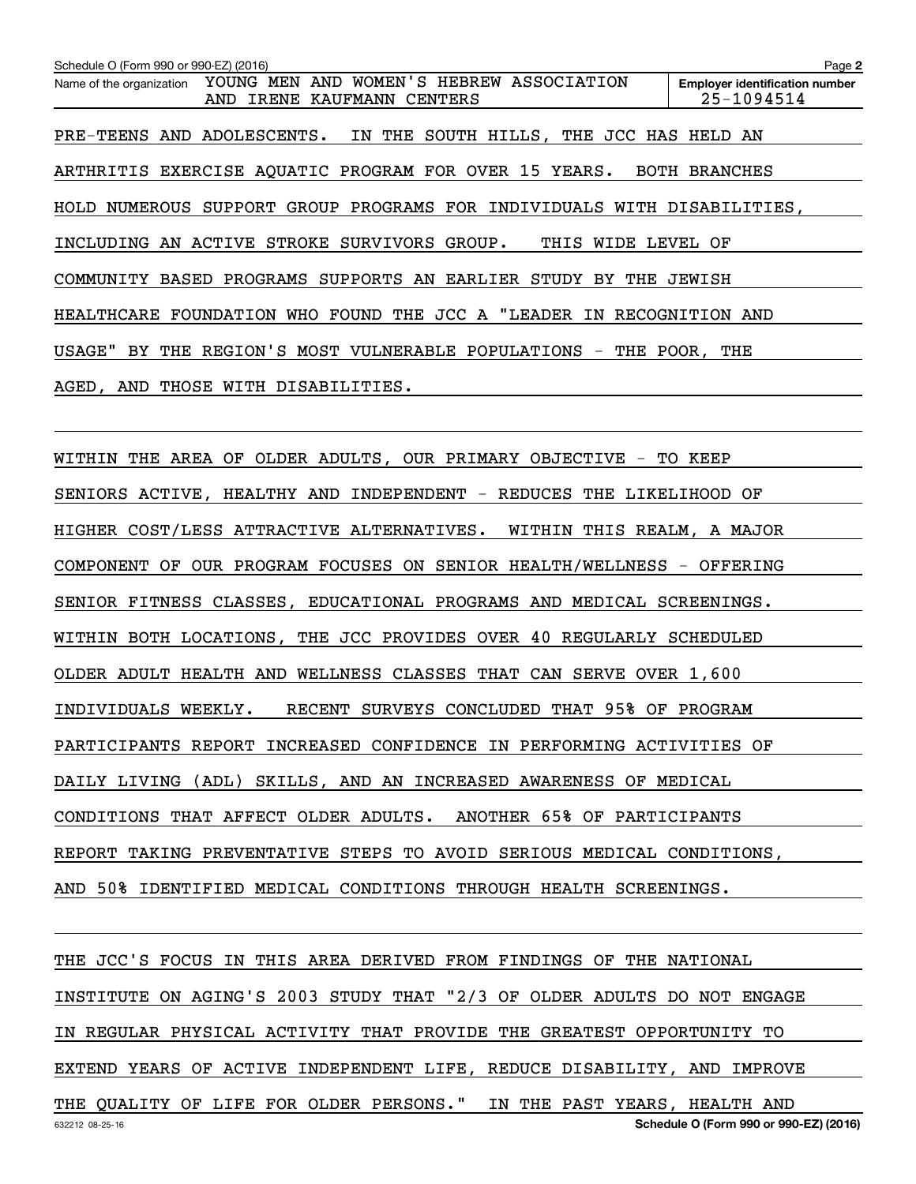Name of the organization YOUNG MEN AND WOMEN'S HEBREW ASSOCIATION AND IRENE KAUFMANN CENTERS

Employer identification number 25-1094514

PRE-TEENS AND ADOLESCENTS. IN THE SOUTH HILLS, THE JCC HAS HELD AN ARTHRITIS EXERCISE AQUATIC PROGRAM FOR OVER 15 YEARS. BOTH BRANCHES HOLD NUMEROUS SUPPORT GROUP PROGRAMS FOR INDIVIDUALS WITH DISABILITIES, INCLUDING AN ACTIVE STROKE SURVIVORS GROUP. THIS WIDE LEVEL OF COMMUNITY BASED PROGRAMS SUPPORTS AN EARLIER STUDY BY THE JEWISH HEALTHCARE FOUNDATION WHO FOUND THE JCC A "LEADER IN RECOGNITION AND USAGE" BY THE REGION'S MOST VULNERABLE POPULATIONS - THE POOR, THE AGED, AND THOSE WITH DISABILITIES.

WITHIN THE AREA OF OLDER ADULTS, OUR PRIMARY OBJECTIVE - TO KEEP SENIORS ACTIVE, HEALTHY AND INDEPENDENT - REDUCES THE LIKELIHOOD OF HIGHER COST/LESS ATTRACTIVE ALTERNATIVES. WITHIN THIS REALM, A MAJOR COMPONENT OF OUR PROGRAM FOCUSES ON SENIOR HEALTH/WELLNESS - OFFERING SENIOR FITNESS CLASSES, EDUCATIONAL PROGRAMS AND MEDICAL SCREENINGS. WITHIN BOTH LOCATIONS, THE JCC PROVIDES OVER 40 REGULARLY SCHEDULED OLDER ADULT HEALTH AND WELLNESS CLASSES THAT CAN SERVE OVER 1,600 INDIVIDUALS WEEKLY. RECENT SURVEYS CONCLUDED THAT 95% OF PROGRAM PARTICIPANTS REPORT INCREASED CONFIDENCE IN PERFORMING ACTIVITIES OF DAILY LIVING (ADL) SKILLS, AND AN INCREASED AWARENESS OF MEDICAL CONDITIONS THAT AFFECT OLDER ADULTS. ANOTHER 65% OF PARTICIPANTS REPORT TAKING PREVENTATIVE STEPS TO AVOID SERIOUS MEDICAL CONDITIONS, AND 50% IDENTIFIED MEDICAL CONDITIONS THROUGH HEALTH SCREENINGS.

THE JCC'S FOCUS IN THIS AREA DERIVED FROM FINDINGS OF THE NATIONAL INSTITUTE ON AGING'S 2003 STUDY THAT "2/3 OF OLDER ADULTS DO NOT ENGAGE IN REGULAR PHYSICAL ACTIVITY THAT PROVIDE THE GREATEST OPPORTUNITY TO EXTEND YEARS OF ACTIVE INDEPENDENT LIFE, REDUCE DISABILITY, AND IMPROVE THE QUALITY OF LIFE FOR OLDER PERSONS." IN THE PAST YEARS, HEALTH AND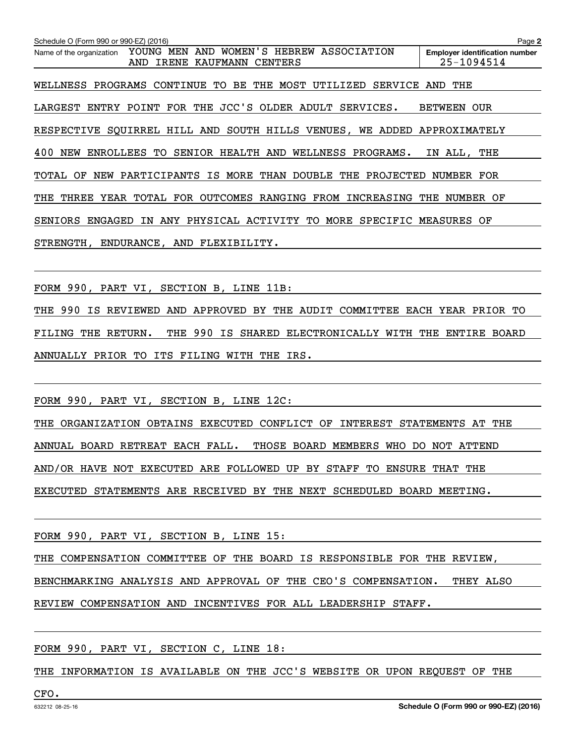Name of the organization YOUNG MEN AND WOMEN'S HEBREW ASSOCIATION AND IRENE KAUFMANN CENTERS

**Employer identification number** 25-1094514

WELLNESS PROGRAMS CONTINUE TO BE THE MOST UTILIZED SERVICE AND THE LARGEST ENTRY POINT FOR THE JCC'S OLDER ADULT SERVICES. BETWEEN OUR RESPECTIVE SQUIRREL HILL AND SOUTH HILLS VENUES, WE ADDED APPROXIMATELY 400 NEW ENROLLEES TO SENIOR HEALTH AND WELLNESS PROGRAMS. IN ALL, THE TOTAL OF NEW PARTICIPANTS IS MORE THAN DOUBLE THE PROJECTED NUMBER FOR THE THREE YEAR TOTAL FOR OUTCOMES RANGING FROM INCREASING THE NUMBER OF SENIORS ENGAGED IN ANY PHYSICAL ACTIVITY TO MORE SPECIFIC MEASURES OF STRENGTH, ENDURANCE, AND FLEXIBILITY.

FORM 990, PART VI, SECTION B, LINE 11B:

THE 990 IS REVIEWED AND APPROVED BY THE AUDIT COMMITTEE EACH YEAR PRIOR TO FILING THE RETURN. THE 990 IS SHARED ELECTRONICALLY WITH THE ENTIRE BOARD ANNUALLY PRIOR TO ITS FILING WITH THE IRS.

FORM 990, PART VI, SECTION B, LINE 12C:

THE ORGANIZATION OBTAINS EXECUTED CONFLICT OF INTEREST STATEMENTS AT THE ANNUAL BOARD RETREAT EACH FALL. THOSE BOARD MEMBERS WHO DO NOT ATTEND AND/OR HAVE NOT EXECUTED ARE FOLLOWED UP BY STAFF TO ENSURE THAT THE EXECUTED STATEMENTS ARE RECEIVED BY THE NEXT SCHEDULED BOARD MEETING.

FORM 990, PART VI, SECTION B, LINE 15:

THE COMPENSATION COMMITTEE OF THE BOARD IS RESPONSIBLE FOR THE REVIEW, BENCHMARKING ANALYSIS AND APPROVAL OF THE CEO'S COMPENSATION. THEY ALSO REVIEW COMPENSATION AND INCENTIVES FOR ALL LEADERSHIP STAFF.

FORM 990, PART VI, SECTION C, LINE 18:

THE INFORMATION IS AVAILABLE ON THE JCC'S WEBSITE OR UPON REQUEST OF THE CFO.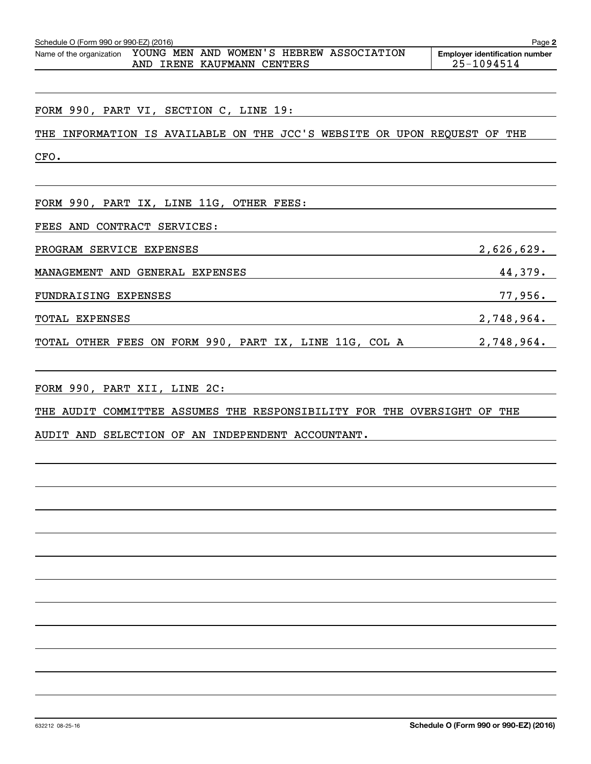Schedule O (Form 990 or 990-EZ) (2016) Page **2**

Name of the organization YOUNG MEN AND WOMEN'S HEBREW ASSOCIATION AND IRENE KAUFMANN CENTERS

**Employer identification number** 25-1094514

FORM 990, PART VI, SECTION C, LINE 19:

THE INFORMATION IS AVAILABLE ON THE JCC'S WEBSITE OR UPON REQUEST OF THE CFO.

FORM 990, PART IX, LINE 11G, OTHER FEES:

FEES AND CONTRACT SERVICES:

| | |
|---|---|
| PROGRAM SERVICE EXPENSES | 2,626,629. |
| MANAGEMENT AND GENERAL EXPENSES | 44,379. |
| FUNDRAISING EXPENSES | 77,956. |
| TOTAL EXPENSES | 2,748,964. |
| TOTAL OTHER FEES ON FORM 990, PART IX, LINE 11G, COL A | 2,748,964. |

FORM 990, PART XII, LINE 2C:

THE AUDIT COMMITTEE ASSUMES THE RESPONSIBILITY FOR THE OVERSIGHT OF THE AUDIT AND SELECTION OF AN INDEPENDENT ACCOUNTANT.

632212 08-25-16 **Schedule O (Form 990 or 990-EZ) (2016)**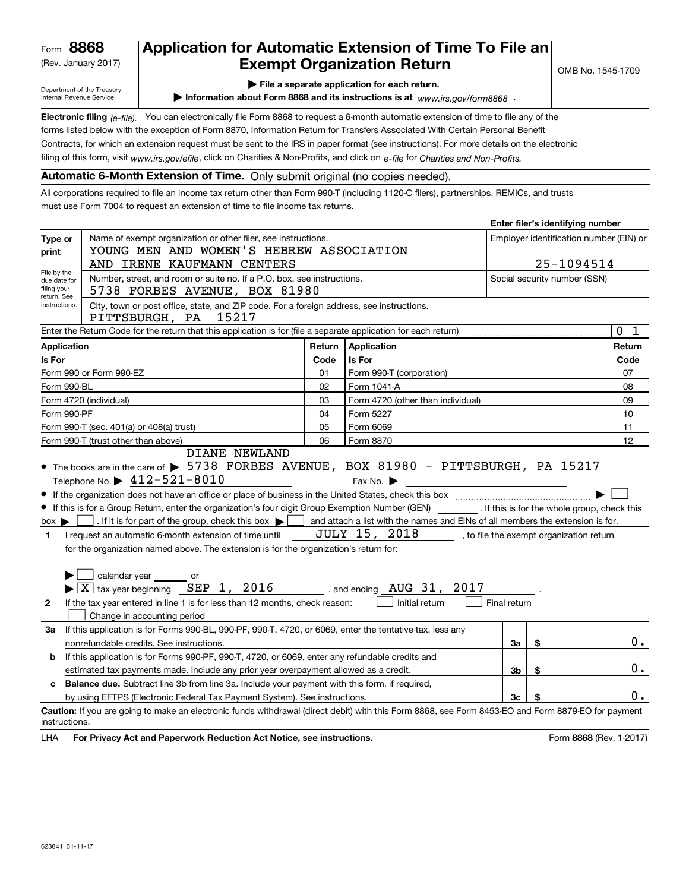Form **8868**
(Rev. January 2017)
Department of the Treasury
Internal Revenue Service

# Application for Automatic Extension of Time To File an Exempt Organization Return

OMB No. 1545-1709

▶ **File a separate application for each return.**

▶ **Information about Form 8868 and its instructions is at** *www.irs.gov/form8868* .

**Electronic filing** *(e-file).* You can electronically file Form 8868 to request a 6-month automatic extension of time to file any of the forms listed below with the exception of Form 8870, Information Return for Transfers Associated With Certain Personal Benefit Contracts, for which an extension request must be sent to the IRS in paper format (see instructions). For more details on the electronic filing of this form, visit *www.irs.gov/efile*, click on Charities & Non-Profits, and click on *e-file* for *Charities and Non-Profits.*

## Automatic 6-Month Extension of Time. Only submit original (no copies needed).

All corporations required to file an income tax return other than Form 990-T (including 1120-C filers), partnerships, REMICs, and trusts must use Form 7004 to request an extension of time to file income tax returns.

**Enter filer's identifying number**

| | | |
|---|---|---|
| **Type or print** | Name of exempt organization or other filer, see instructions. YOUNG MEN AND WOMEN'S HEBREW ASSOCIATION AND IRENE KAUFMANN CENTERS | Employer identification number (EIN) or 25-1094514 |
| File by the due date for filing your return. See instructions. | Number, street, and room or suite no. If a P.O. box, see instructions. 5738 FORBES AVENUE, BOX 81980 | Social security number (SSN) |
| | City, town or post office, state, and ZIP code. For a foreign address, see instructions. PITTSBURGH, PA 15217 | |

Enter the Return Code for the return that this application is for (file a separate application for each return) 0 1

| Application Is For | Return Code | Application Is For | Return Code |
|---|---|---|---|
| Form 990 or Form 990-EZ | 01 | Form 990-T (corporation) | 07 |
| Form 990-BL | 02 | Form 1041-A | 08 |
| Form 4720 (individual) | 03 | Form 4720 (other than individual) | 09 |
| Form 990-PF | 04 | Form 5227 | 10 |
| Form 990-T (sec. 401(a) or 408(a) trust) | 05 | Form 6069 | 11 |
| Form 990-T (trust other than above) | 06 | Form 8870 | 12 |

- The books are in the care of ▶ DIANE NEWLAND 5738 FORBES AVENUE, BOX 81980 - PITTSBURGH, PA 15217
  Telephone No. ▶ 412-521-8010 Fax No. ▶
- If the organization does not have an office or place of business in the United States, check this box ▶ ☐
- If this is for a Group Return, enter the organization's four digit Group Exemption Number (GEN) ______ . If this is for the whole group, check this box ▶ ☐ . If it is for part of the group, check this box ▶ ☐ and attach a list with the names and EINs of all members the extension is for.

**1** I request an automatic 6-month extension of time until JULY 15, 2018 , to file the exempt organization return for the organization named above. The extension is for the organization's return for:

▶ ☐ calendar year ______ or
▶ ☒ tax year beginning SEP 1, 2016 , and ending AUG 31, 2017 .

**2** If the tax year entered in line 1 is for less than 12 months, check reason: ☐ Initial return ☐ Final return
☐ Change in accounting period

| | | | | |
|---|---|---|---|---|
| **3a** | If this application is for Forms 990-BL, 990-PF, 990-T, 4720, or 6069, enter the tentative tax, less any nonrefundable credits. See instructions. | **3a** | $ | 0. |
| **b** | If this application is for Forms 990-PF, 990-T, 4720, or 6069, enter any refundable credits and estimated tax payments made. Include any prior year overpayment allowed as a credit. | **3b** | $ | 0. |
| **c** | **Balance due.** Subtract line 3b from line 3a. Include your payment with this form, if required, by using EFTPS (Electronic Federal Tax Payment System). See instructions. | **3c** | $ | 0. |

**Caution:** If you are going to make an electronic funds withdrawal (direct debit) with this Form 8868, see Form 8453-EO and Form 8879-EO for payment instructions.

LHA **For Privacy Act and Paperwork Reduction Act Notice, see instructions.** Form **8868** (Rev. 1-2017)

623841 01-11-17